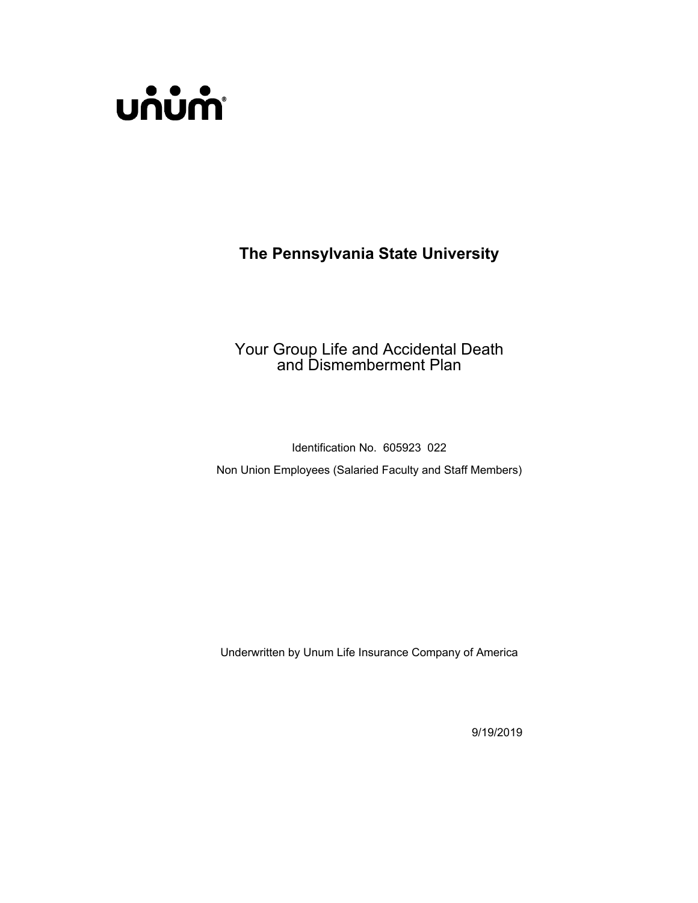unum

# The Pennsylvania State University

## Your Group Life and Accidental Death and Dismemberment Plan

Identification No. 605923 022

Non Union Employees (Salaried Faculty and Staff Members)

Underwritten by Unum Life Insurance Company of America

9/19/2019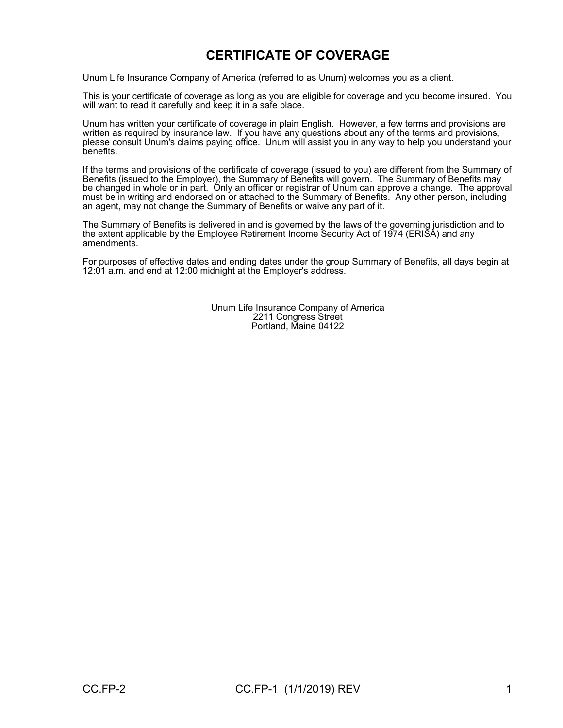# CERTIFICATE OF COVERAGE

Unum Life Insurance Company of America (referred to as Unum) welcomes you as a client.

This is your certificate of coverage as long as you are eligible for coverage and you become insured. You will want to read it carefully and keep it in a safe place.

Unum has written your certificate of coverage in plain English. However, a few terms and provisions are written as required by insurance law. If you have any questions about any of the terms and provisions, please consult Unum's claims paying office. Unum will assist you in any way to help you understand your benefits.

If the terms and provisions of the certificate of coverage (issued to you) are different from the Summary of Benefits (issued to the Employer), the Summary of Benefits will govern. The Summary of Benefits may be changed in whole or in part. Only an officer or registrar of Unum can approve a change. The approval must be in writing and endorsed on or attached to the Summary of Benefits. Any other person, including an agent, may not change the Summary of Benefits or waive any part of it.

The Summary of Benefits is delivered in and is governed by the laws of the governing jurisdiction and to the extent applicable by the Employee Retirement Income Security Act of 1974 (ERISA) and any amendments.

For purposes of effective dates and ending dates under the group Summary of Benefits, all days begin at 12:01 a.m. and end at 12:00 midnight at the Employer's address.

Unum Life Insurance Company of America
2211 Congress Street
Portland, Maine 04122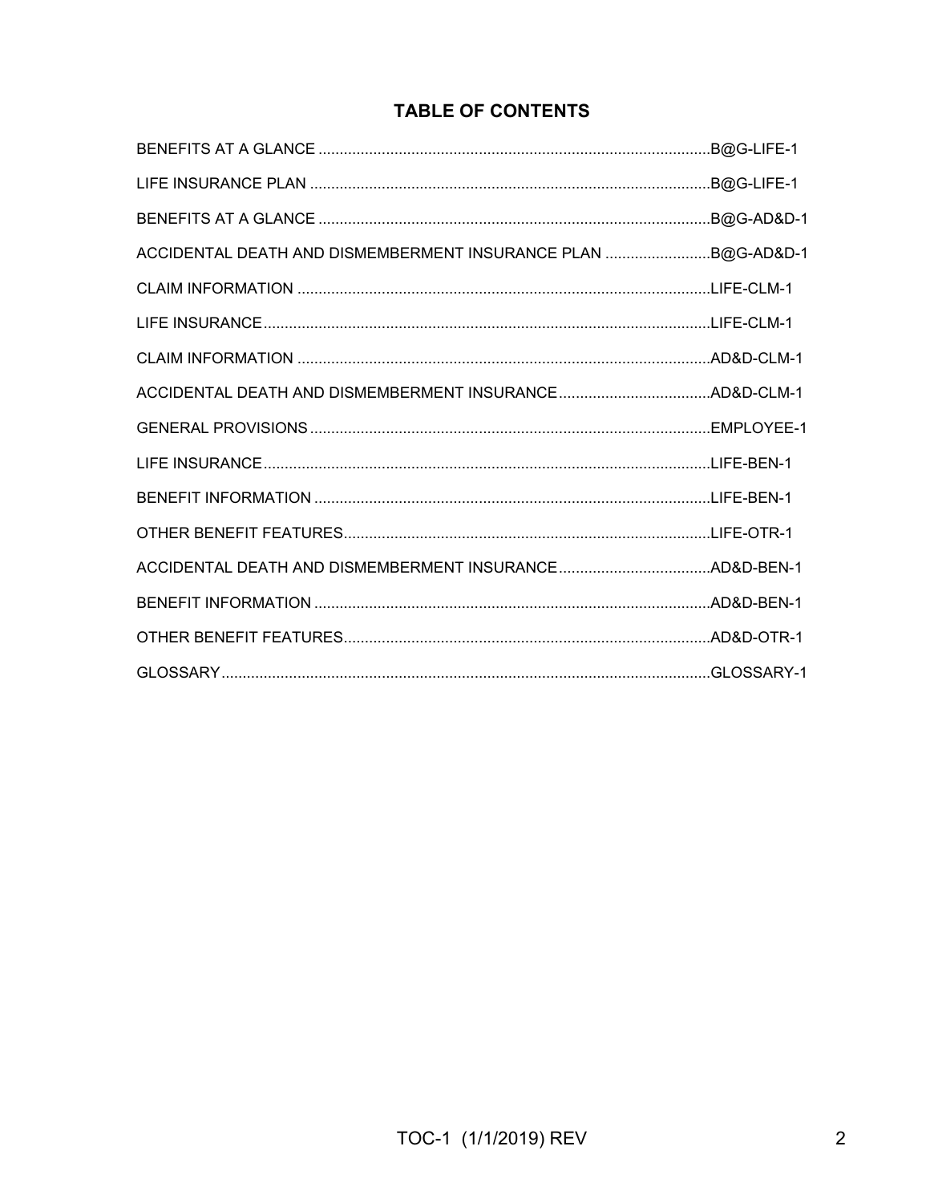# TABLE OF CONTENTS

| | |
|---|---|
| BENEFITS AT A GLANCE | B@G-LIFE-1 |
| LIFE INSURANCE PLAN | B@G-LIFE-1 |
| BENEFITS AT A GLANCE | B@G-AD&D-1 |
| ACCIDENTAL DEATH AND DISMEMBERMENT INSURANCE PLAN | B@G-AD&D-1 |
| CLAIM INFORMATION | LIFE-CLM-1 |
| LIFE INSURANCE | LIFE-CLM-1 |
| CLAIM INFORMATION | AD&D-CLM-1 |
| ACCIDENTAL DEATH AND DISMEMBERMENT INSURANCE | AD&D-CLM-1 |
| GENERAL PROVISIONS | EMPLOYEE-1 |
| LIFE INSURANCE | LIFE-BEN-1 |
| BENEFIT INFORMATION | LIFE-BEN-1 |
| OTHER BENEFIT FEATURES | LIFE-OTR-1 |
| ACCIDENTAL DEATH AND DISMEMBERMENT INSURANCE | AD&D-BEN-1 |
| BENEFIT INFORMATION | AD&D-BEN-1 |
| OTHER BENEFIT FEATURES | AD&D-OTR-1 |
| GLOSSARY | GLOSSARY-1 |

TOC-1 (1/1/2019) REV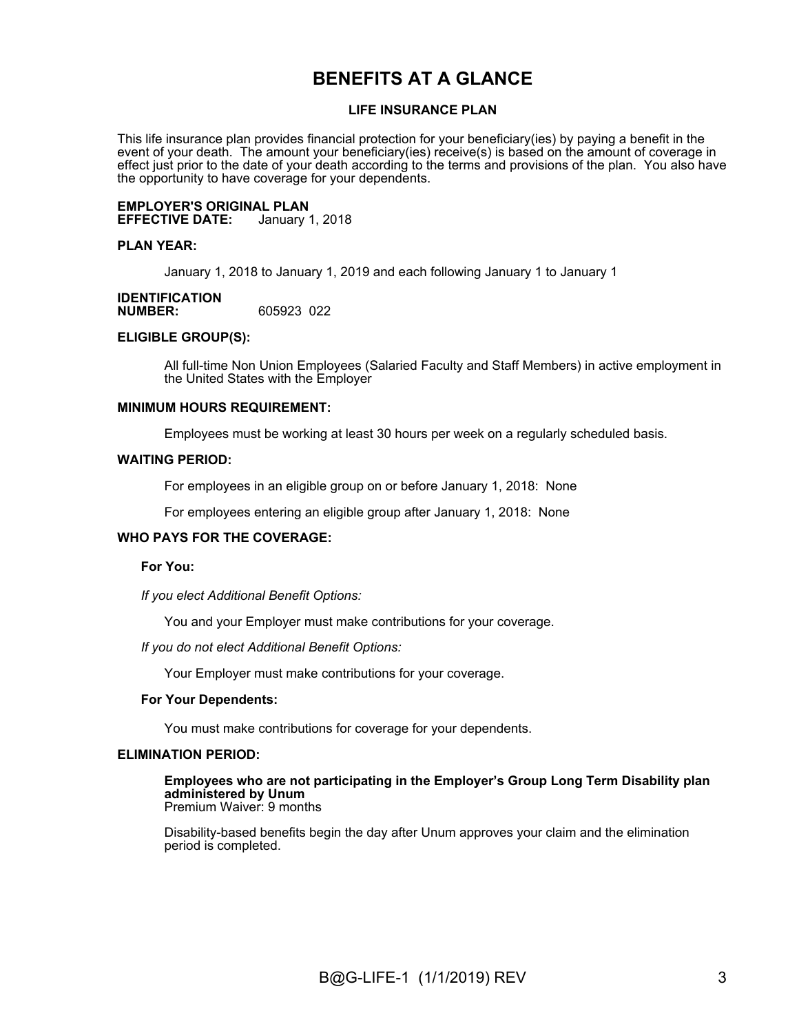# BENEFITS AT A GLANCE

## LIFE INSURANCE PLAN

This life insurance plan provides financial protection for your beneficiary(ies) by paying a benefit in the event of your death. The amount your beneficiary(ies) receive(s) is based on the amount of coverage in effect just prior to the date of your death according to the terms and provisions of the plan. You also have the opportunity to have coverage for your dependents.

**EMPLOYER'S ORIGINAL PLAN EFFECTIVE DATE:** January 1, 2018

**PLAN YEAR:**

January 1, 2018 to January 1, 2019 and each following January 1 to January 1

**IDENTIFICATION NUMBER:** 605923 022

**ELIGIBLE GROUP(S):**

All full-time Non Union Employees (Salaried Faculty and Staff Members) in active employment in the United States with the Employer

**MINIMUM HOURS REQUIREMENT:**

Employees must be working at least 30 hours per week on a regularly scheduled basis.

**WAITING PERIOD:**

For employees in an eligible group on or before January 1, 2018: None

For employees entering an eligible group after January 1, 2018: None

**WHO PAYS FOR THE COVERAGE:**

**For You:**

*If you elect Additional Benefit Options:*

You and your Employer must make contributions for your coverage.

*If you do not elect Additional Benefit Options:*

Your Employer must make contributions for your coverage.

**For Your Dependents:**

You must make contributions for coverage for your dependents.

**ELIMINATION PERIOD:**

**Employees who are not participating in the Employer's Group Long Term Disability plan administered by Unum**
Premium Waiver: 9 months

Disability-based benefits begin the day after Unum approves your claim and the elimination period is completed.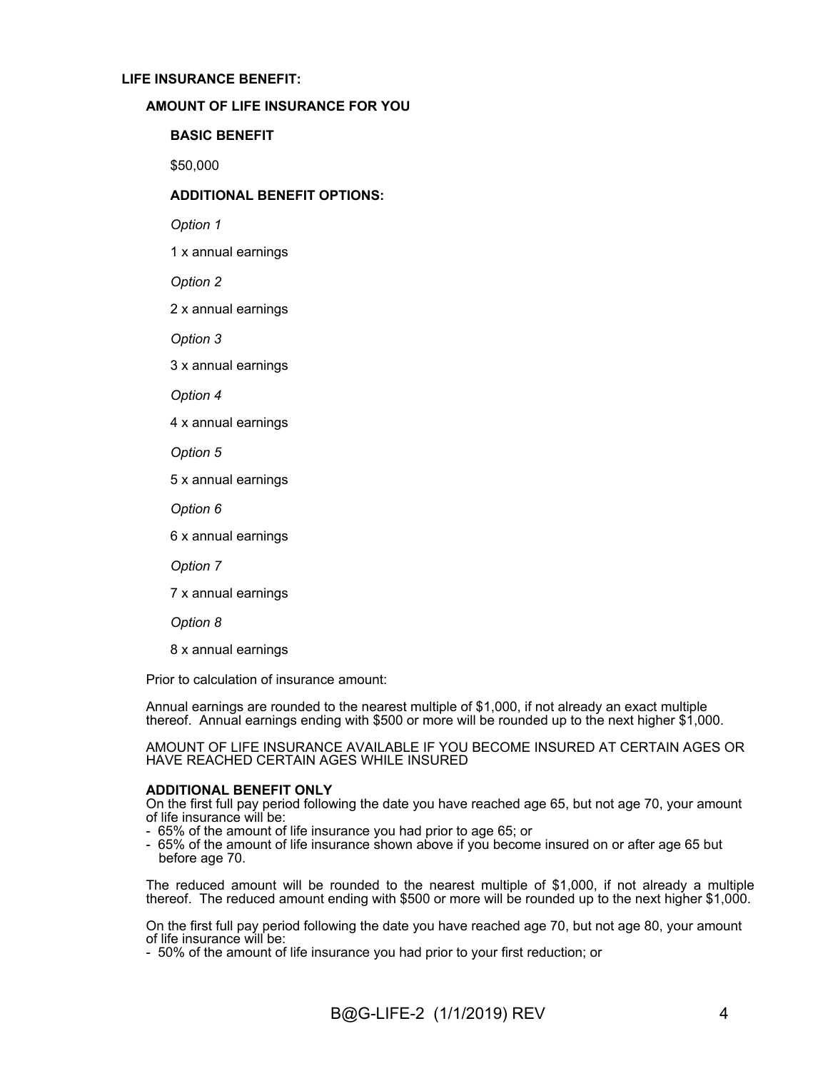**LIFE INSURANCE BENEFIT:**

**AMOUNT OF LIFE INSURANCE FOR YOU**

**BASIC BENEFIT**

$50,000

**ADDITIONAL BENEFIT OPTIONS:**

*Option 1*

1 x annual earnings

*Option 2*

2 x annual earnings

*Option 3*

3 x annual earnings

*Option 4*

4 x annual earnings

*Option 5*

5 x annual earnings

*Option 6*

6 x annual earnings

*Option 7*

7 x annual earnings

*Option 8*

8 x annual earnings

Prior to calculation of insurance amount:

Annual earnings are rounded to the nearest multiple of $1,000, if not already an exact multiple thereof. Annual earnings ending with $500 or more will be rounded up to the next higher $1,000.

AMOUNT OF LIFE INSURANCE AVAILABLE IF YOU BECOME INSURED AT CERTAIN AGES OR HAVE REACHED CERTAIN AGES WHILE INSURED

**ADDITIONAL BENEFIT ONLY**

On the first full pay period following the date you have reached age 65, but not age 70, your amount of life insurance will be:

- 65% of the amount of life insurance you had prior to age 65; or
- 65% of the amount of life insurance shown above if you become insured on or after age 65 but before age 70.

The reduced amount will be rounded to the nearest multiple of $1,000, if not already a multiple thereof. The reduced amount ending with $500 or more will be rounded up to the next higher $1,000.

On the first full pay period following the date you have reached age 70, but not age 80, your amount of life insurance will be:

- 50% of the amount of life insurance you had prior to your first reduction; or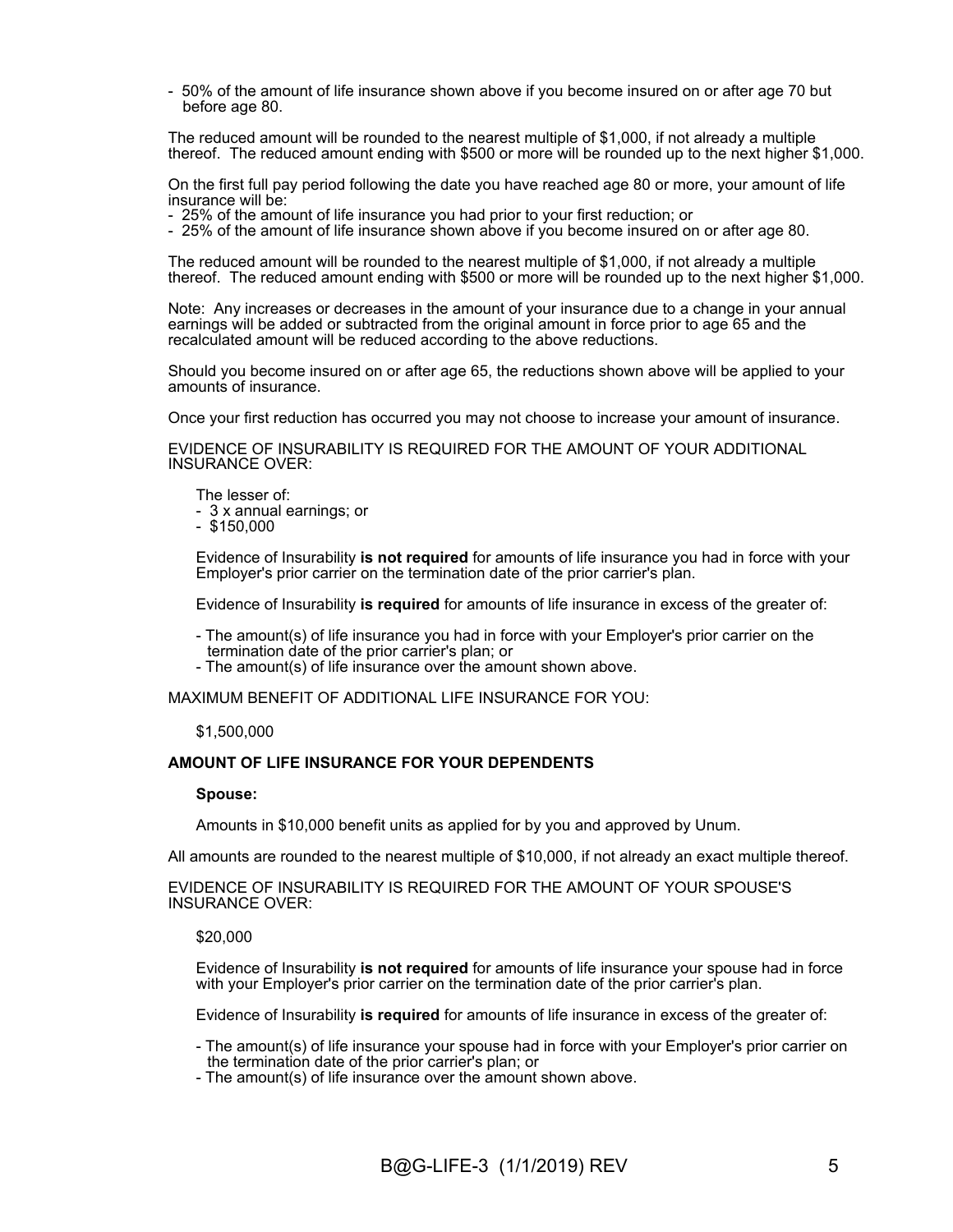- 50% of the amount of life insurance shown above if you become insured on or after age 70 but before age 80.

The reduced amount will be rounded to the nearest multiple of $1,000, if not already a multiple thereof. The reduced amount ending with $500 or more will be rounded up to the next higher $1,000.

On the first full pay period following the date you have reached age 80 or more, your amount of life insurance will be:

- 25% of the amount of life insurance you had prior to your first reduction; or
- 25% of the amount of life insurance shown above if you become insured on or after age 80.

The reduced amount will be rounded to the nearest multiple of $1,000, if not already a multiple thereof. The reduced amount ending with $500 or more will be rounded up to the next higher $1,000.

Note: Any increases or decreases in the amount of your insurance due to a change in your annual earnings will be added or subtracted from the original amount in force prior to age 65 and the recalculated amount will be reduced according to the above reductions.

Should you become insured on or after age 65, the reductions shown above will be applied to your amounts of insurance.

Once your first reduction has occurred you may not choose to increase your amount of insurance.

EVIDENCE OF INSURABILITY IS REQUIRED FOR THE AMOUNT OF YOUR ADDITIONAL INSURANCE OVER:

The lesser of:

- 3 x annual earnings; or
- $150,000

Evidence of Insurability **is not required** for amounts of life insurance you had in force with your Employer's prior carrier on the termination date of the prior carrier's plan.

Evidence of Insurability **is required** for amounts of life insurance in excess of the greater of:

- The amount(s) of life insurance you had in force with your Employer's prior carrier on the termination date of the prior carrier's plan; or
- The amount(s) of life insurance over the amount shown above.

MAXIMUM BENEFIT OF ADDITIONAL LIFE INSURANCE FOR YOU:

$1,500,000

**AMOUNT OF LIFE INSURANCE FOR YOUR DEPENDENTS**

**Spouse:**

Amounts in $10,000 benefit units as applied for by you and approved by Unum.

All amounts are rounded to the nearest multiple of $10,000, if not already an exact multiple thereof.

EVIDENCE OF INSURABILITY IS REQUIRED FOR THE AMOUNT OF YOUR SPOUSE'S INSURANCE OVER:

$20,000

Evidence of Insurability **is not required** for amounts of life insurance your spouse had in force with your Employer's prior carrier on the termination date of the prior carrier's plan.

Evidence of Insurability **is required** for amounts of life insurance in excess of the greater of:

- The amount(s) of life insurance your spouse had in force with your Employer's prior carrier on the termination date of the prior carrier's plan; or
- The amount(s) of life insurance over the amount shown above.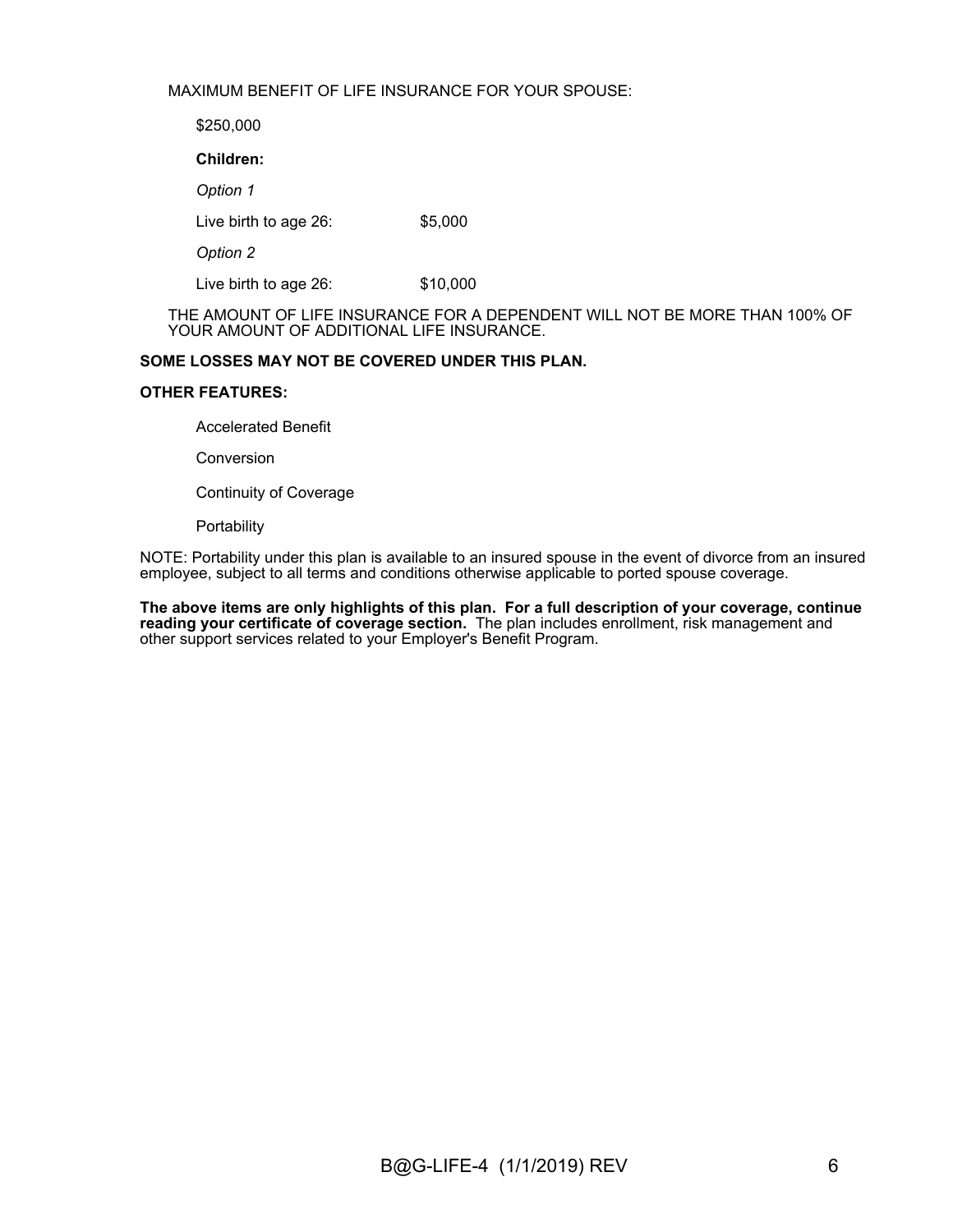MAXIMUM BENEFIT OF LIFE INSURANCE FOR YOUR SPOUSE:

$250,000

**Children:**

*Option 1*

Live birth to age 26: $5,000

*Option 2*

Live birth to age 26: $10,000

THE AMOUNT OF LIFE INSURANCE FOR A DEPENDENT WILL NOT BE MORE THAN 100% OF YOUR AMOUNT OF ADDITIONAL LIFE INSURANCE.

**SOME LOSSES MAY NOT BE COVERED UNDER THIS PLAN.**

**OTHER FEATURES:**

Accelerated Benefit

Conversion

Continuity of Coverage

Portability

NOTE: Portability under this plan is available to an insured spouse in the event of divorce from an insured employee, subject to all terms and conditions otherwise applicable to ported spouse coverage.

**The above items are only highlights of this plan. For a full description of your coverage, continue reading your certificate of coverage section.** The plan includes enrollment, risk management and other support services related to your Employer's Benefit Program.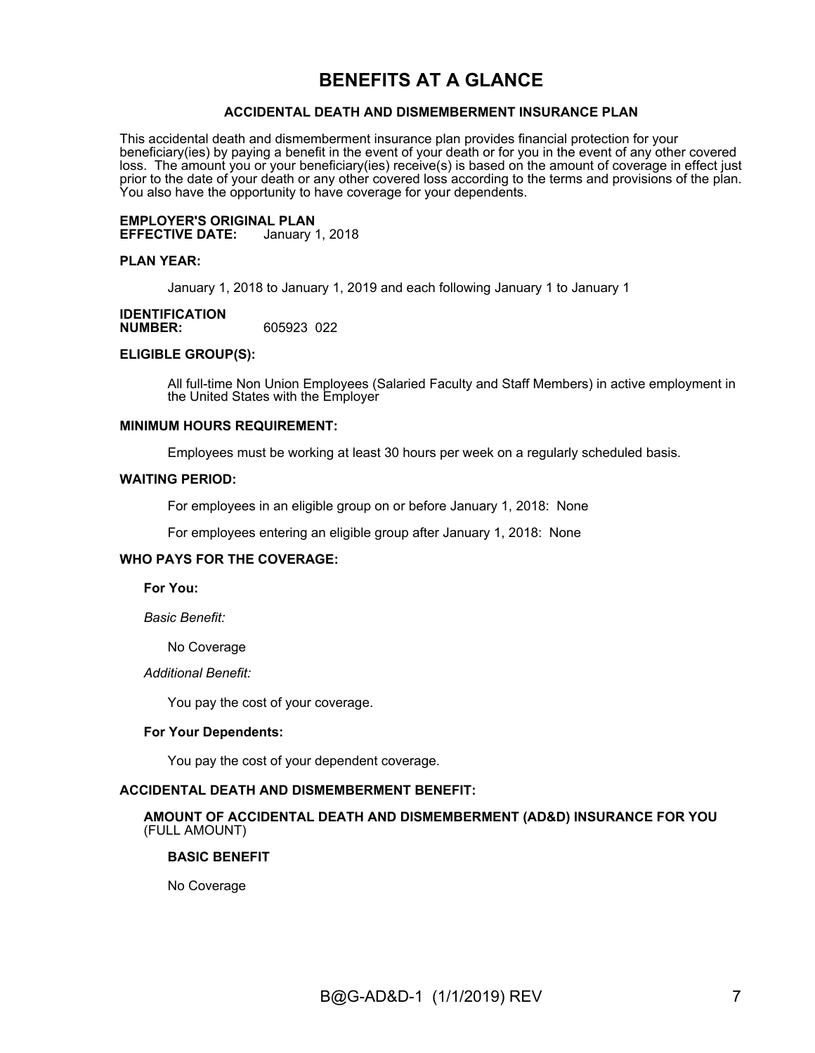# BENEFITS AT A GLANCE

## ACCIDENTAL DEATH AND DISMEMBERMENT INSURANCE PLAN

This accidental death and dismemberment insurance plan provides financial protection for your beneficiary(ies) by paying a benefit in the event of your death or for you in the event of any other covered loss. The amount you or your beneficiary(ies) receive(s) is based on the amount of coverage in effect just prior to the date of your death or any other covered loss according to the terms and provisions of the plan. You also have the opportunity to have coverage for your dependents.

**EMPLOYER'S ORIGINAL PLAN EFFECTIVE DATE:** January 1, 2018

**PLAN YEAR:**

January 1, 2018 to January 1, 2019 and each following January 1 to January 1

**IDENTIFICATION NUMBER:** 605923 022

**ELIGIBLE GROUP(S):**

All full-time Non Union Employees (Salaried Faculty and Staff Members) in active employment in the United States with the Employer

**MINIMUM HOURS REQUIREMENT:**

Employees must be working at least 30 hours per week on a regularly scheduled basis.

**WAITING PERIOD:**

For employees in an eligible group on or before January 1, 2018: None

For employees entering an eligible group after January 1, 2018: None

**WHO PAYS FOR THE COVERAGE:**

**For You:**

*Basic Benefit:*

No Coverage

*Additional Benefit:*

You pay the cost of your coverage.

**For Your Dependents:**

You pay the cost of your dependent coverage.

**ACCIDENTAL DEATH AND DISMEMBERMENT BENEFIT:**

**AMOUNT OF ACCIDENTAL DEATH AND DISMEMBERMENT (AD&D) INSURANCE FOR YOU** (FULL AMOUNT)

**BASIC BENEFIT**

No Coverage

B@G-AD&D-1 (1/1/2019) REV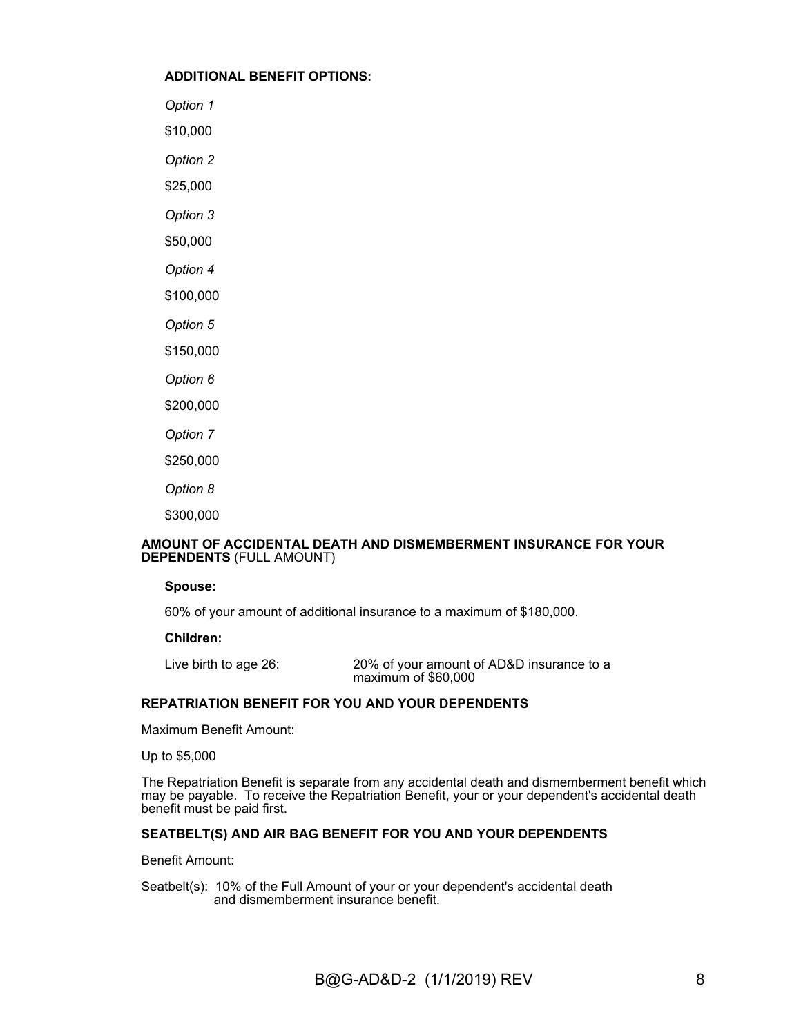**ADDITIONAL BENEFIT OPTIONS:**

*Option 1*

$10,000

*Option 2*

$25,000

*Option 3*

$50,000

*Option 4*

$100,000

*Option 5*

$150,000

*Option 6*

$200,000

*Option 7*

$250,000

*Option 8*

$300,000

**AMOUNT OF ACCIDENTAL DEATH AND DISMEMBERMENT INSURANCE FOR YOUR DEPENDENTS** (FULL AMOUNT)

**Spouse:**

60% of your amount of additional insurance to a maximum of $180,000.

**Children:**

| | |
|---|---|
| Live birth to age 26: | 20% of your amount of AD&D insurance to a maximum of $60,000 |

**REPATRIATION BENEFIT FOR YOU AND YOUR DEPENDENTS**

Maximum Benefit Amount:

Up to $5,000

The Repatriation Benefit is separate from any accidental death and dismemberment benefit which may be payable. To receive the Repatriation Benefit, your or your dependent's accidental death benefit must be paid first.

**SEATBELT(S) AND AIR BAG BENEFIT FOR YOU AND YOUR DEPENDENTS**

Benefit Amount:

Seatbelt(s): 10% of the Full Amount of your or your dependent's accidental death and dismemberment insurance benefit.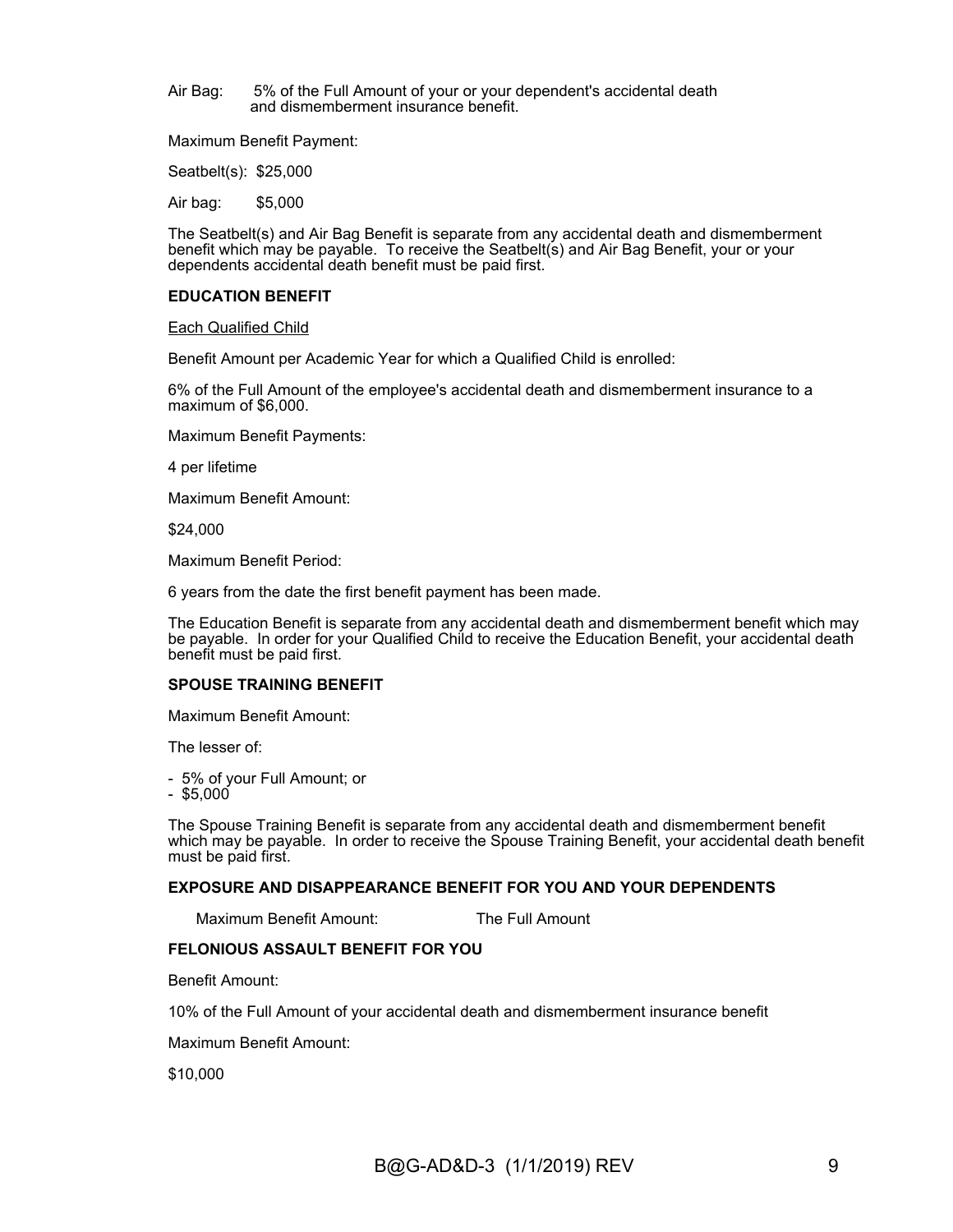Air Bag: 5% of the Full Amount of your or your dependent's accidental death and dismemberment insurance benefit.

Maximum Benefit Payment:

Seatbelt(s): $25,000

Air bag: $5,000

The Seatbelt(s) and Air Bag Benefit is separate from any accidental death and dismemberment benefit which may be payable. To receive the Seatbelt(s) and Air Bag Benefit, your or your dependents accidental death benefit must be paid first.

**EDUCATION BENEFIT**

Each Qualified Child

Benefit Amount per Academic Year for which a Qualified Child is enrolled:

6% of the Full Amount of the employee's accidental death and dismemberment insurance to a maximum of $6,000.

Maximum Benefit Payments:

4 per lifetime

Maximum Benefit Amount:

$24,000

Maximum Benefit Period:

6 years from the date the first benefit payment has been made.

The Education Benefit is separate from any accidental death and dismemberment benefit which may be payable. In order for your Qualified Child to receive the Education Benefit, your accidental death benefit must be paid first.

**SPOUSE TRAINING BENEFIT**

Maximum Benefit Amount:

The lesser of:

- 5% of your Full Amount; or
- $5,000

The Spouse Training Benefit is separate from any accidental death and dismemberment benefit which may be payable. In order to receive the Spouse Training Benefit, your accidental death benefit must be paid first.

**EXPOSURE AND DISAPPEARANCE BENEFIT FOR YOU AND YOUR DEPENDENTS**

Maximum Benefit Amount: The Full Amount

**FELONIOUS ASSAULT BENEFIT FOR YOU**

Benefit Amount:

10% of the Full Amount of your accidental death and dismemberment insurance benefit

Maximum Benefit Amount:

$10,000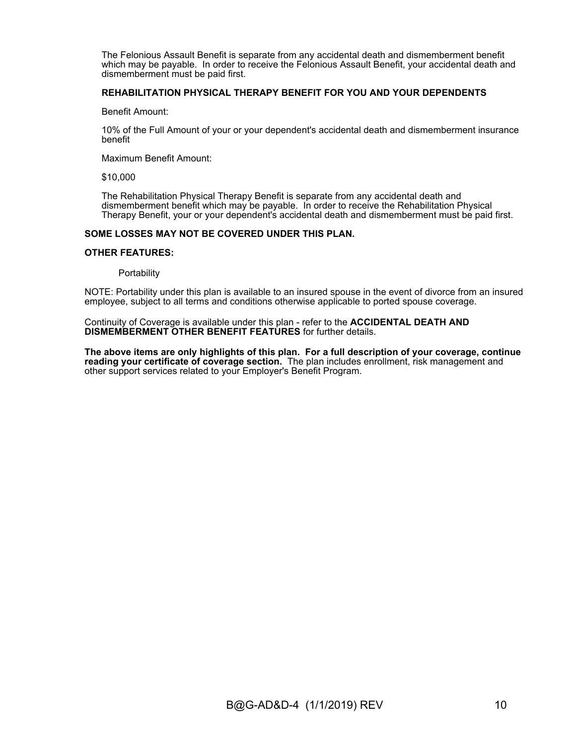The Felonious Assault Benefit is separate from any accidental death and dismemberment benefit which may be payable. In order to receive the Felonious Assault Benefit, your accidental death and dismemberment must be paid first.

**REHABILITATION PHYSICAL THERAPY BENEFIT FOR YOU AND YOUR DEPENDENTS**

Benefit Amount:

10% of the Full Amount of your or your dependent's accidental death and dismemberment insurance benefit

Maximum Benefit Amount:

$10,000

The Rehabilitation Physical Therapy Benefit is separate from any accidental death and dismemberment benefit which may be payable. In order to receive the Rehabilitation Physical Therapy Benefit, your or your dependent's accidental death and dismemberment must be paid first.

**SOME LOSSES MAY NOT BE COVERED UNDER THIS PLAN.**

**OTHER FEATURES:**

Portability

NOTE: Portability under this plan is available to an insured spouse in the event of divorce from an insured employee, subject to all terms and conditions otherwise applicable to ported spouse coverage.

Continuity of Coverage is available under this plan - refer to the **ACCIDENTAL DEATH AND DISMEMBERMENT OTHER BENEFIT FEATURES** for further details.

**The above items are only highlights of this plan. For a full description of your coverage, continue reading your certificate of coverage section.** The plan includes enrollment, risk management and other support services related to your Employer's Benefit Program.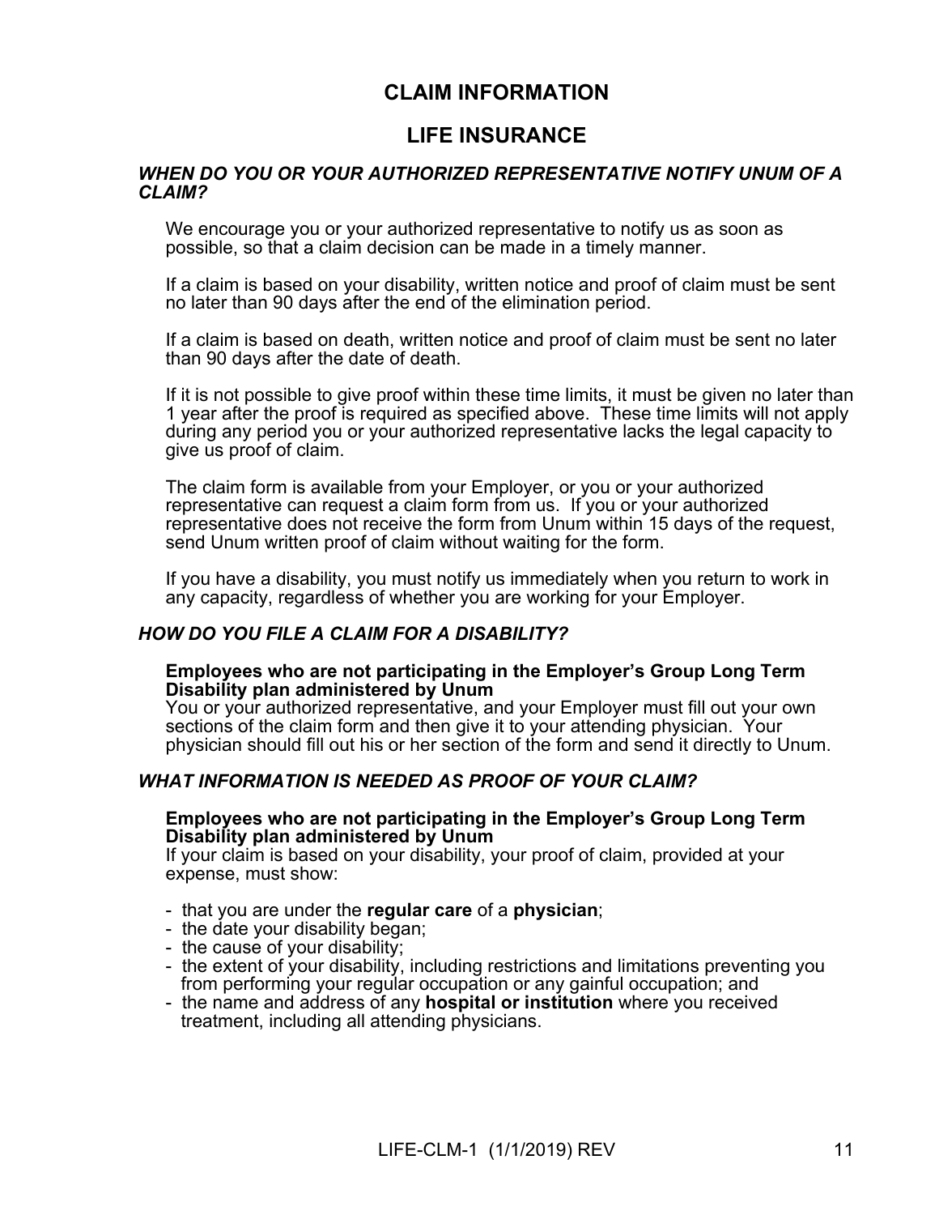# CLAIM INFORMATION

## LIFE INSURANCE

### *WHEN DO YOU OR YOUR AUTHORIZED REPRESENTATIVE NOTIFY UNUM OF A CLAIM?*

We encourage you or your authorized representative to notify us as soon as possible, so that a claim decision can be made in a timely manner.

If a claim is based on your disability, written notice and proof of claim must be sent no later than 90 days after the end of the elimination period.

If a claim is based on death, written notice and proof of claim must be sent no later than 90 days after the date of death.

If it is not possible to give proof within these time limits, it must be given no later than 1 year after the proof is required as specified above. These time limits will not apply during any period you or your authorized representative lacks the legal capacity to give us proof of claim.

The claim form is available from your Employer, or you or your authorized representative can request a claim form from us. If you or your authorized representative does not receive the form from Unum within 15 days of the request, send Unum written proof of claim without waiting for the form.

If you have a disability, you must notify us immediately when you return to work in any capacity, regardless of whether you are working for your Employer.

### *HOW DO YOU FILE A CLAIM FOR A DISABILITY?*

**Employees who are not participating in the Employer's Group Long Term Disability plan administered by Unum**
You or your authorized representative, and your Employer must fill out your own sections of the claim form and then give it to your attending physician. Your physician should fill out his or her section of the form and send it directly to Unum.

### *WHAT INFORMATION IS NEEDED AS PROOF OF YOUR CLAIM?*

**Employees who are not participating in the Employer's Group Long Term Disability plan administered by Unum**
If your claim is based on your disability, your proof of claim, provided at your expense, must show:

- that you are under the **regular care** of a **physician**;
- the date your disability began;
- the cause of your disability;
- the extent of your disability, including restrictions and limitations preventing you from performing your regular occupation or any gainful occupation; and
- the name and address of any **hospital or institution** where you received treatment, including all attending physicians.

LIFE-CLM-1 (1/1/2019) REV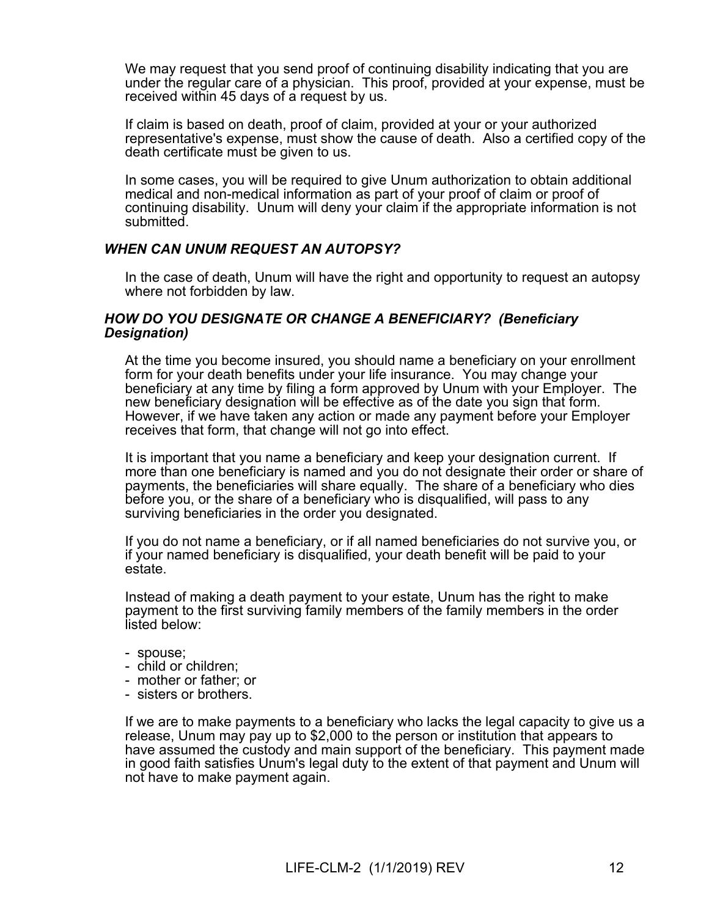We may request that you send proof of continuing disability indicating that you are under the regular care of a physician. This proof, provided at your expense, must be received within 45 days of a request by us.

If claim is based on death, proof of claim, provided at your or your authorized representative's expense, must show the cause of death. Also a certified copy of the death certificate must be given to us.

In some cases, you will be required to give Unum authorization to obtain additional medical and non-medical information as part of your proof of claim or proof of continuing disability. Unum will deny your claim if the appropriate information is not submitted.

### *WHEN CAN UNUM REQUEST AN AUTOPSY?*

In the case of death, Unum will have the right and opportunity to request an autopsy where not forbidden by law.

### *HOW DO YOU DESIGNATE OR CHANGE A BENEFICIARY? (Beneficiary Designation)*

At the time you become insured, you should name a beneficiary on your enrollment form for your death benefits under your life insurance. You may change your beneficiary at any time by filing a form approved by Unum with your Employer. The new beneficiary designation will be effective as of the date you sign that form. However, if we have taken any action or made any payment before your Employer receives that form, that change will not go into effect.

It is important that you name a beneficiary and keep your designation current. If more than one beneficiary is named and you do not designate their order or share of payments, the beneficiaries will share equally. The share of a beneficiary who dies before you, or the share of a beneficiary who is disqualified, will pass to any surviving beneficiaries in the order you designated.

If you do not name a beneficiary, or if all named beneficiaries do not survive you, or if your named beneficiary is disqualified, your death benefit will be paid to your estate.

Instead of making a death payment to your estate, Unum has the right to make payment to the first surviving family members of the family members in the order listed below:

- spouse;
- child or children;
- mother or father; or
- sisters or brothers.

If we are to make payments to a beneficiary who lacks the legal capacity to give us a release, Unum may pay up to $2,000 to the person or institution that appears to have assumed the custody and main support of the beneficiary. This payment made in good faith satisfies Unum's legal duty to the extent of that payment and Unum will not have to make payment again.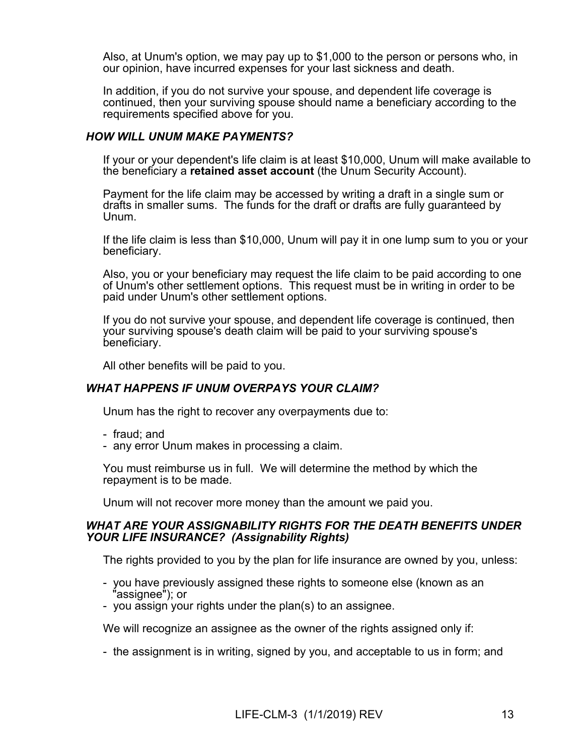Also, at Unum's option, we may pay up to $1,000 to the person or persons who, in our opinion, have incurred expenses for your last sickness and death.

In addition, if you do not survive your spouse, and dependent life coverage is continued, then your surviving spouse should name a beneficiary according to the requirements specified above for you.

### *HOW WILL UNUM MAKE PAYMENTS?*

If your or your dependent's life claim is at least $10,000, Unum will make available to the beneficiary a **retained asset account** (the Unum Security Account).

Payment for the life claim may be accessed by writing a draft in a single sum or drafts in smaller sums. The funds for the draft or drafts are fully guaranteed by Unum.

If the life claim is less than $10,000, Unum will pay it in one lump sum to you or your beneficiary.

Also, you or your beneficiary may request the life claim to be paid according to one of Unum's other settlement options. This request must be in writing in order to be paid under Unum's other settlement options.

If you do not survive your spouse, and dependent life coverage is continued, then your surviving spouse's death claim will be paid to your surviving spouse's beneficiary.

All other benefits will be paid to you.

### *WHAT HAPPENS IF UNUM OVERPAYS YOUR CLAIM?*

Unum has the right to recover any overpayments due to:

- fraud; and
- any error Unum makes in processing a claim.

You must reimburse us in full. We will determine the method by which the repayment is to be made.

Unum will not recover more money than the amount we paid you.

### *WHAT ARE YOUR ASSIGNABILITY RIGHTS FOR THE DEATH BENEFITS UNDER YOUR LIFE INSURANCE? (Assignability Rights)*

The rights provided to you by the plan for life insurance are owned by you, unless:

- you have previously assigned these rights to someone else (known as an "assignee"); or
- you assign your rights under the plan(s) to an assignee.

We will recognize an assignee as the owner of the rights assigned only if:

- the assignment is in writing, signed by you, and acceptable to us in form; and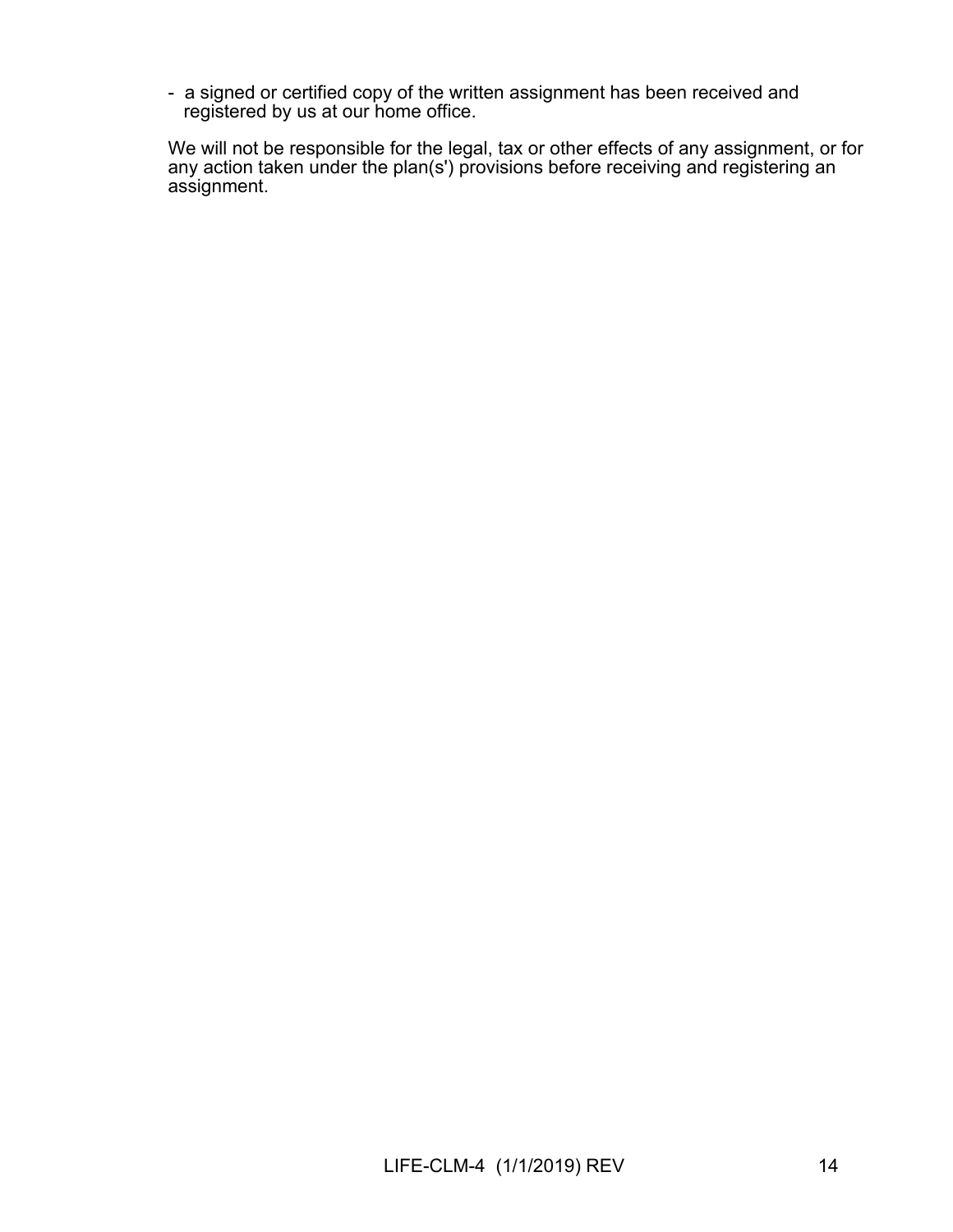- a signed or certified copy of the written assignment has been received and registered by us at our home office.

We will not be responsible for the legal, tax or other effects of any assignment, or for any action taken under the plan(s') provisions before receiving and registering an assignment.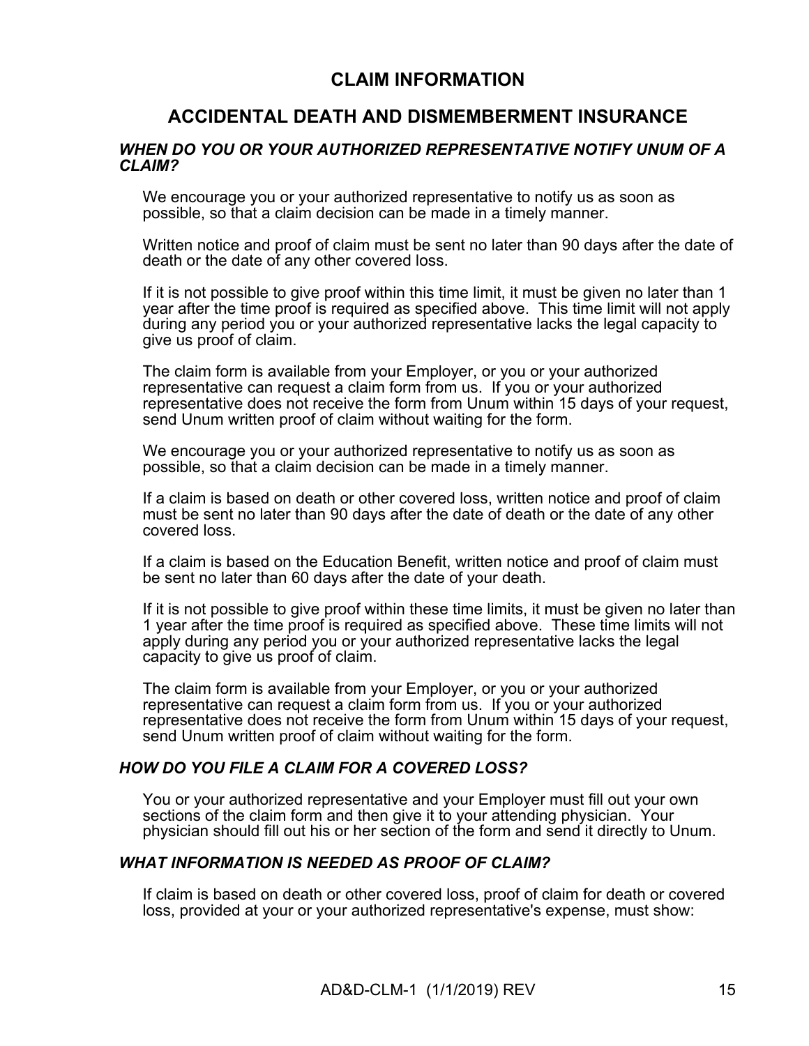## CLAIM INFORMATION

## ACCIDENTAL DEATH AND DISMEMBERMENT INSURANCE

### *WHEN DO YOU OR YOUR AUTHORIZED REPRESENTATIVE NOTIFY UNUM OF A CLAIM?*

We encourage you or your authorized representative to notify us as soon as possible, so that a claim decision can be made in a timely manner.

Written notice and proof of claim must be sent no later than 90 days after the date of death or the date of any other covered loss.

If it is not possible to give proof within this time limit, it must be given no later than 1 year after the time proof is required as specified above. This time limit will not apply during any period you or your authorized representative lacks the legal capacity to give us proof of claim.

The claim form is available from your Employer, or you or your authorized representative can request a claim form from us. If you or your authorized representative does not receive the form from Unum within 15 days of your request, send Unum written proof of claim without waiting for the form.

We encourage you or your authorized representative to notify us as soon as possible, so that a claim decision can be made in a timely manner.

If a claim is based on death or other covered loss, written notice and proof of claim must be sent no later than 90 days after the date of death or the date of any other covered loss.

If a claim is based on the Education Benefit, written notice and proof of claim must be sent no later than 60 days after the date of your death.

If it is not possible to give proof within these time limits, it must be given no later than 1 year after the time proof is required as specified above. These time limits will not apply during any period you or your authorized representative lacks the legal capacity to give us proof of claim.

The claim form is available from your Employer, or you or your authorized representative can request a claim form from us. If you or your authorized representative does not receive the form from Unum within 15 days of your request, send Unum written proof of claim without waiting for the form.

### *HOW DO YOU FILE A CLAIM FOR A COVERED LOSS?*

You or your authorized representative and your Employer must fill out your own sections of the claim form and then give it to your attending physician. Your physician should fill out his or her section of the form and send it directly to Unum.

### *WHAT INFORMATION IS NEEDED AS PROOF OF CLAIM?*

If claim is based on death or other covered loss, proof of claim for death or covered loss, provided at your or your authorized representative's expense, must show:

AD&D-CLM-1 (1/1/2019) REV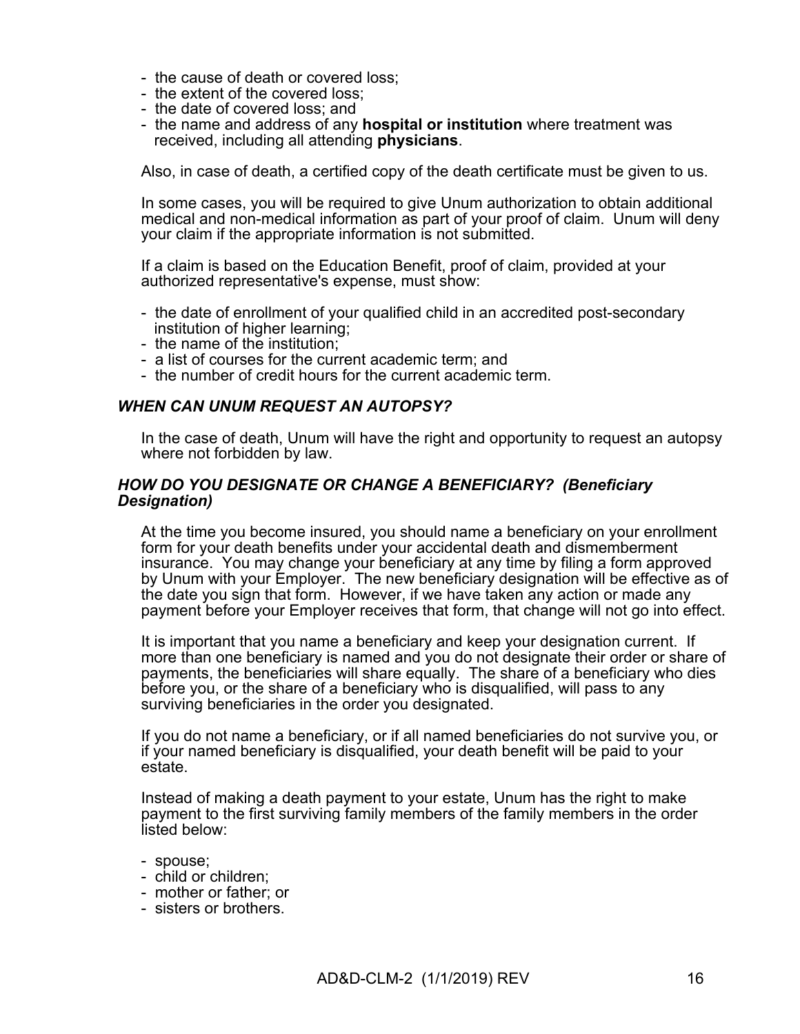- the cause of death or covered loss;
- the extent of the covered loss;
- the date of covered loss; and
- the name and address of any **hospital or institution** where treatment was received, including all attending **physicians**.

Also, in case of death, a certified copy of the death certificate must be given to us.

In some cases, you will be required to give Unum authorization to obtain additional medical and non-medical information as part of your proof of claim. Unum will deny your claim if the appropriate information is not submitted.

If a claim is based on the Education Benefit, proof of claim, provided at your authorized representative's expense, must show:

- the date of enrollment of your qualified child in an accredited post-secondary institution of higher learning;
- the name of the institution;
- a list of courses for the current academic term; and
- the number of credit hours for the current academic term.

### *WHEN CAN UNUM REQUEST AN AUTOPSY?*

In the case of death, Unum will have the right and opportunity to request an autopsy where not forbidden by law.

### *HOW DO YOU DESIGNATE OR CHANGE A BENEFICIARY? (Beneficiary Designation)*

At the time you become insured, you should name a beneficiary on your enrollment form for your death benefits under your accidental death and dismemberment insurance. You may change your beneficiary at any time by filing a form approved by Unum with your Employer. The new beneficiary designation will be effective as of the date you sign that form. However, if we have taken any action or made any payment before your Employer receives that form, that change will not go into effect.

It is important that you name a beneficiary and keep your designation current. If more than one beneficiary is named and you do not designate their order or share of payments, the beneficiaries will share equally. The share of a beneficiary who dies before you, or the share of a beneficiary who is disqualified, will pass to any surviving beneficiaries in the order you designated.

If you do not name a beneficiary, or if all named beneficiaries do not survive you, or if your named beneficiary is disqualified, your death benefit will be paid to your estate.

Instead of making a death payment to your estate, Unum has the right to make payment to the first surviving family members of the family members in the order listed below:

- spouse;
- child or children;
- mother or father; or
- sisters or brothers.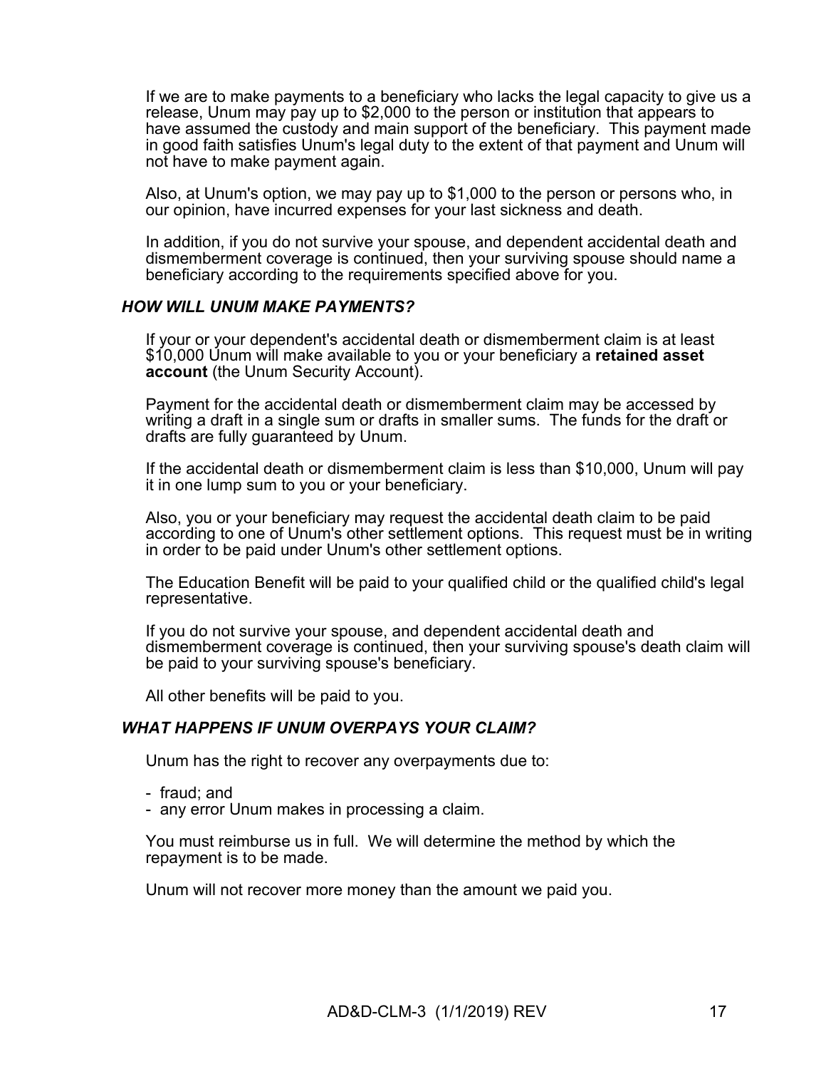If we are to make payments to a beneficiary who lacks the legal capacity to give us a release, Unum may pay up to $2,000 to the person or institution that appears to have assumed the custody and main support of the beneficiary. This payment made in good faith satisfies Unum's legal duty to the extent of that payment and Unum will not have to make payment again.

Also, at Unum's option, we may pay up to $1,000 to the person or persons who, in our opinion, have incurred expenses for your last sickness and death.

In addition, if you do not survive your spouse, and dependent accidental death and dismemberment coverage is continued, then your surviving spouse should name a beneficiary according to the requirements specified above for you.

### *HOW WILL UNUM MAKE PAYMENTS?*

If your or your dependent's accidental death or dismemberment claim is at least $10,000 Unum will make available to you or your beneficiary a **retained asset account** (the Unum Security Account).

Payment for the accidental death or dismemberment claim may be accessed by writing a draft in a single sum or drafts in smaller sums. The funds for the draft or drafts are fully guaranteed by Unum.

If the accidental death or dismemberment claim is less than $10,000, Unum will pay it in one lump sum to you or your beneficiary.

Also, you or your beneficiary may request the accidental death claim to be paid according to one of Unum's other settlement options. This request must be in writing in order to be paid under Unum's other settlement options.

The Education Benefit will be paid to your qualified child or the qualified child's legal representative.

If you do not survive your spouse, and dependent accidental death and dismemberment coverage is continued, then your surviving spouse's death claim will be paid to your surviving spouse's beneficiary.

All other benefits will be paid to you.

### *WHAT HAPPENS IF UNUM OVERPAYS YOUR CLAIM?*

Unum has the right to recover any overpayments due to:

- fraud; and
- any error Unum makes in processing a claim.

You must reimburse us in full. We will determine the method by which the repayment is to be made.

Unum will not recover more money than the amount we paid you.

AD&D-CLM-3 (1/1/2019) REV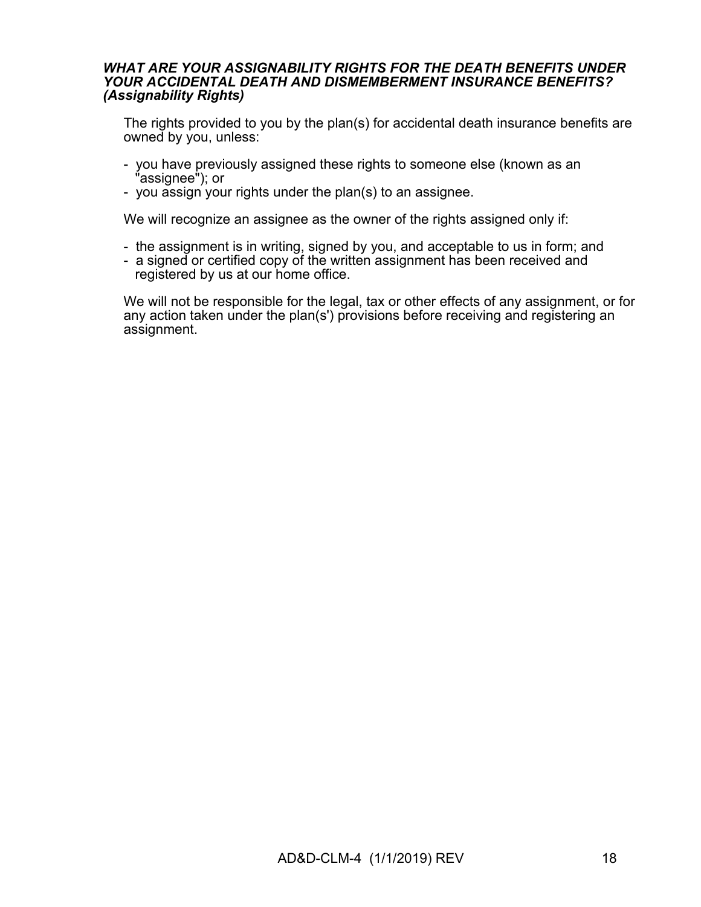### *WHAT ARE YOUR ASSIGNABILITY RIGHTS FOR THE DEATH BENEFITS UNDER YOUR ACCIDENTAL DEATH AND DISMEMBERMENT INSURANCE BENEFITS? (Assignability Rights)*

The rights provided to you by the plan(s) for accidental death insurance benefits are owned by you, unless:

- you have previously assigned these rights to someone else (known as an "assignee"); or
- you assign your rights under the plan(s) to an assignee.

We will recognize an assignee as the owner of the rights assigned only if:

- the assignment is in writing, signed by you, and acceptable to us in form; and
- a signed or certified copy of the written assignment has been received and registered by us at our home office.

We will not be responsible for the legal, tax or other effects of any assignment, or for any action taken under the plan(s') provisions before receiving and registering an assignment.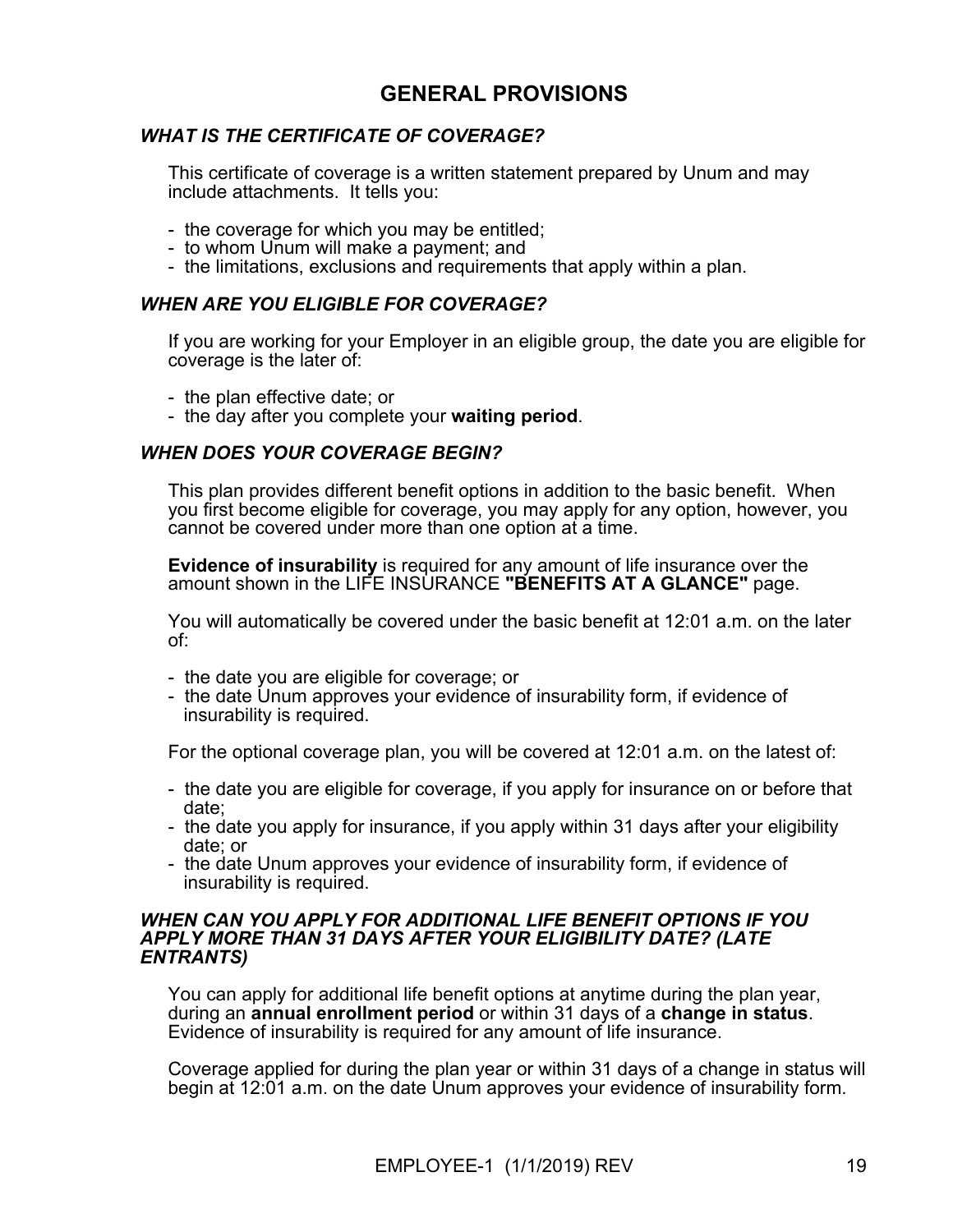# GENERAL PROVISIONS

### *WHAT IS THE CERTIFICATE OF COVERAGE?*

This certificate of coverage is a written statement prepared by Unum and may include attachments. It tells you:

- the coverage for which you may be entitled;
- to whom Unum will make a payment; and
- the limitations, exclusions and requirements that apply within a plan.

### *WHEN ARE YOU ELIGIBLE FOR COVERAGE?*

If you are working for your Employer in an eligible group, the date you are eligible for coverage is the later of:

- the plan effective date; or
- the day after you complete your **waiting period**.

### *WHEN DOES YOUR COVERAGE BEGIN?*

This plan provides different benefit options in addition to the basic benefit. When you first become eligible for coverage, you may apply for any option, however, you cannot be covered under more than one option at a time.

**Evidence of insurability** is required for any amount of life insurance over the amount shown in the LIFE INSURANCE **"BENEFITS AT A GLANCE"** page.

You will automatically be covered under the basic benefit at 12:01 a.m. on the later of:

- the date you are eligible for coverage; or
- the date Unum approves your evidence of insurability form, if evidence of insurability is required.

For the optional coverage plan, you will be covered at 12:01 a.m. on the latest of:

- the date you are eligible for coverage, if you apply for insurance on or before that date;
- the date you apply for insurance, if you apply within 31 days after your eligibility date; or
- the date Unum approves your evidence of insurability form, if evidence of insurability is required.

### *WHEN CAN YOU APPLY FOR ADDITIONAL LIFE BENEFIT OPTIONS IF YOU APPLY MORE THAN 31 DAYS AFTER YOUR ELIGIBILITY DATE? (LATE ENTRANTS)*

You can apply for additional life benefit options at anytime during the plan year, during an **annual enrollment period** or within 31 days of a **change in status**. Evidence of insurability is required for any amount of life insurance.

Coverage applied for during the plan year or within 31 days of a change in status will begin at 12:01 a.m. on the date Unum approves your evidence of insurability form.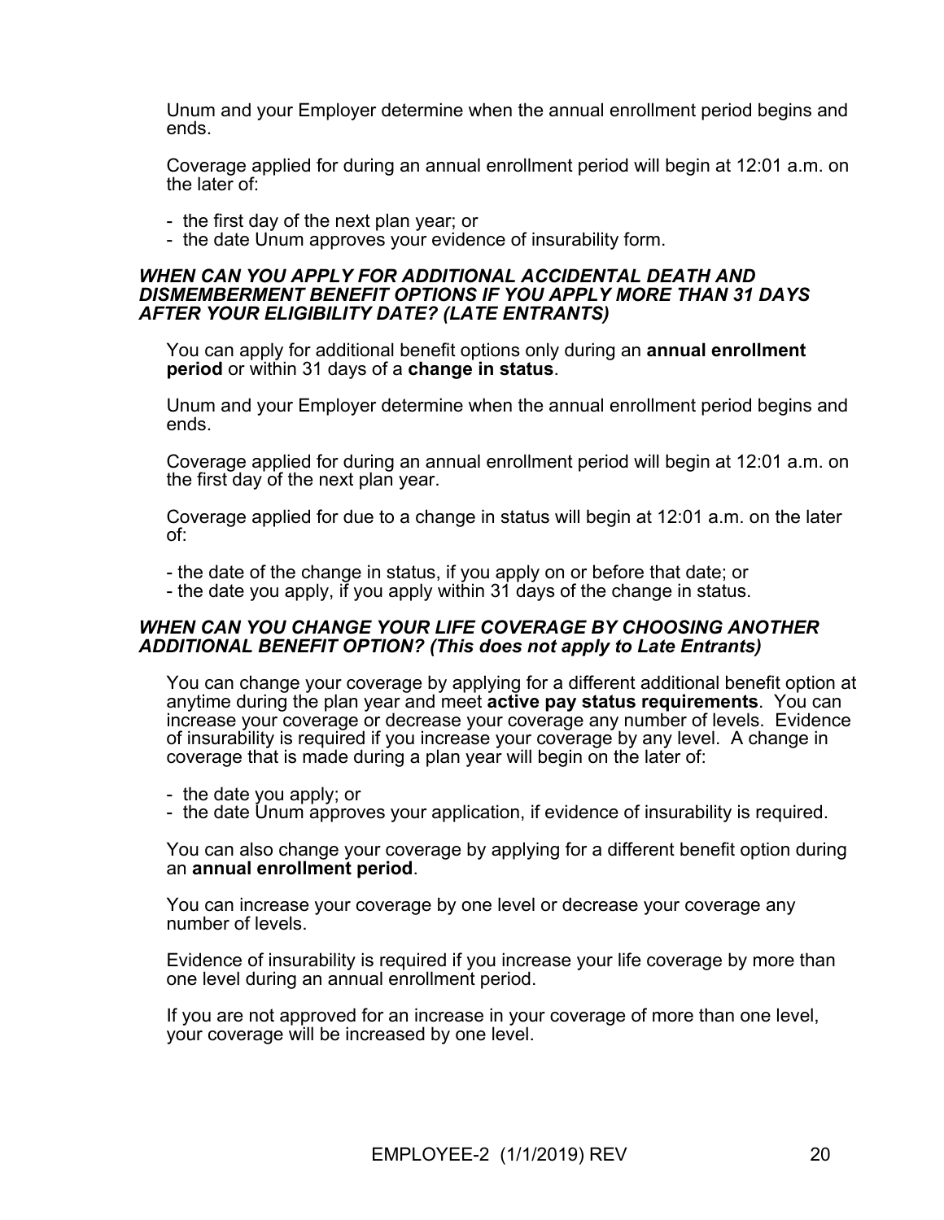Unum and your Employer determine when the annual enrollment period begins and ends.

Coverage applied for during an annual enrollment period will begin at 12:01 a.m. on the later of:

- the first day of the next plan year; or
- the date Unum approves your evidence of insurability form.

### *WHEN CAN YOU APPLY FOR ADDITIONAL ACCIDENTAL DEATH AND DISMEMBERMENT BENEFIT OPTIONS IF YOU APPLY MORE THAN 31 DAYS AFTER YOUR ELIGIBILITY DATE? (LATE ENTRANTS)*

You can apply for additional benefit options only during an **annual enrollment period** or within 31 days of a **change in status**.

Unum and your Employer determine when the annual enrollment period begins and ends.

Coverage applied for during an annual enrollment period will begin at 12:01 a.m. on the first day of the next plan year.

Coverage applied for due to a change in status will begin at 12:01 a.m. on the later of:

- the date of the change in status, if you apply on or before that date; or
- the date you apply, if you apply within 31 days of the change in status.

### *WHEN CAN YOU CHANGE YOUR LIFE COVERAGE BY CHOOSING ANOTHER ADDITIONAL BENEFIT OPTION? (This does not apply to Late Entrants)*

You can change your coverage by applying for a different additional benefit option at anytime during the plan year and meet **active pay status requirements**. You can increase your coverage or decrease your coverage any number of levels. Evidence of insurability is required if you increase your coverage by any level. A change in coverage that is made during a plan year will begin on the later of:

- the date you apply; or
- the date Unum approves your application, if evidence of insurability is required.

You can also change your coverage by applying for a different benefit option during an **annual enrollment period**.

You can increase your coverage by one level or decrease your coverage any number of levels.

Evidence of insurability is required if you increase your life coverage by more than one level during an annual enrollment period.

If you are not approved for an increase in your coverage of more than one level, your coverage will be increased by one level.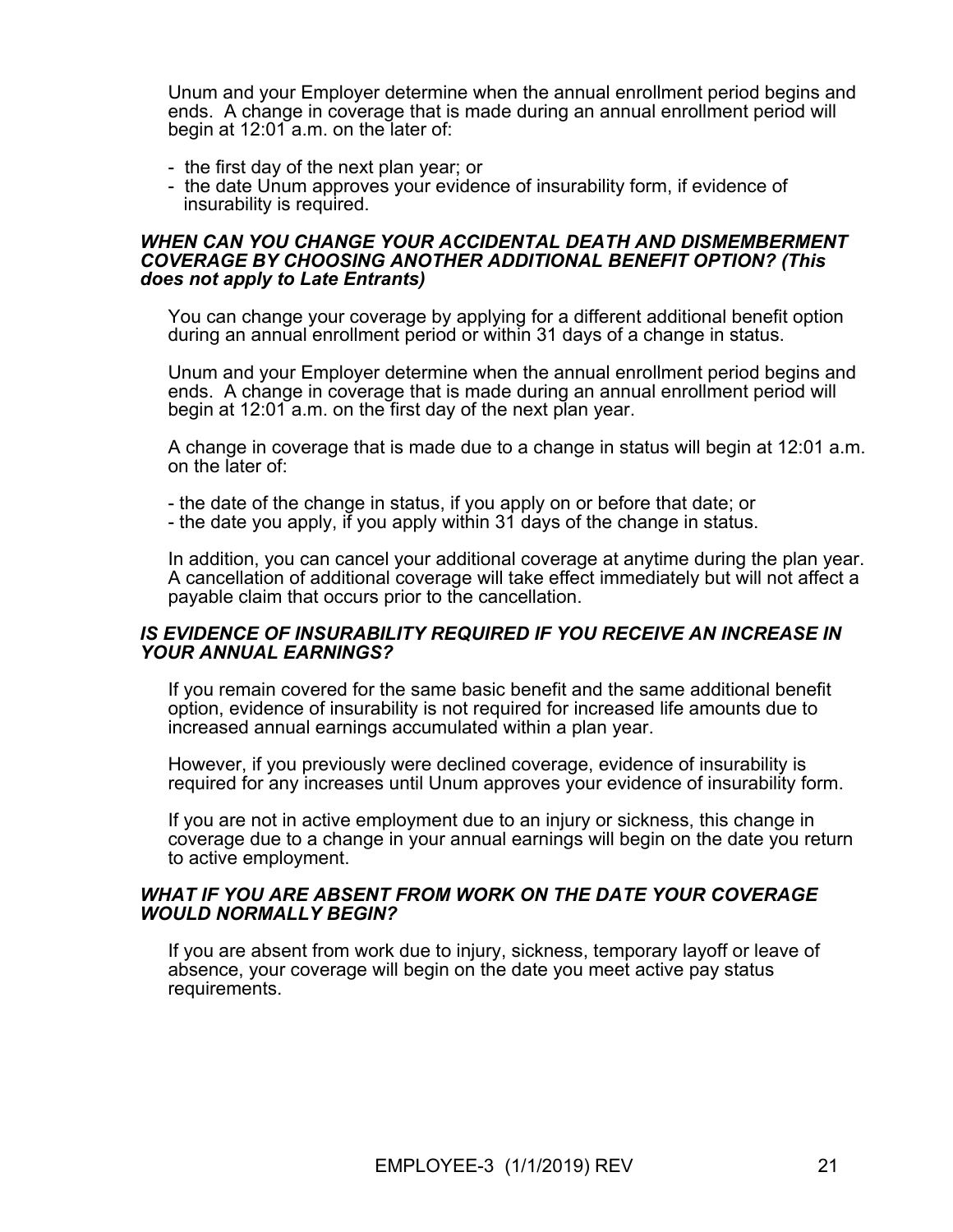Unum and your Employer determine when the annual enrollment period begins and ends. A change in coverage that is made during an annual enrollment period will begin at 12:01 a.m. on the later of:

- the first day of the next plan year; or
- the date Unum approves your evidence of insurability form, if evidence of insurability is required.

### *WHEN CAN YOU CHANGE YOUR ACCIDENTAL DEATH AND DISMEMBERMENT COVERAGE BY CHOOSING ANOTHER ADDITIONAL BENEFIT OPTION? (This does not apply to Late Entrants)*

You can change your coverage by applying for a different additional benefit option during an annual enrollment period or within 31 days of a change in status.

Unum and your Employer determine when the annual enrollment period begins and ends. A change in coverage that is made during an annual enrollment period will begin at 12:01 a.m. on the first day of the next plan year.

A change in coverage that is made due to a change in status will begin at 12:01 a.m. on the later of:

- the date of the change in status, if you apply on or before that date; or
- the date you apply, if you apply within 31 days of the change in status.

In addition, you can cancel your additional coverage at anytime during the plan year. A cancellation of additional coverage will take effect immediately but will not affect a payable claim that occurs prior to the cancellation.

### *IS EVIDENCE OF INSURABILITY REQUIRED IF YOU RECEIVE AN INCREASE IN YOUR ANNUAL EARNINGS?*

If you remain covered for the same basic benefit and the same additional benefit option, evidence of insurability is not required for increased life amounts due to increased annual earnings accumulated within a plan year.

However, if you previously were declined coverage, evidence of insurability is required for any increases until Unum approves your evidence of insurability form.

If you are not in active employment due to an injury or sickness, this change in coverage due to a change in your annual earnings will begin on the date you return to active employment.

### *WHAT IF YOU ARE ABSENT FROM WORK ON THE DATE YOUR COVERAGE WOULD NORMALLY BEGIN?*

If you are absent from work due to injury, sickness, temporary layoff or leave of absence, your coverage will begin on the date you meet active pay status requirements.

EMPLOYEE-3 (1/1/2019) REV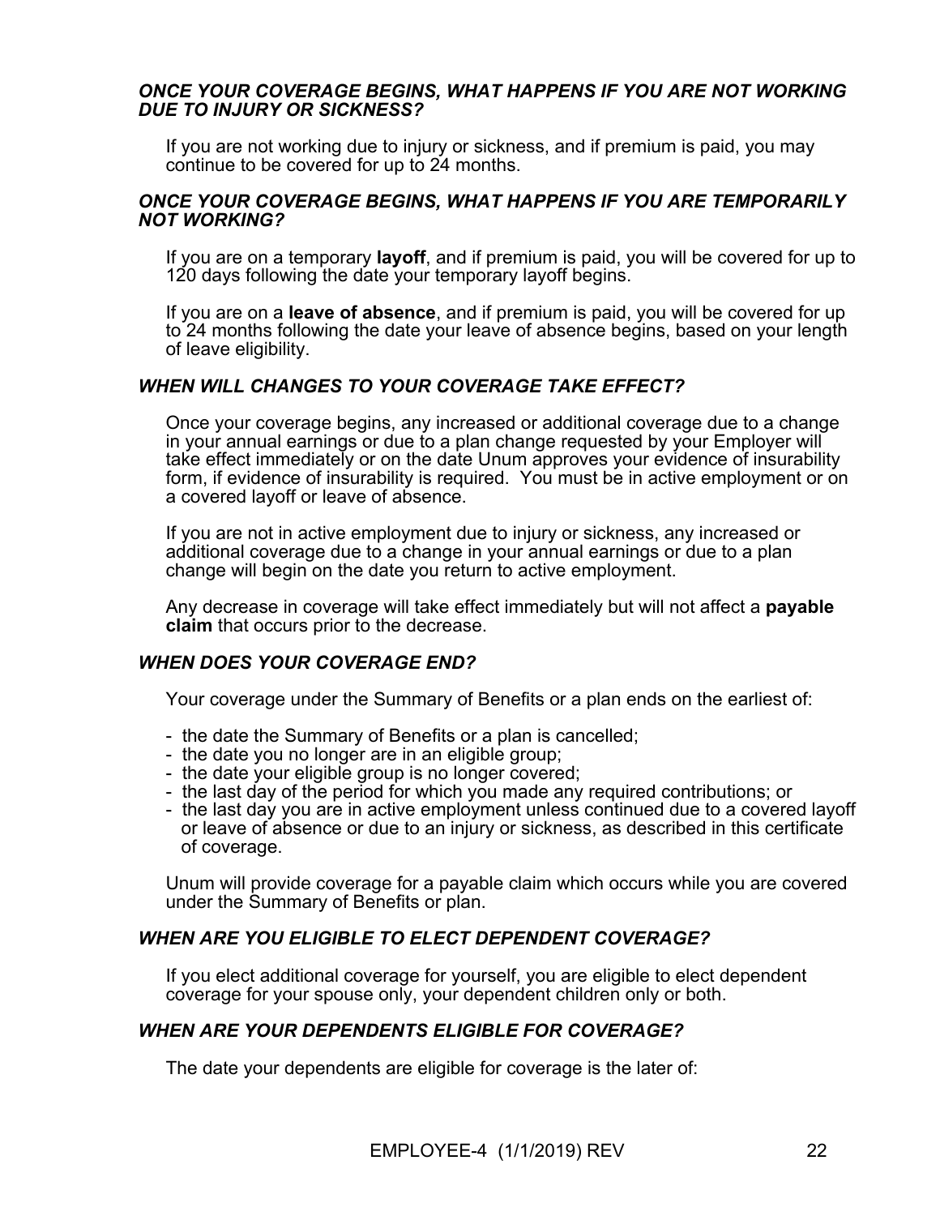### *ONCE YOUR COVERAGE BEGINS, WHAT HAPPENS IF YOU ARE NOT WORKING DUE TO INJURY OR SICKNESS?*

If you are not working due to injury or sickness, and if premium is paid, you may continue to be covered for up to 24 months.

### *ONCE YOUR COVERAGE BEGINS, WHAT HAPPENS IF YOU ARE TEMPORARILY NOT WORKING?*

If you are on a temporary **layoff**, and if premium is paid, you will be covered for up to 120 days following the date your temporary layoff begins.

If you are on a **leave of absence**, and if premium is paid, you will be covered for up to 24 months following the date your leave of absence begins, based on your length of leave eligibility.

### *WHEN WILL CHANGES TO YOUR COVERAGE TAKE EFFECT?*

Once your coverage begins, any increased or additional coverage due to a change in your annual earnings or due to a plan change requested by your Employer will take effect immediately or on the date Unum approves your evidence of insurability form, if evidence of insurability is required. You must be in active employment or on a covered layoff or leave of absence.

If you are not in active employment due to injury or sickness, any increased or additional coverage due to a change in your annual earnings or due to a plan change will begin on the date you return to active employment.

Any decrease in coverage will take effect immediately but will not affect a **payable claim** that occurs prior to the decrease.

### *WHEN DOES YOUR COVERAGE END?*

Your coverage under the Summary of Benefits or a plan ends on the earliest of:

- the date the Summary of Benefits or a plan is cancelled;
- the date you no longer are in an eligible group;
- the date your eligible group is no longer covered;
- the last day of the period for which you made any required contributions; or
- the last day you are in active employment unless continued due to a covered layoff or leave of absence or due to an injury or sickness, as described in this certificate of coverage.

Unum will provide coverage for a payable claim which occurs while you are covered under the Summary of Benefits or plan.

### *WHEN ARE YOU ELIGIBLE TO ELECT DEPENDENT COVERAGE?*

If you elect additional coverage for yourself, you are eligible to elect dependent coverage for your spouse only, your dependent children only or both.

### *WHEN ARE YOUR DEPENDENTS ELIGIBLE FOR COVERAGE?*

The date your dependents are eligible for coverage is the later of: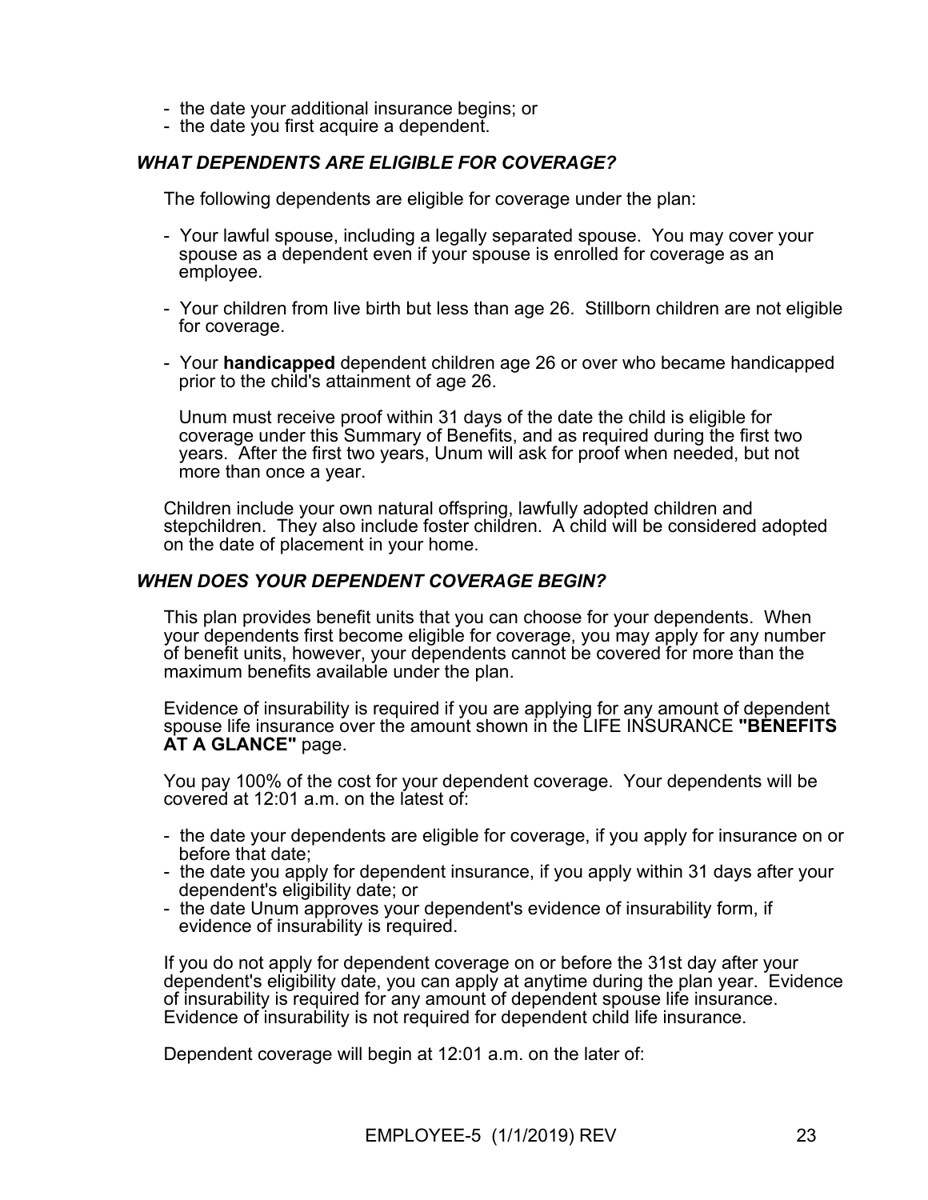- the date your additional insurance begins; or
- the date you first acquire a dependent.

### *WHAT DEPENDENTS ARE ELIGIBLE FOR COVERAGE?*

The following dependents are eligible for coverage under the plan:

- Your lawful spouse, including a legally separated spouse. You may cover your spouse as a dependent even if your spouse is enrolled for coverage as an employee.

- Your children from live birth but less than age 26. Stillborn children are not eligible for coverage.

- Your **handicapped** dependent children age 26 or over who became handicapped prior to the child's attainment of age 26.

  Unum must receive proof within 31 days of the date the child is eligible for coverage under this Summary of Benefits, and as required during the first two years. After the first two years, Unum will ask for proof when needed, but not more than once a year.

Children include your own natural offspring, lawfully adopted children and stepchildren. They also include foster children. A child will be considered adopted on the date of placement in your home.

### *WHEN DOES YOUR DEPENDENT COVERAGE BEGIN?*

This plan provides benefit units that you can choose for your dependents. When your dependents first become eligible for coverage, you may apply for any number of benefit units, however, your dependents cannot be covered for more than the maximum benefits available under the plan.

Evidence of insurability is required if you are applying for any amount of dependent spouse life insurance over the amount shown in the LIFE INSURANCE **"BENEFITS AT A GLANCE"** page.

You pay 100% of the cost for your dependent coverage. Your dependents will be covered at 12:01 a.m. on the latest of:

- the date your dependents are eligible for coverage, if you apply for insurance on or before that date;
- the date you apply for dependent insurance, if you apply within 31 days after your dependent's eligibility date; or
- the date Unum approves your dependent's evidence of insurability form, if evidence of insurability is required.

If you do not apply for dependent coverage on or before the 31st day after your dependent's eligibility date, you can apply at anytime during the plan year. Evidence of insurability is required for any amount of dependent spouse life insurance. Evidence of insurability is not required for dependent child life insurance.

Dependent coverage will begin at 12:01 a.m. on the later of: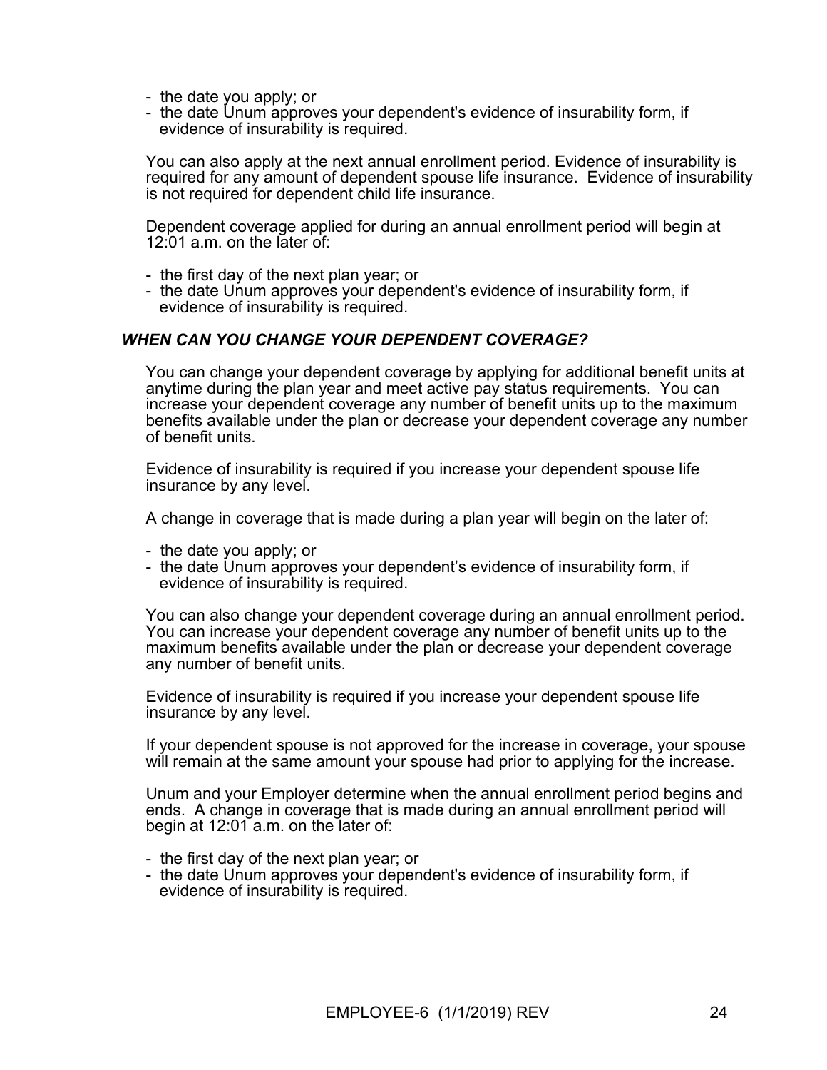- the date you apply; or
- the date Unum approves your dependent's evidence of insurability form, if evidence of insurability is required.

You can also apply at the next annual enrollment period. Evidence of insurability is required for any amount of dependent spouse life insurance. Evidence of insurability is not required for dependent child life insurance.

Dependent coverage applied for during an annual enrollment period will begin at 12:01 a.m. on the later of:

- the first day of the next plan year; or
- the date Unum approves your dependent's evidence of insurability form, if evidence of insurability is required.

### *WHEN CAN YOU CHANGE YOUR DEPENDENT COVERAGE?*

You can change your dependent coverage by applying for additional benefit units at anytime during the plan year and meet active pay status requirements. You can increase your dependent coverage any number of benefit units up to the maximum benefits available under the plan or decrease your dependent coverage any number of benefit units.

Evidence of insurability is required if you increase your dependent spouse life insurance by any level.

A change in coverage that is made during a plan year will begin on the later of:

- the date you apply; or
- the date Unum approves your dependent's evidence of insurability form, if evidence of insurability is required.

You can also change your dependent coverage during an annual enrollment period. You can increase your dependent coverage any number of benefit units up to the maximum benefits available under the plan or decrease your dependent coverage any number of benefit units.

Evidence of insurability is required if you increase your dependent spouse life insurance by any level.

If your dependent spouse is not approved for the increase in coverage, your spouse will remain at the same amount your spouse had prior to applying for the increase.

Unum and your Employer determine when the annual enrollment period begins and ends. A change in coverage that is made during an annual enrollment period will begin at 12:01 a.m. on the later of:

- the first day of the next plan year; or
- the date Unum approves your dependent's evidence of insurability form, if evidence of insurability is required.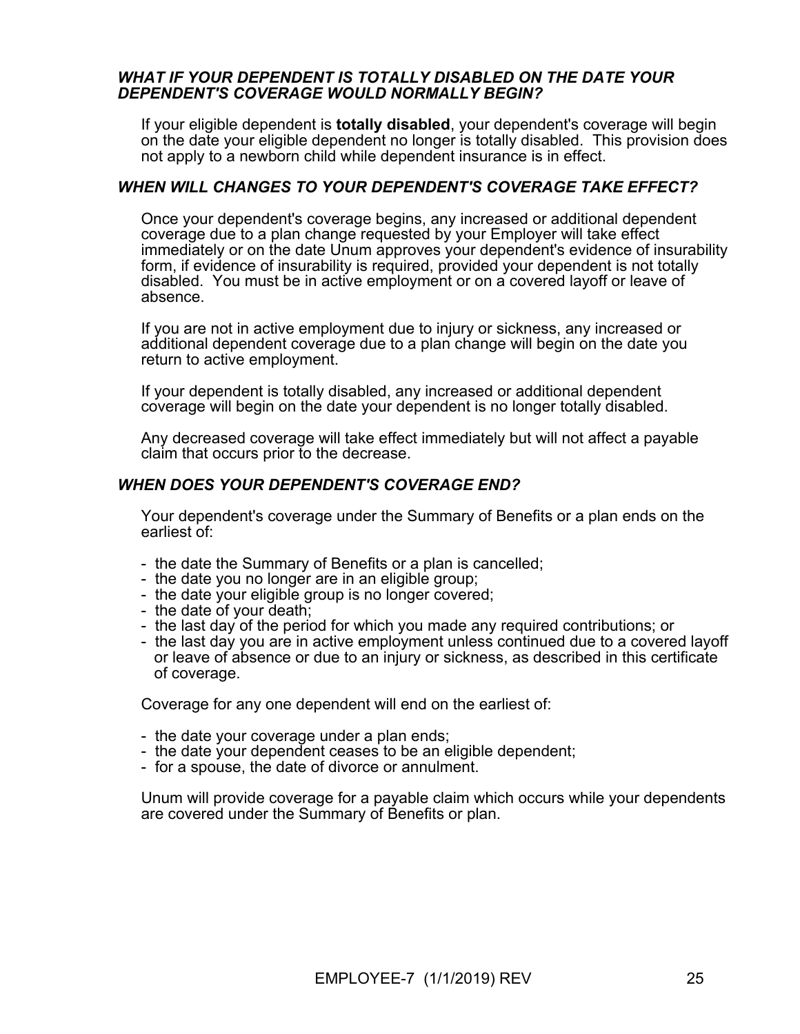### *WHAT IF YOUR DEPENDENT IS TOTALLY DISABLED ON THE DATE YOUR DEPENDENT'S COVERAGE WOULD NORMALLY BEGIN?*

If your eligible dependent is **totally disabled**, your dependent's coverage will begin on the date your eligible dependent no longer is totally disabled. This provision does not apply to a newborn child while dependent insurance is in effect.

### *WHEN WILL CHANGES TO YOUR DEPENDENT'S COVERAGE TAKE EFFECT?*

Once your dependent's coverage begins, any increased or additional dependent coverage due to a plan change requested by your Employer will take effect immediately or on the date Unum approves your dependent's evidence of insurability form, if evidence of insurability is required, provided your dependent is not totally disabled. You must be in active employment or on a covered layoff or leave of absence.

If you are not in active employment due to injury or sickness, any increased or additional dependent coverage due to a plan change will begin on the date you return to active employment.

If your dependent is totally disabled, any increased or additional dependent coverage will begin on the date your dependent is no longer totally disabled.

Any decreased coverage will take effect immediately but will not affect a payable claim that occurs prior to the decrease.

### *WHEN DOES YOUR DEPENDENT'S COVERAGE END?*

Your dependent's coverage under the Summary of Benefits or a plan ends on the earliest of:

- the date the Summary of Benefits or a plan is cancelled;
- the date you no longer are in an eligible group;
- the date your eligible group is no longer covered;
- the date of your death;
- the last day of the period for which you made any required contributions; or
- the last day you are in active employment unless continued due to a covered layoff or leave of absence or due to an injury or sickness, as described in this certificate of coverage.

Coverage for any one dependent will end on the earliest of:

- the date your coverage under a plan ends;
- the date your dependent ceases to be an eligible dependent;
- for a spouse, the date of divorce or annulment.

Unum will provide coverage for a payable claim which occurs while your dependents are covered under the Summary of Benefits or plan.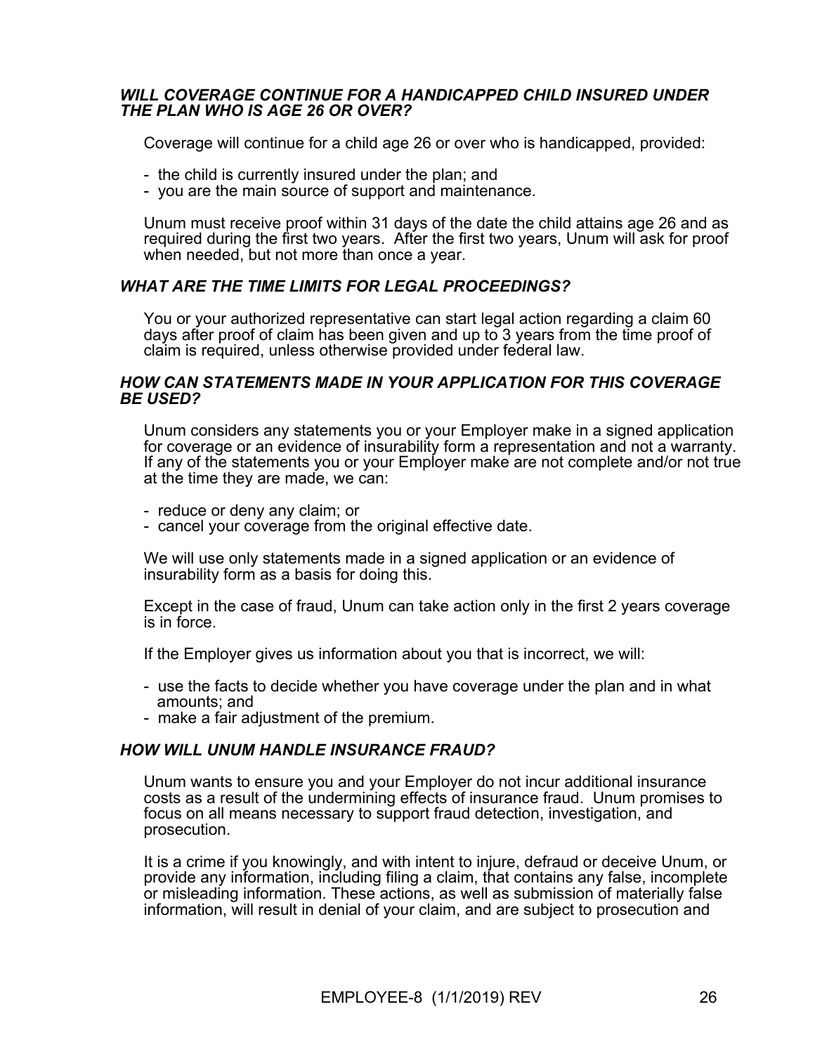### *WILL COVERAGE CONTINUE FOR A HANDICAPPED CHILD INSURED UNDER THE PLAN WHO IS AGE 26 OR OVER?*

Coverage will continue for a child age 26 or over who is handicapped, provided:

- the child is currently insured under the plan; and
- you are the main source of support and maintenance.

Unum must receive proof within 31 days of the date the child attains age 26 and as required during the first two years. After the first two years, Unum will ask for proof when needed, but not more than once a year.

### *WHAT ARE THE TIME LIMITS FOR LEGAL PROCEEDINGS?*

You or your authorized representative can start legal action regarding a claim 60 days after proof of claim has been given and up to 3 years from the time proof of claim is required, unless otherwise provided under federal law.

### *HOW CAN STATEMENTS MADE IN YOUR APPLICATION FOR THIS COVERAGE BE USED?*

Unum considers any statements you or your Employer make in a signed application for coverage or an evidence of insurability form a representation and not a warranty. If any of the statements you or your Employer make are not complete and/or not true at the time they are made, we can:

- reduce or deny any claim; or
- cancel your coverage from the original effective date.

We will use only statements made in a signed application or an evidence of insurability form as a basis for doing this.

Except in the case of fraud, Unum can take action only in the first 2 years coverage is in force.

If the Employer gives us information about you that is incorrect, we will:

- use the facts to decide whether you have coverage under the plan and in what amounts; and
- make a fair adjustment of the premium.

### *HOW WILL UNUM HANDLE INSURANCE FRAUD?*

Unum wants to ensure you and your Employer do not incur additional insurance costs as a result of the undermining effects of insurance fraud. Unum promises to focus on all means necessary to support fraud detection, investigation, and prosecution.

It is a crime if you knowingly, and with intent to injure, defraud or deceive Unum, or provide any information, including filing a claim, that contains any false, incomplete or misleading information. These actions, as well as submission of materially false information, will result in denial of your claim, and are subject to prosecution and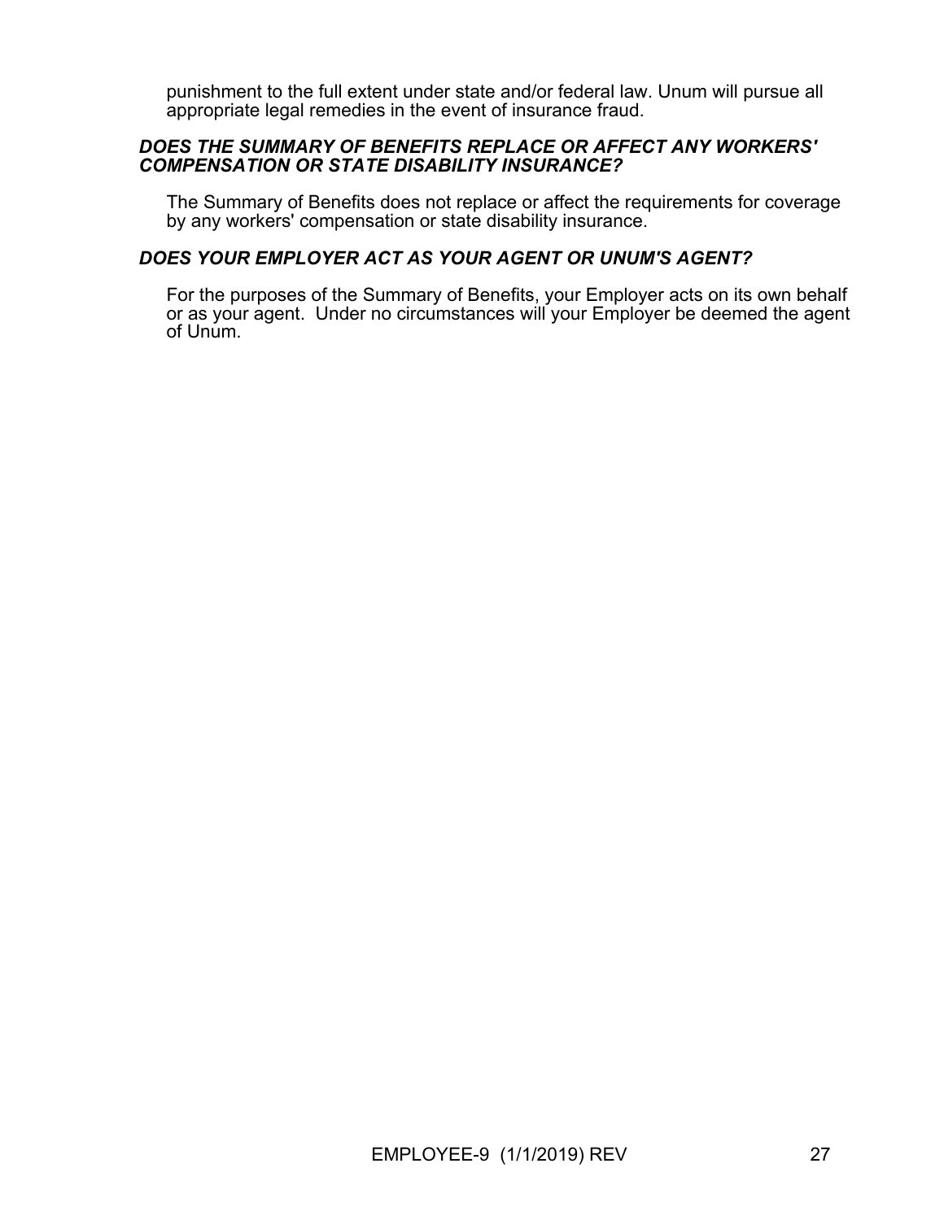punishment to the full extent under state and/or federal law. Unum will pursue all appropriate legal remedies in the event of insurance fraud.

***DOES THE SUMMARY OF BENEFITS REPLACE OR AFFECT ANY WORKERS' COMPENSATION OR STATE DISABILITY INSURANCE?***

The Summary of Benefits does not replace or affect the requirements for coverage by any workers' compensation or state disability insurance.

***DOES YOUR EMPLOYER ACT AS YOUR AGENT OR UNUM'S AGENT?***

For the purposes of the Summary of Benefits, your Employer acts on its own behalf or as your agent. Under no circumstances will your Employer be deemed the agent of Unum.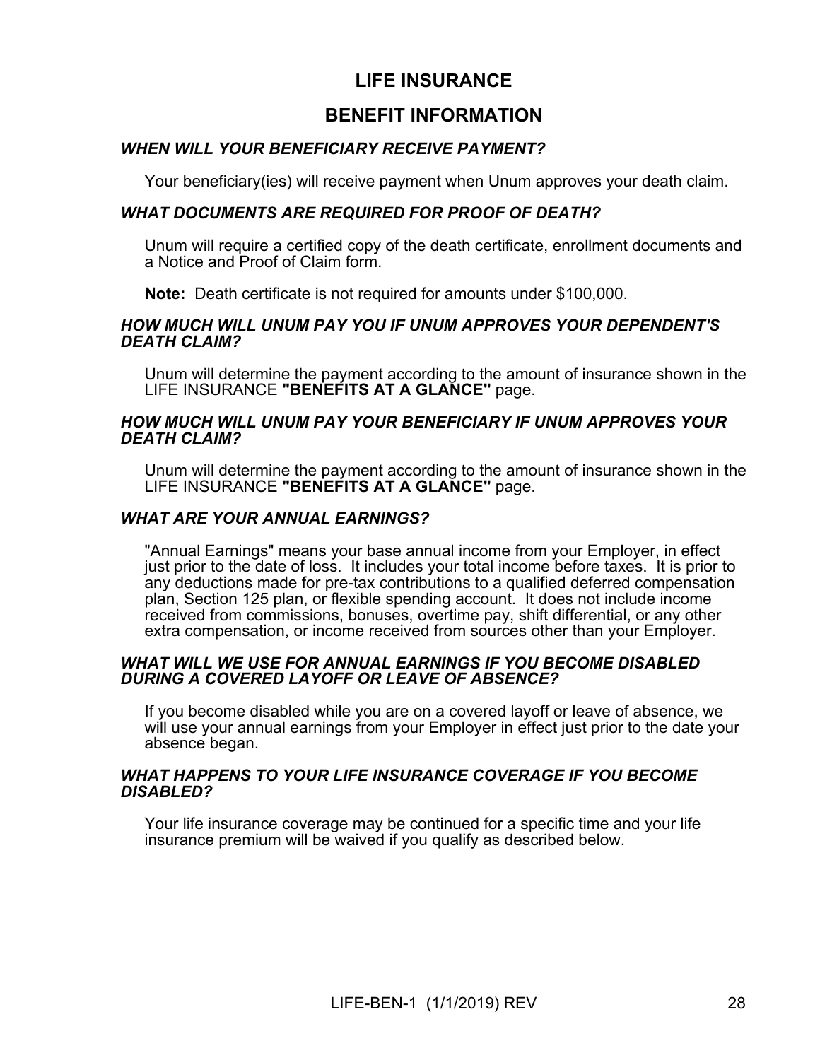# LIFE INSURANCE

## BENEFIT INFORMATION

### *WHEN WILL YOUR BENEFICIARY RECEIVE PAYMENT?*

Your beneficiary(ies) will receive payment when Unum approves your death claim.

### *WHAT DOCUMENTS ARE REQUIRED FOR PROOF OF DEATH?*

Unum will require a certified copy of the death certificate, enrollment documents and a Notice and Proof of Claim form.

**Note:** Death certificate is not required for amounts under $100,000.

### *HOW MUCH WILL UNUM PAY YOU IF UNUM APPROVES YOUR DEPENDENT'S DEATH CLAIM?*

Unum will determine the payment according to the amount of insurance shown in the LIFE INSURANCE **"BENEFITS AT A GLANCE"** page.

### *HOW MUCH WILL UNUM PAY YOUR BENEFICIARY IF UNUM APPROVES YOUR DEATH CLAIM?*

Unum will determine the payment according to the amount of insurance shown in the LIFE INSURANCE **"BENEFITS AT A GLANCE"** page.

### *WHAT ARE YOUR ANNUAL EARNINGS?*

"Annual Earnings" means your base annual income from your Employer, in effect just prior to the date of loss. It includes your total income before taxes. It is prior to any deductions made for pre-tax contributions to a qualified deferred compensation plan, Section 125 plan, or flexible spending account. It does not include income received from commissions, bonuses, overtime pay, shift differential, or any other extra compensation, or income received from sources other than your Employer.

### *WHAT WILL WE USE FOR ANNUAL EARNINGS IF YOU BECOME DISABLED DURING A COVERED LAYOFF OR LEAVE OF ABSENCE?*

If you become disabled while you are on a covered layoff or leave of absence, we will use your annual earnings from your Employer in effect just prior to the date your absence began.

### *WHAT HAPPENS TO YOUR LIFE INSURANCE COVERAGE IF YOU BECOME DISABLED?*

Your life insurance coverage may be continued for a specific time and your life insurance premium will be waived if you qualify as described below.

LIFE-BEN-1 (1/1/2019) REV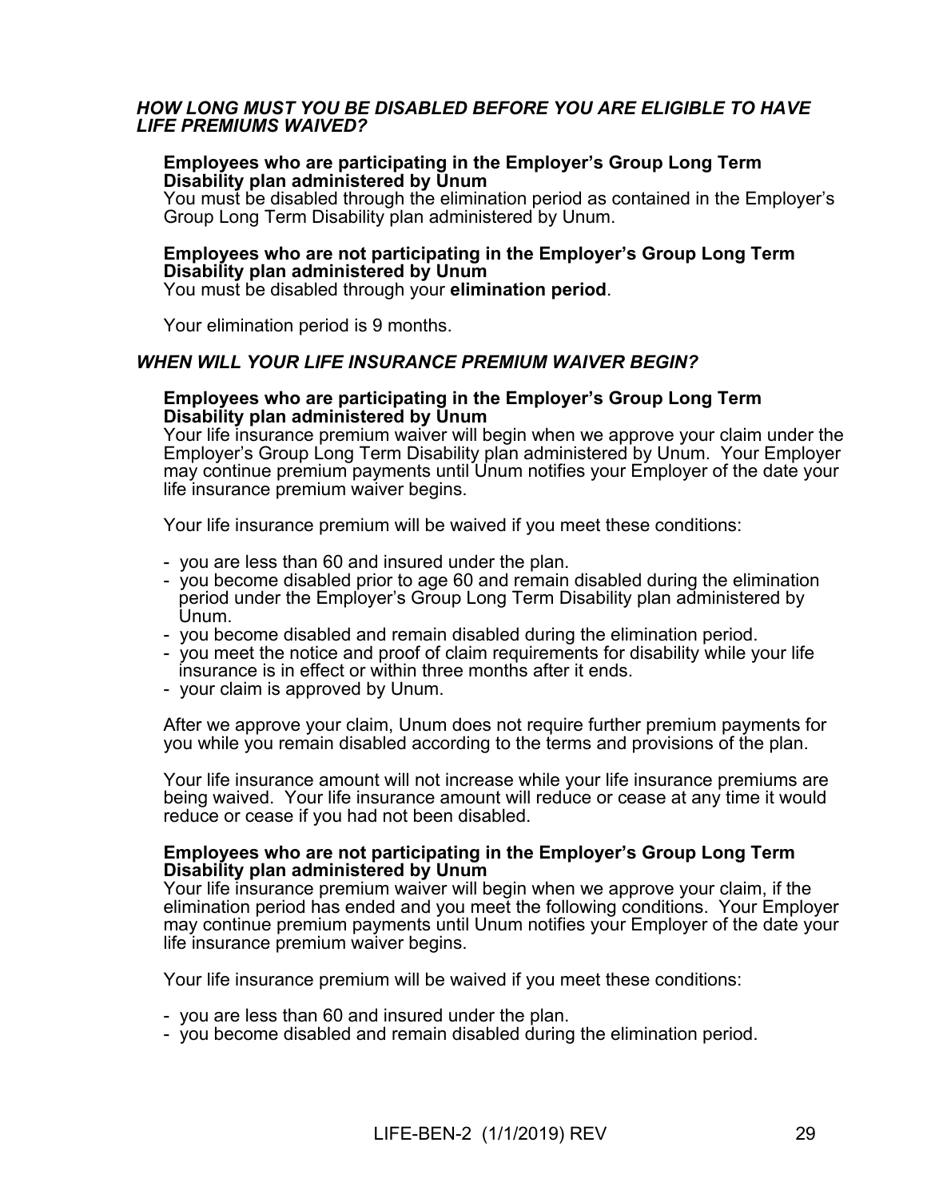## *HOW LONG MUST YOU BE DISABLED BEFORE YOU ARE ELIGIBLE TO HAVE LIFE PREMIUMS WAIVED?*

**Employees who are participating in the Employer's Group Long Term Disability plan administered by Unum**
You must be disabled through the elimination period as contained in the Employer's Group Long Term Disability plan administered by Unum.

**Employees who are not participating in the Employer's Group Long Term Disability plan administered by Unum**
You must be disabled through your **elimination period**.

Your elimination period is 9 months.

## *WHEN WILL YOUR LIFE INSURANCE PREMIUM WAIVER BEGIN?*

**Employees who are participating in the Employer's Group Long Term Disability plan administered by Unum**
Your life insurance premium waiver will begin when we approve your claim under the Employer's Group Long Term Disability plan administered by Unum. Your Employer may continue premium payments until Unum notifies your Employer of the date your life insurance premium waiver begins.

Your life insurance premium will be waived if you meet these conditions:

- you are less than 60 and insured under the plan.
- you become disabled prior to age 60 and remain disabled during the elimination period under the Employer's Group Long Term Disability plan administered by Unum.
- you become disabled and remain disabled during the elimination period.
- you meet the notice and proof of claim requirements for disability while your life insurance is in effect or within three months after it ends.
- your claim is approved by Unum.

After we approve your claim, Unum does not require further premium payments for you while you remain disabled according to the terms and provisions of the plan.

Your life insurance amount will not increase while your life insurance premiums are being waived. Your life insurance amount will reduce or cease at any time it would reduce or cease if you had not been disabled.

**Employees who are not participating in the Employer's Group Long Term Disability plan administered by Unum**
Your life insurance premium waiver will begin when we approve your claim, if the elimination period has ended and you meet the following conditions. Your Employer may continue premium payments until Unum notifies your Employer of the date your life insurance premium waiver begins.

Your life insurance premium will be waived if you meet these conditions:

- you are less than 60 and insured under the plan.
- you become disabled and remain disabled during the elimination period.

LIFE-BEN-2 (1/1/2019) REV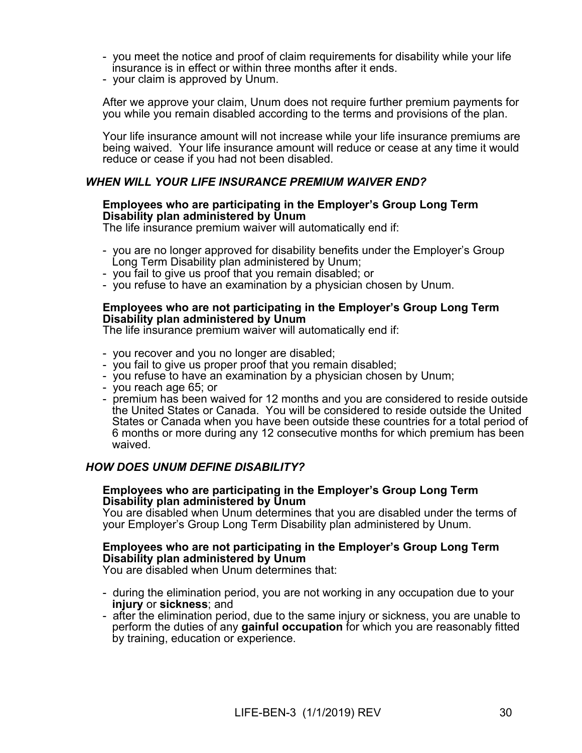- you meet the notice and proof of claim requirements for disability while your life insurance is in effect or within three months after it ends.
- your claim is approved by Unum.

After we approve your claim, Unum does not require further premium payments for you while you remain disabled according to the terms and provisions of the plan.

Your life insurance amount will not increase while your life insurance premiums are being waived. Your life insurance amount will reduce or cease at any time it would reduce or cease if you had not been disabled.

### *WHEN WILL YOUR LIFE INSURANCE PREMIUM WAIVER END?*

**Employees who are participating in the Employer's Group Long Term Disability plan administered by Unum**
The life insurance premium waiver will automatically end if:

- you are no longer approved for disability benefits under the Employer's Group Long Term Disability plan administered by Unum;
- you fail to give us proof that you remain disabled; or
- you refuse to have an examination by a physician chosen by Unum.

**Employees who are not participating in the Employer's Group Long Term Disability plan administered by Unum**
The life insurance premium waiver will automatically end if:

- you recover and you no longer are disabled;
- you fail to give us proper proof that you remain disabled;
- you refuse to have an examination by a physician chosen by Unum;
- you reach age 65; or
- premium has been waived for 12 months and you are considered to reside outside the United States or Canada. You will be considered to reside outside the United States or Canada when you have been outside these countries for a total period of 6 months or more during any 12 consecutive months for which premium has been waived.

### *HOW DOES UNUM DEFINE DISABILITY?*

**Employees who are participating in the Employer's Group Long Term Disability plan administered by Unum**
You are disabled when Unum determines that you are disabled under the terms of your Employer's Group Long Term Disability plan administered by Unum.

**Employees who are not participating in the Employer's Group Long Term Disability plan administered by Unum**
You are disabled when Unum determines that:

- during the elimination period, you are not working in any occupation due to your **injury** or **sickness**; and
- after the elimination period, due to the same injury or sickness, you are unable to perform the duties of any **gainful occupation** for which you are reasonably fitted by training, education or experience.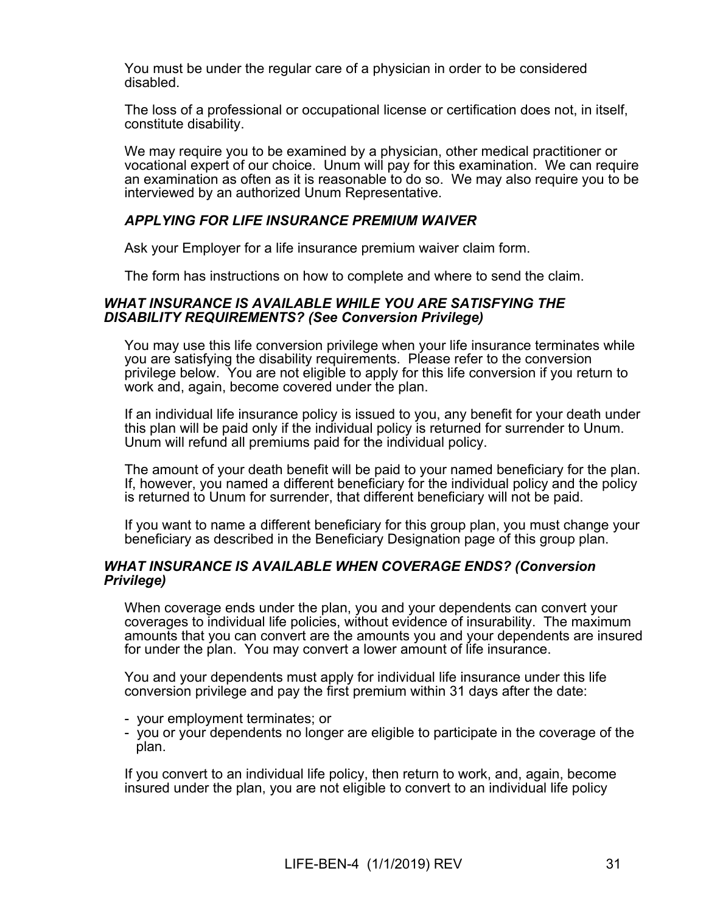You must be under the regular care of a physician in order to be considered disabled.

The loss of a professional or occupational license or certification does not, in itself, constitute disability.

We may require you to be examined by a physician, other medical practitioner or vocational expert of our choice. Unum will pay for this examination. We can require an examination as often as it is reasonable to do so. We may also require you to be interviewed by an authorized Unum Representative.

### *APPLYING FOR LIFE INSURANCE PREMIUM WAIVER*

Ask your Employer for a life insurance premium waiver claim form.

The form has instructions on how to complete and where to send the claim.

## *WHAT INSURANCE IS AVAILABLE WHILE YOU ARE SATISFYING THE DISABILITY REQUIREMENTS? (See Conversion Privilege)*

You may use this life conversion privilege when your life insurance terminates while you are satisfying the disability requirements. Please refer to the conversion privilege below. You are not eligible to apply for this life conversion if you return to work and, again, become covered under the plan.

If an individual life insurance policy is issued to you, any benefit for your death under this plan will be paid only if the individual policy is returned for surrender to Unum. Unum will refund all premiums paid for the individual policy.

The amount of your death benefit will be paid to your named beneficiary for the plan. If, however, you named a different beneficiary for the individual policy and the policy is returned to Unum for surrender, that different beneficiary will not be paid.

If you want to name a different beneficiary for this group plan, you must change your beneficiary as described in the Beneficiary Designation page of this group plan.

## *WHAT INSURANCE IS AVAILABLE WHEN COVERAGE ENDS? (Conversion Privilege)*

When coverage ends under the plan, you and your dependents can convert your coverages to individual life policies, without evidence of insurability. The maximum amounts that you can convert are the amounts you and your dependents are insured for under the plan. You may convert a lower amount of life insurance.

You and your dependents must apply for individual life insurance under this life conversion privilege and pay the first premium within 31 days after the date:

- your employment terminates; or
- you or your dependents no longer are eligible to participate in the coverage of the plan.

If you convert to an individual life policy, then return to work, and, again, become insured under the plan, you are not eligible to convert to an individual life policy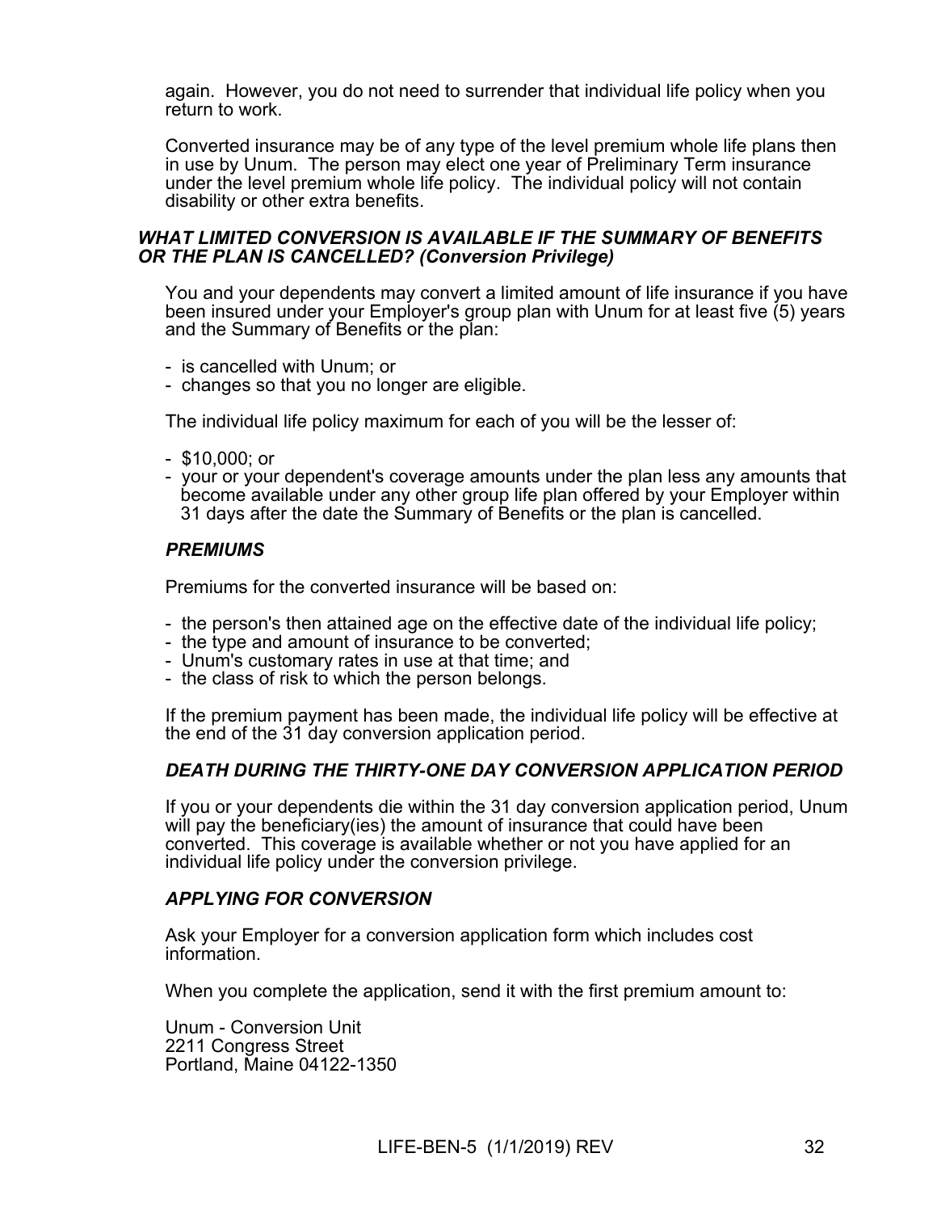again. However, you do not need to surrender that individual life policy when you return to work.

Converted insurance may be of any type of the level premium whole life plans then in use by Unum. The person may elect one year of Preliminary Term insurance under the level premium whole life policy. The individual policy will not contain disability or other extra benefits.

### *WHAT LIMITED CONVERSION IS AVAILABLE IF THE SUMMARY OF BENEFITS OR THE PLAN IS CANCELLED? (Conversion Privilege)*

You and your dependents may convert a limited amount of life insurance if you have been insured under your Employer's group plan with Unum for at least five (5) years and the Summary of Benefits or the plan:

- is cancelled with Unum; or
- changes so that you no longer are eligible.

The individual life policy maximum for each of you will be the lesser of:

- $10,000; or
- your or your dependent's coverage amounts under the plan less any amounts that become available under any other group life plan offered by your Employer within 31 days after the date the Summary of Benefits or the plan is cancelled.

#### *PREMIUMS*

Premiums for the converted insurance will be based on:

- the person's then attained age on the effective date of the individual life policy;
- the type and amount of insurance to be converted;
- Unum's customary rates in use at that time; and
- the class of risk to which the person belongs.

If the premium payment has been made, the individual life policy will be effective at the end of the 31 day conversion application period.

#### *DEATH DURING THE THIRTY-ONE DAY CONVERSION APPLICATION PERIOD*

If you or your dependents die within the 31 day conversion application period, Unum will pay the beneficiary(ies) the amount of insurance that could have been converted. This coverage is available whether or not you have applied for an individual life policy under the conversion privilege.

#### *APPLYING FOR CONVERSION*

Ask your Employer for a conversion application form which includes cost information.

When you complete the application, send it with the first premium amount to:

Unum - Conversion Unit
2211 Congress Street
Portland, Maine 04122-1350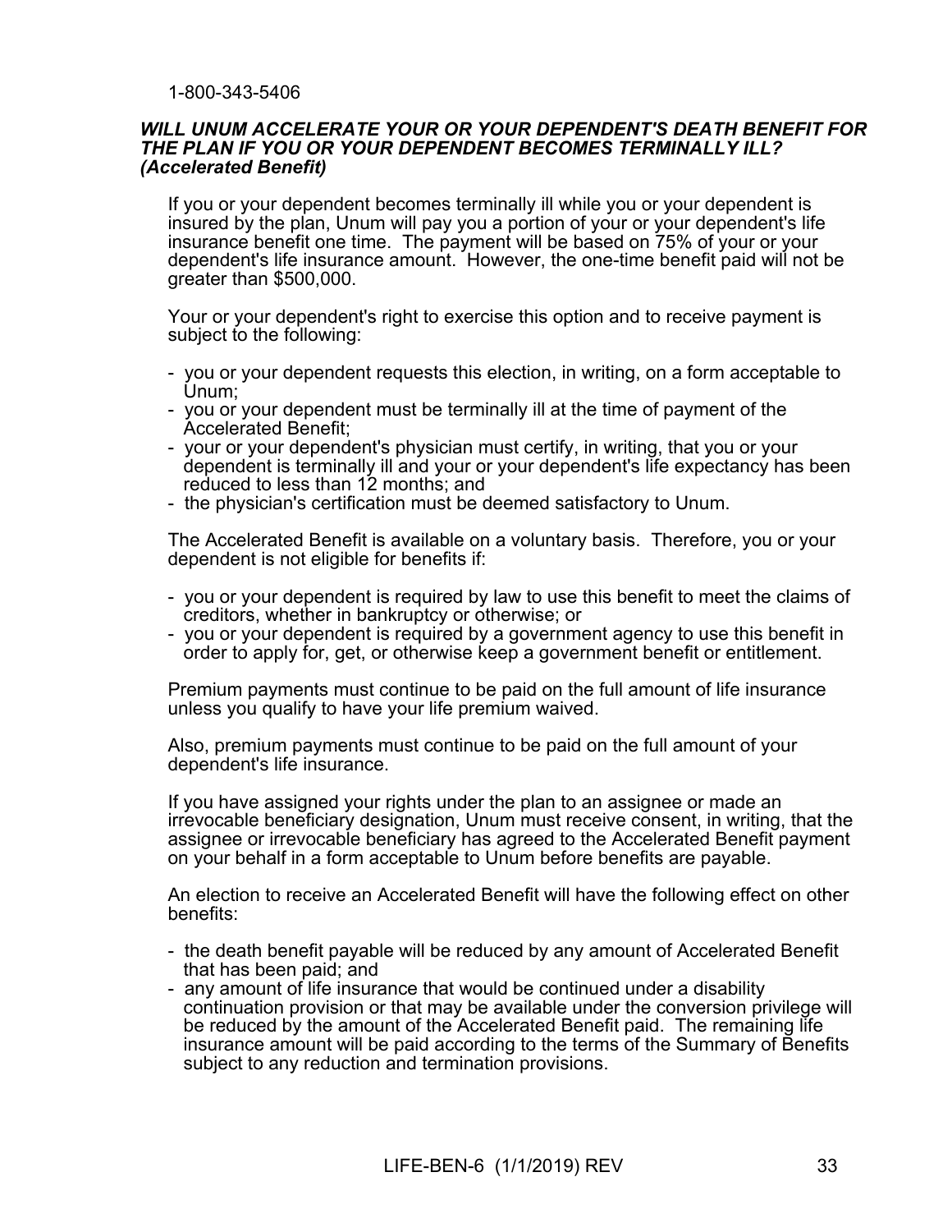1-800-343-5406

### *WILL UNUM ACCELERATE YOUR OR YOUR DEPENDENT'S DEATH BENEFIT FOR THE PLAN IF YOU OR YOUR DEPENDENT BECOMES TERMINALLY ILL? (Accelerated Benefit)*

If you or your dependent becomes terminally ill while you or your dependent is insured by the plan, Unum will pay you a portion of your or your dependent's life insurance benefit one time. The payment will be based on 75% of your or your dependent's life insurance amount. However, the one-time benefit paid will not be greater than $500,000.

Your or your dependent's right to exercise this option and to receive payment is subject to the following:

- you or your dependent requests this election, in writing, on a form acceptable to Unum;
- you or your dependent must be terminally ill at the time of payment of the Accelerated Benefit;
- your or your dependent's physician must certify, in writing, that you or your dependent is terminally ill and your or your dependent's life expectancy has been reduced to less than 12 months; and
- the physician's certification must be deemed satisfactory to Unum.

The Accelerated Benefit is available on a voluntary basis. Therefore, you or your dependent is not eligible for benefits if:

- you or your dependent is required by law to use this benefit to meet the claims of creditors, whether in bankruptcy or otherwise; or
- you or your dependent is required by a government agency to use this benefit in order to apply for, get, or otherwise keep a government benefit or entitlement.

Premium payments must continue to be paid on the full amount of life insurance unless you qualify to have your life premium waived.

Also, premium payments must continue to be paid on the full amount of your dependent's life insurance.

If you have assigned your rights under the plan to an assignee or made an irrevocable beneficiary designation, Unum must receive consent, in writing, that the assignee or irrevocable beneficiary has agreed to the Accelerated Benefit payment on your behalf in a form acceptable to Unum before benefits are payable.

An election to receive an Accelerated Benefit will have the following effect on other benefits:

- the death benefit payable will be reduced by any amount of Accelerated Benefit that has been paid; and
- any amount of life insurance that would be continued under a disability continuation provision or that may be available under the conversion privilege will be reduced by the amount of the Accelerated Benefit paid. The remaining life insurance amount will be paid according to the terms of the Summary of Benefits subject to any reduction and termination provisions.

LIFE-BEN-6 (1/1/2019) REV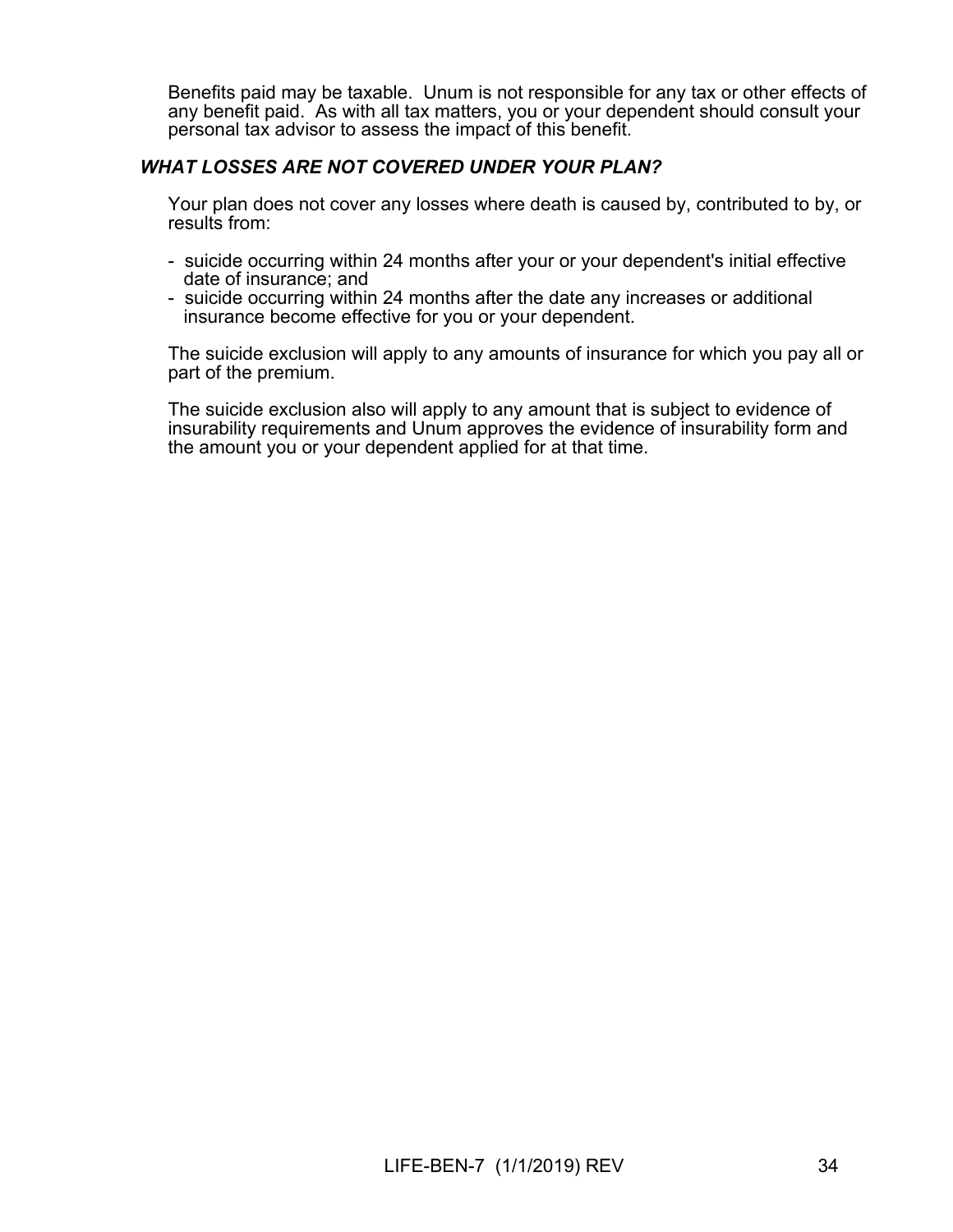Benefits paid may be taxable. Unum is not responsible for any tax or other effects of any benefit paid. As with all tax matters, you or your dependent should consult your personal tax advisor to assess the impact of this benefit.

### *WHAT LOSSES ARE NOT COVERED UNDER YOUR PLAN?*

Your plan does not cover any losses where death is caused by, contributed to by, or results from:

- suicide occurring within 24 months after your or your dependent's initial effective date of insurance; and
- suicide occurring within 24 months after the date any increases or additional insurance become effective for you or your dependent.

The suicide exclusion will apply to any amounts of insurance for which you pay all or part of the premium.

The suicide exclusion also will apply to any amount that is subject to evidence of insurability requirements and Unum approves the evidence of insurability form and the amount you or your dependent applied for at that time.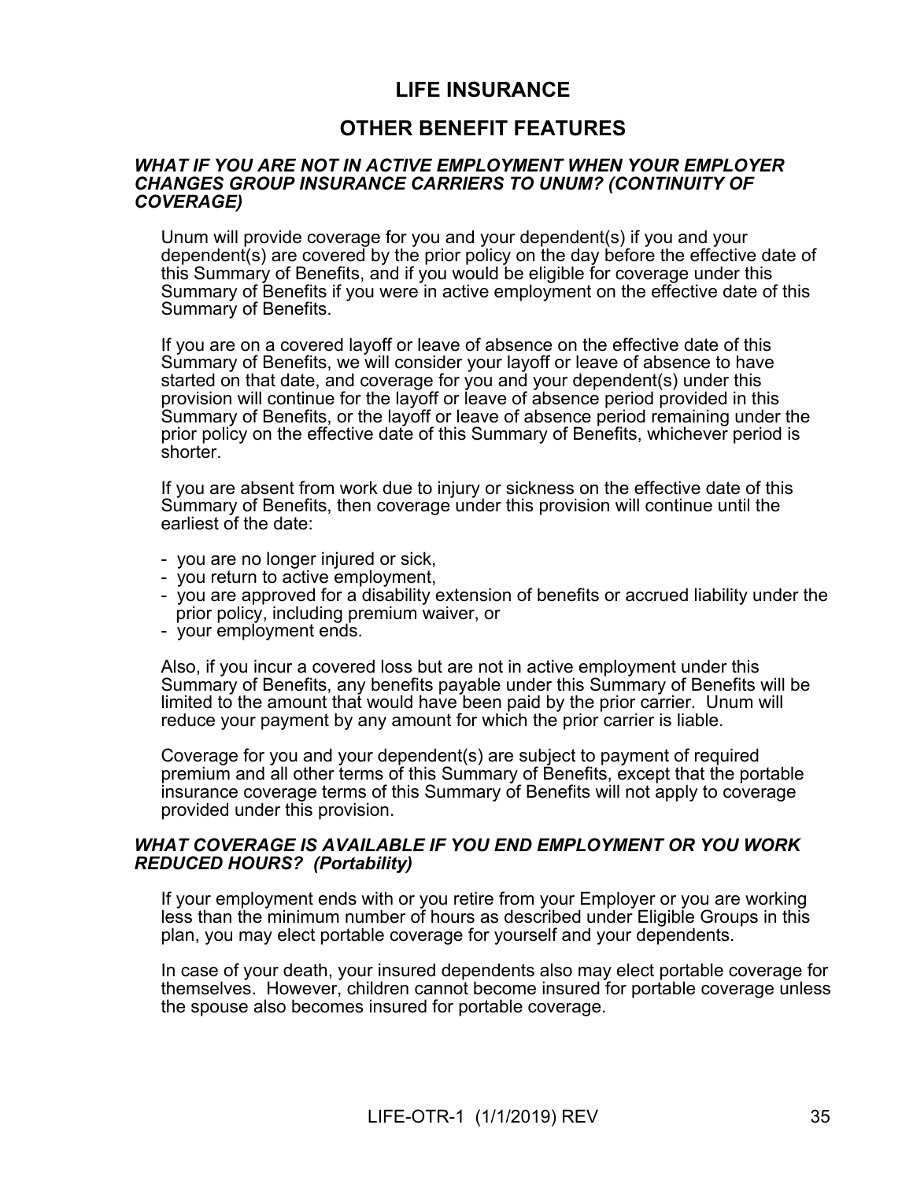# LIFE INSURANCE

## OTHER BENEFIT FEATURES

### *WHAT IF YOU ARE NOT IN ACTIVE EMPLOYMENT WHEN YOUR EMPLOYER CHANGES GROUP INSURANCE CARRIERS TO UNUM? (CONTINUITY OF COVERAGE)*

Unum will provide coverage for you and your dependent(s) if you and your dependent(s) are covered by the prior policy on the day before the effective date of this Summary of Benefits, and if you would be eligible for coverage under this Summary of Benefits if you were in active employment on the effective date of this Summary of Benefits.

If you are on a covered layoff or leave of absence on the effective date of this Summary of Benefits, we will consider your layoff or leave of absence to have started on that date, and coverage for you and your dependent(s) under this provision will continue for the layoff or leave of absence period provided in this Summary of Benefits, or the layoff or leave of absence period remaining under the prior policy on the effective date of this Summary of Benefits, whichever period is shorter.

If you are absent from work due to injury or sickness on the effective date of this Summary of Benefits, then coverage under this provision will continue until the earliest of the date:

- you are no longer injured or sick,
- you return to active employment,
- you are approved for a disability extension of benefits or accrued liability under the prior policy, including premium waiver, or
- your employment ends.

Also, if you incur a covered loss but are not in active employment under this Summary of Benefits, any benefits payable under this Summary of Benefits will be limited to the amount that would have been paid by the prior carrier. Unum will reduce your payment by any amount for which the prior carrier is liable.

Coverage for you and your dependent(s) are subject to payment of required premium and all other terms of this Summary of Benefits, except that the portable insurance coverage terms of this Summary of Benefits will not apply to coverage provided under this provision.

### *WHAT COVERAGE IS AVAILABLE IF YOU END EMPLOYMENT OR YOU WORK REDUCED HOURS? (Portability)*

If your employment ends with or you retire from your Employer or you are working less than the minimum number of hours as described under Eligible Groups in this plan, you may elect portable coverage for yourself and your dependents.

In case of your death, your insured dependents also may elect portable coverage for themselves. However, children cannot become insured for portable coverage unless the spouse also becomes insured for portable coverage.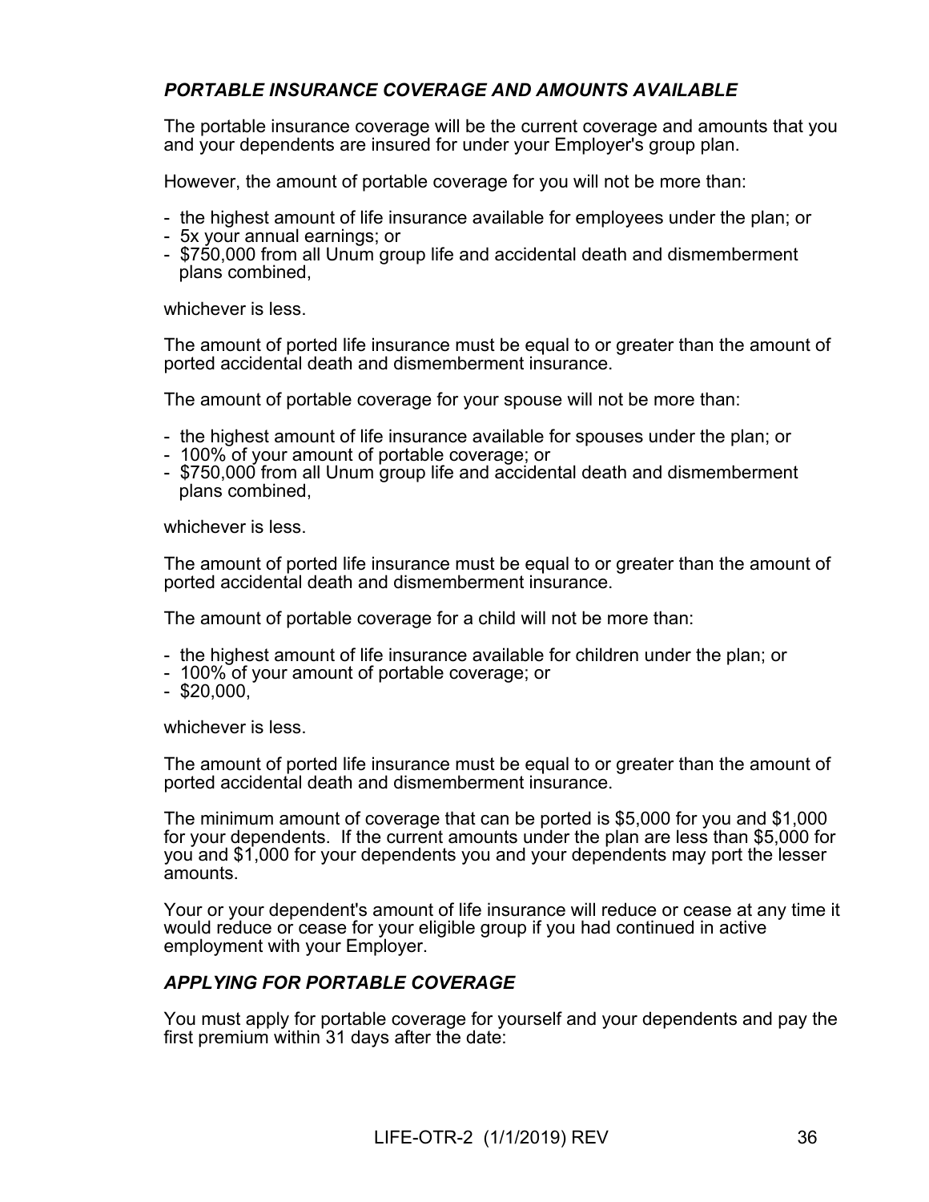### *PORTABLE INSURANCE COVERAGE AND AMOUNTS AVAILABLE*

The portable insurance coverage will be the current coverage and amounts that you and your dependents are insured for under your Employer's group plan.

However, the amount of portable coverage for you will not be more than:

- the highest amount of life insurance available for employees under the plan; or
- 5x your annual earnings; or
- $750,000 from all Unum group life and accidental death and dismemberment plans combined,

whichever is less.

The amount of ported life insurance must be equal to or greater than the amount of ported accidental death and dismemberment insurance.

The amount of portable coverage for your spouse will not be more than:

- the highest amount of life insurance available for spouses under the plan; or
- 100% of your amount of portable coverage; or
- $750,000 from all Unum group life and accidental death and dismemberment plans combined,

whichever is less.

The amount of ported life insurance must be equal to or greater than the amount of ported accidental death and dismemberment insurance.

The amount of portable coverage for a child will not be more than:

- the highest amount of life insurance available for children under the plan; or
- 100% of your amount of portable coverage; or
- $20,000,

whichever is less.

The amount of ported life insurance must be equal to or greater than the amount of ported accidental death and dismemberment insurance.

The minimum amount of coverage that can be ported is $5,000 for you and $1,000 for your dependents. If the current amounts under the plan are less than $5,000 for you and $1,000 for your dependents you and your dependents may port the lesser amounts.

Your or your dependent's amount of life insurance will reduce or cease at any time it would reduce or cease for your eligible group if you had continued in active employment with your Employer.

### *APPLYING FOR PORTABLE COVERAGE*

You must apply for portable coverage for yourself and your dependents and pay the first premium within 31 days after the date: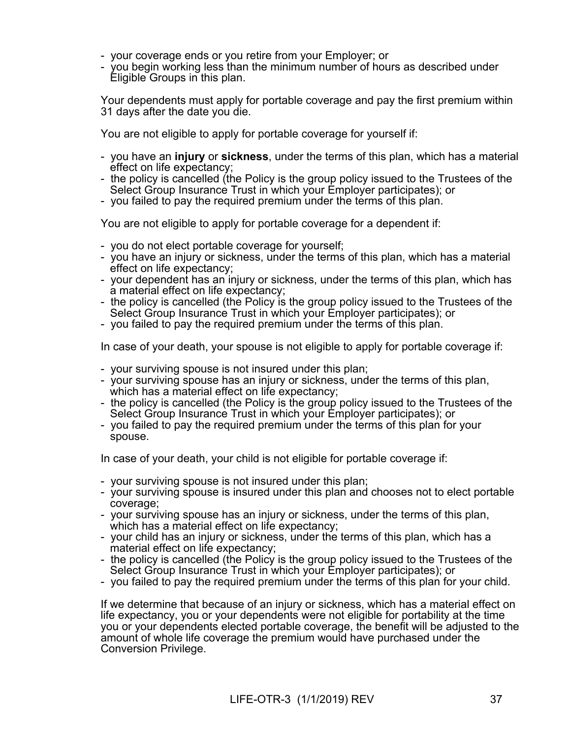- your coverage ends or you retire from your Employer; or
- you begin working less than the minimum number of hours as described under Eligible Groups in this plan.

Your dependents must apply for portable coverage and pay the first premium within 31 days after the date you die.

You are not eligible to apply for portable coverage for yourself if:

- you have an **injury** or **sickness**, under the terms of this plan, which has a material effect on life expectancy;
- the policy is cancelled (the Policy is the group policy issued to the Trustees of the Select Group Insurance Trust in which your Employer participates); or
- you failed to pay the required premium under the terms of this plan.

You are not eligible to apply for portable coverage for a dependent if:

- you do not elect portable coverage for yourself;
- you have an injury or sickness, under the terms of this plan, which has a material effect on life expectancy;
- your dependent has an injury or sickness, under the terms of this plan, which has a material effect on life expectancy;
- the policy is cancelled (the Policy is the group policy issued to the Trustees of the Select Group Insurance Trust in which your Employer participates); or
- you failed to pay the required premium under the terms of this plan.

In case of your death, your spouse is not eligible to apply for portable coverage if:

- your surviving spouse is not insured under this plan;
- your surviving spouse has an injury or sickness, under the terms of this plan, which has a material effect on life expectancy;
- the policy is cancelled (the Policy is the group policy issued to the Trustees of the Select Group Insurance Trust in which your Employer participates); or
- you failed to pay the required premium under the terms of this plan for your spouse.

In case of your death, your child is not eligible for portable coverage if:

- your surviving spouse is not insured under this plan;
- your surviving spouse is insured under this plan and chooses not to elect portable coverage;
- your surviving spouse has an injury or sickness, under the terms of this plan, which has a material effect on life expectancy;
- your child has an injury or sickness, under the terms of this plan, which has a material effect on life expectancy;
- the policy is cancelled (the Policy is the group policy issued to the Trustees of the Select Group Insurance Trust in which your Employer participates); or
- you failed to pay the required premium under the terms of this plan for your child.

If we determine that because of an injury or sickness, which has a material effect on life expectancy, you or your dependents were not eligible for portability at the time you or your dependents elected portable coverage, the benefit will be adjusted to the amount of whole life coverage the premium would have purchased under the Conversion Privilege.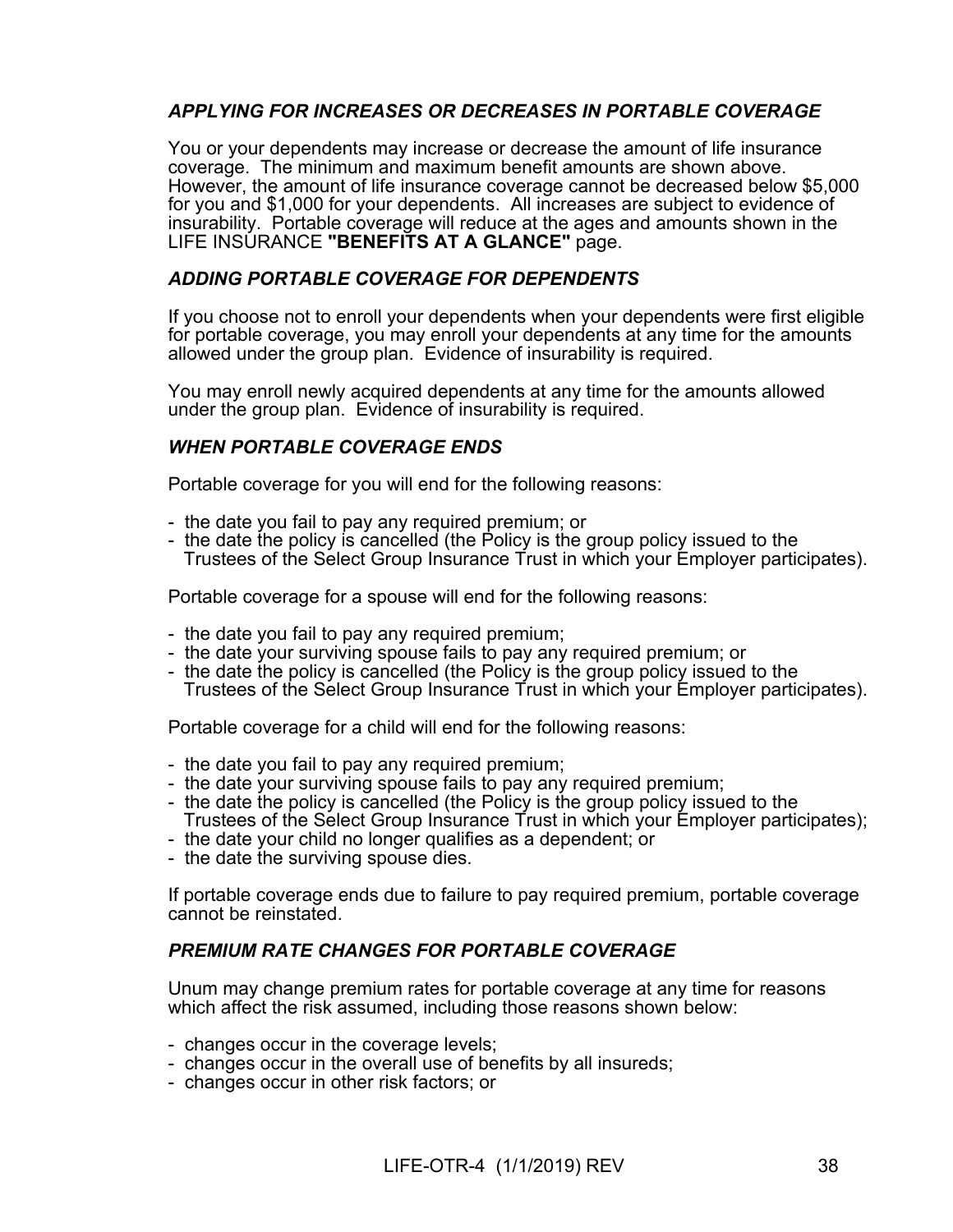### *APPLYING FOR INCREASES OR DECREASES IN PORTABLE COVERAGE*

You or your dependents may increase or decrease the amount of life insurance coverage. The minimum and maximum benefit amounts are shown above. However, the amount of life insurance coverage cannot be decreased below $5,000 for you and $1,000 for your dependents. All increases are subject to evidence of insurability. Portable coverage will reduce at the ages and amounts shown in the LIFE INSURANCE **"BENEFITS AT A GLANCE"** page.

### *ADDING PORTABLE COVERAGE FOR DEPENDENTS*

If you choose not to enroll your dependents when your dependents were first eligible for portable coverage, you may enroll your dependents at any time for the amounts allowed under the group plan. Evidence of insurability is required.

You may enroll newly acquired dependents at any time for the amounts allowed under the group plan. Evidence of insurability is required.

### *WHEN PORTABLE COVERAGE ENDS*

Portable coverage for you will end for the following reasons:

- the date you fail to pay any required premium; or
- the date the policy is cancelled (the Policy is the group policy issued to the Trustees of the Select Group Insurance Trust in which your Employer participates).

Portable coverage for a spouse will end for the following reasons:

- the date you fail to pay any required premium;
- the date your surviving spouse fails to pay any required premium; or
- the date the policy is cancelled (the Policy is the group policy issued to the Trustees of the Select Group Insurance Trust in which your Employer participates).

Portable coverage for a child will end for the following reasons:

- the date you fail to pay any required premium;
- the date your surviving spouse fails to pay any required premium;
- the date the policy is cancelled (the Policy is the group policy issued to the Trustees of the Select Group Insurance Trust in which your Employer participates);
- the date your child no longer qualifies as a dependent; or
- the date the surviving spouse dies.

If portable coverage ends due to failure to pay required premium, portable coverage cannot be reinstated.

### *PREMIUM RATE CHANGES FOR PORTABLE COVERAGE*

Unum may change premium rates for portable coverage at any time for reasons which affect the risk assumed, including those reasons shown below:

- changes occur in the coverage levels;
- changes occur in the overall use of benefits by all insureds;
- changes occur in other risk factors; or

LIFE-OTR-4 (1/1/2019) REV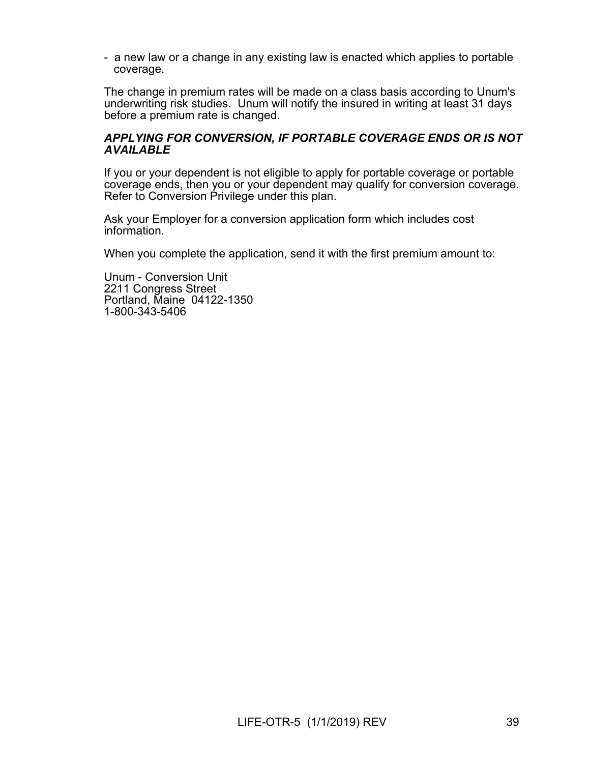- a new law or a change in any existing law is enacted which applies to portable coverage.

The change in premium rates will be made on a class basis according to Unum's underwriting risk studies. Unum will notify the insured in writing at least 31 days before a premium rate is changed.

***APPLYING FOR CONVERSION, IF PORTABLE COVERAGE ENDS OR IS NOT AVAILABLE***

If you or your dependent is not eligible to apply for portable coverage or portable coverage ends, then you or your dependent may qualify for conversion coverage. Refer to Conversion Privilege under this plan.

Ask your Employer for a conversion application form which includes cost information.

When you complete the application, send it with the first premium amount to:

Unum - Conversion Unit
2211 Congress Street
Portland, Maine 04122-1350
1-800-343-5406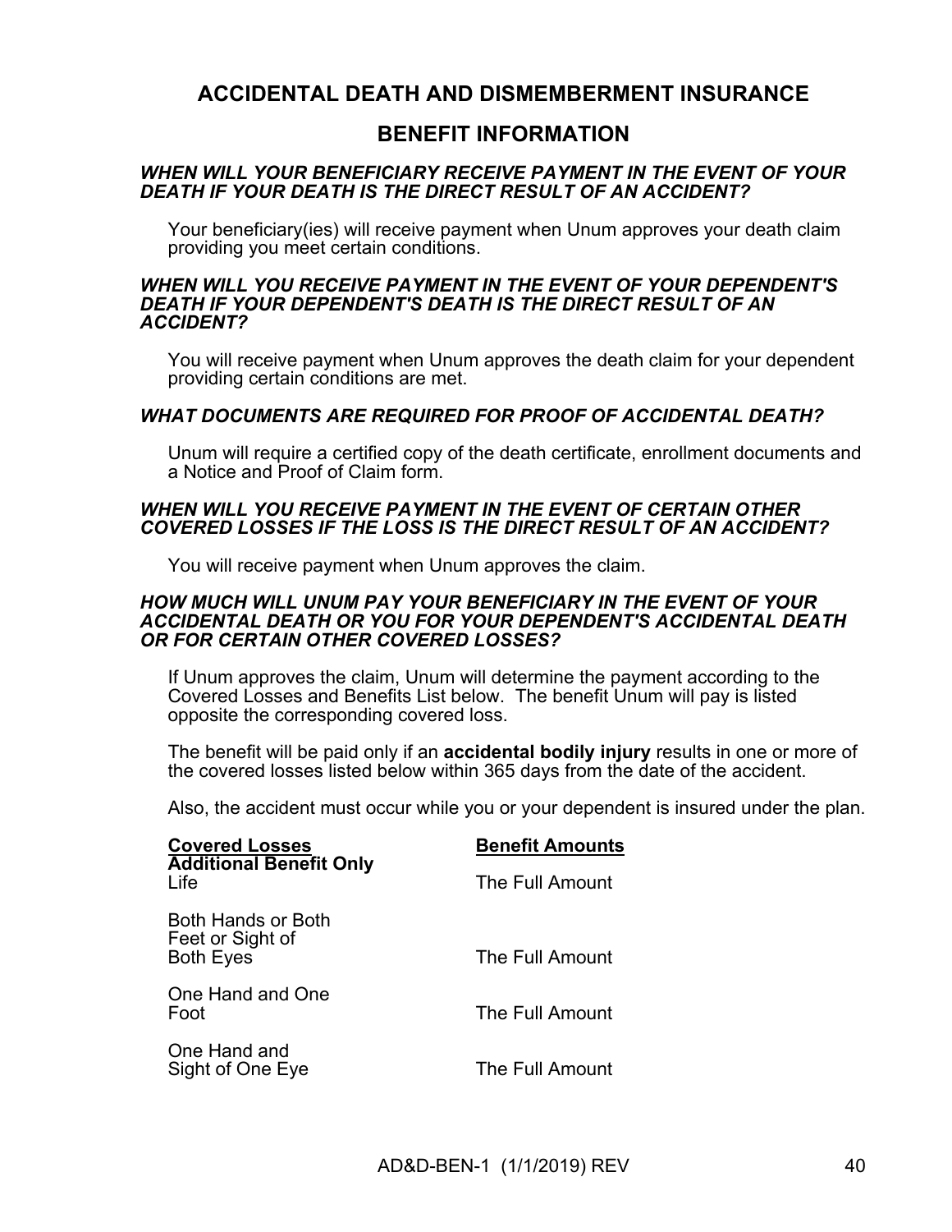# ACCIDENTAL DEATH AND DISMEMBERMENT INSURANCE

## BENEFIT INFORMATION

### *WHEN WILL YOUR BENEFICIARY RECEIVE PAYMENT IN THE EVENT OF YOUR DEATH IF YOUR DEATH IS THE DIRECT RESULT OF AN ACCIDENT?*

Your beneficiary(ies) will receive payment when Unum approves your death claim providing you meet certain conditions.

### *WHEN WILL YOU RECEIVE PAYMENT IN THE EVENT OF YOUR DEPENDENT'S DEATH IF YOUR DEPENDENT'S DEATH IS THE DIRECT RESULT OF AN ACCIDENT?*

You will receive payment when Unum approves the death claim for your dependent providing certain conditions are met.

### *WHAT DOCUMENTS ARE REQUIRED FOR PROOF OF ACCIDENTAL DEATH?*

Unum will require a certified copy of the death certificate, enrollment documents and a Notice and Proof of Claim form.

### *WHEN WILL YOU RECEIVE PAYMENT IN THE EVENT OF CERTAIN OTHER COVERED LOSSES IF THE LOSS IS THE DIRECT RESULT OF AN ACCIDENT?*

You will receive payment when Unum approves the claim.

### *HOW MUCH WILL UNUM PAY YOUR BENEFICIARY IN THE EVENT OF YOUR ACCIDENTAL DEATH OR YOU FOR YOUR DEPENDENT'S ACCIDENTAL DEATH OR FOR CERTAIN OTHER COVERED LOSSES?*

If Unum approves the claim, Unum will determine the payment according to the Covered Losses and Benefits List below. The benefit Unum will pay is listed opposite the corresponding covered loss.

The benefit will be paid only if an **accidental bodily injury** results in one or more of the covered losses listed below within 365 days from the date of the accident.

Also, the accident must occur while you or your dependent is insured under the plan.

| **Covered Losses** | **Benefit Amounts** |
|---|---|
| **Additional Benefit Only** | |
| Life | The Full Amount |
| Both Hands or Both Feet or Sight of Both Eyes | The Full Amount |
| One Hand and One Foot | The Full Amount |
| One Hand and Sight of One Eye | The Full Amount |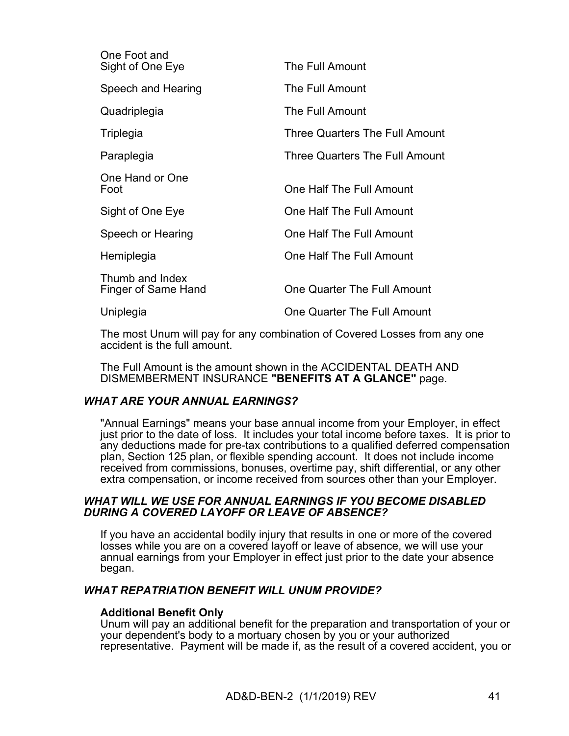| | |
|---|---|
| One Foot and Sight of One Eye | The Full Amount |
| Speech and Hearing | The Full Amount |
| Quadriplegia | The Full Amount |
| Triplegia | Three Quarters The Full Amount |
| Paraplegia | Three Quarters The Full Amount |
| One Hand or One Foot | One Half The Full Amount |
| Sight of One Eye | One Half The Full Amount |
| Speech or Hearing | One Half The Full Amount |
| Hemiplegia | One Half The Full Amount |
| Thumb and Index Finger of Same Hand | One Quarter The Full Amount |
| Uniplegia | One Quarter The Full Amount |

The most Unum will pay for any combination of Covered Losses from any one accident is the full amount.

The Full Amount is the amount shown in the ACCIDENTAL DEATH AND DISMEMBERMENT INSURANCE **"BENEFITS AT A GLANCE"** page.

### *WHAT ARE YOUR ANNUAL EARNINGS?*

"Annual Earnings" means your base annual income from your Employer, in effect just prior to the date of loss. It includes your total income before taxes. It is prior to any deductions made for pre-tax contributions to a qualified deferred compensation plan, Section 125 plan, or flexible spending account. It does not include income received from commissions, bonuses, overtime pay, shift differential, or any other extra compensation, or income received from sources other than your Employer.

### *WHAT WILL WE USE FOR ANNUAL EARNINGS IF YOU BECOME DISABLED DURING A COVERED LAYOFF OR LEAVE OF ABSENCE?*

If you have an accidental bodily injury that results in one or more of the covered losses while you are on a covered layoff or leave of absence, we will use your annual earnings from your Employer in effect just prior to the date your absence began.

### *WHAT REPATRIATION BENEFIT WILL UNUM PROVIDE?*

**Additional Benefit Only**
Unum will pay an additional benefit for the preparation and transportation of your or your dependent's body to a mortuary chosen by you or your authorized representative. Payment will be made if, as the result of a covered accident, you or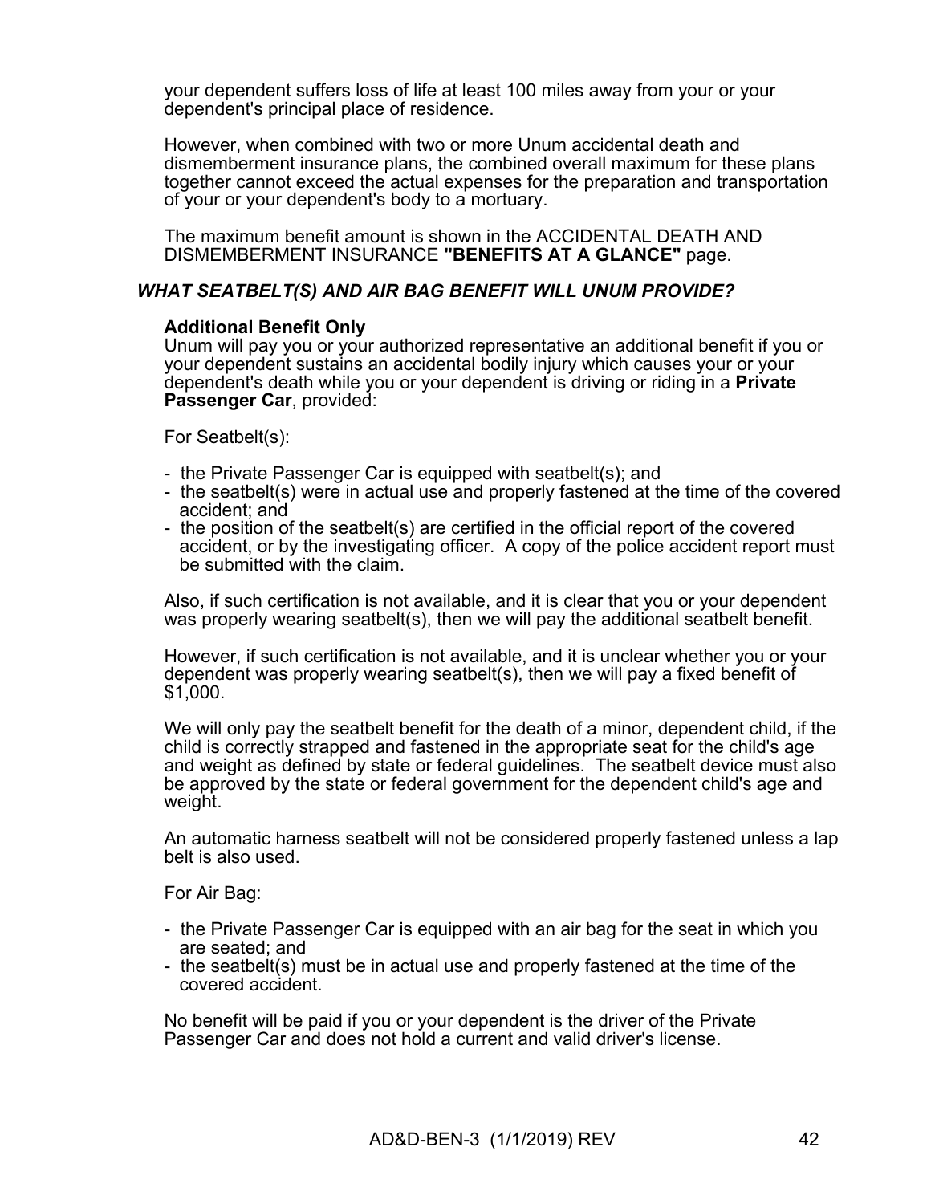your dependent suffers loss of life at least 100 miles away from your or your dependent's principal place of residence.

However, when combined with two or more Unum accidental death and dismemberment insurance plans, the combined overall maximum for these plans together cannot exceed the actual expenses for the preparation and transportation of your or your dependent's body to a mortuary.

The maximum benefit amount is shown in the ACCIDENTAL DEATH AND DISMEMBERMENT INSURANCE **"BENEFITS AT A GLANCE"** page.

### *WHAT SEATBELT(S) AND AIR BAG BENEFIT WILL UNUM PROVIDE?*

**Additional Benefit Only**
Unum will pay you or your authorized representative an additional benefit if you or your dependent sustains an accidental bodily injury which causes your or your dependent's death while you or your dependent is driving or riding in a **Private Passenger Car**, provided:

For Seatbelt(s):

- the Private Passenger Car is equipped with seatbelt(s); and
- the seatbelt(s) were in actual use and properly fastened at the time of the covered accident; and
- the position of the seatbelt(s) are certified in the official report of the covered accident, or by the investigating officer. A copy of the police accident report must be submitted with the claim.

Also, if such certification is not available, and it is clear that you or your dependent was properly wearing seatbelt(s), then we will pay the additional seatbelt benefit.

However, if such certification is not available, and it is unclear whether you or your dependent was properly wearing seatbelt(s), then we will pay a fixed benefit of $1,000.

We will only pay the seatbelt benefit for the death of a minor, dependent child, if the child is correctly strapped and fastened in the appropriate seat for the child's age and weight as defined by state or federal guidelines. The seatbelt device must also be approved by the state or federal government for the dependent child's age and weight.

An automatic harness seatbelt will not be considered properly fastened unless a lap belt is also used.

For Air Bag:

- the Private Passenger Car is equipped with an air bag for the seat in which you are seated; and
- the seatbelt(s) must be in actual use and properly fastened at the time of the covered accident.

No benefit will be paid if you or your dependent is the driver of the Private Passenger Car and does not hold a current and valid driver's license.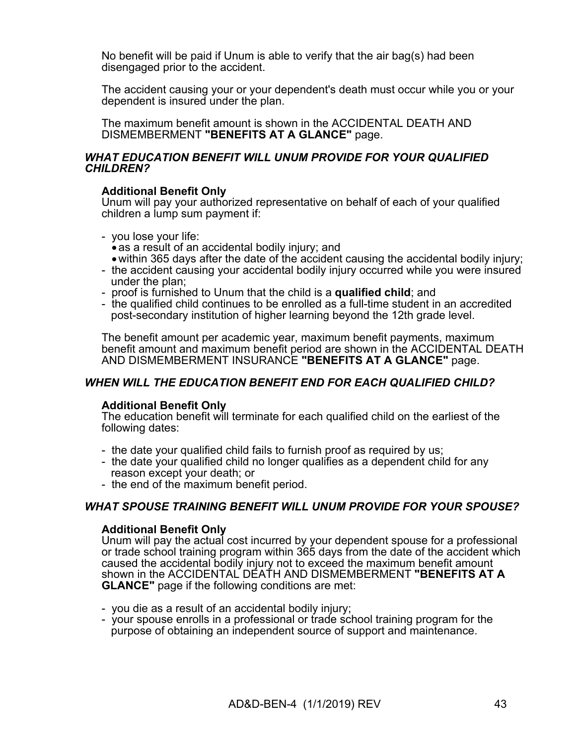No benefit will be paid if Unum is able to verify that the air bag(s) had been disengaged prior to the accident.

The accident causing your or your dependent's death must occur while you or your dependent is insured under the plan.

The maximum benefit amount is shown in the ACCIDENTAL DEATH AND DISMEMBERMENT **"BENEFITS AT A GLANCE"** page.

### *WHAT EDUCATION BENEFIT WILL UNUM PROVIDE FOR YOUR QUALIFIED CHILDREN?*

**Additional Benefit Only**
Unum will pay your authorized representative on behalf of each of your qualified children a lump sum payment if:

- you lose your life:
  - as a result of an accidental bodily injury; and
  - within 365 days after the date of the accident causing the accidental bodily injury;
- the accident causing your accidental bodily injury occurred while you were insured under the plan;
- proof is furnished to Unum that the child is a **qualified child**; and
- the qualified child continues to be enrolled as a full-time student in an accredited post-secondary institution of higher learning beyond the 12th grade level.

The benefit amount per academic year, maximum benefit payments, maximum benefit amount and maximum benefit period are shown in the ACCIDENTAL DEATH AND DISMEMBERMENT INSURANCE **"BENEFITS AT A GLANCE"** page.

### *WHEN WILL THE EDUCATION BENEFIT END FOR EACH QUALIFIED CHILD?*

**Additional Benefit Only**
The education benefit will terminate for each qualified child on the earliest of the following dates:

- the date your qualified child fails to furnish proof as required by us;
- the date your qualified child no longer qualifies as a dependent child for any reason except your death; or
- the end of the maximum benefit period.

### *WHAT SPOUSE TRAINING BENEFIT WILL UNUM PROVIDE FOR YOUR SPOUSE?*

**Additional Benefit Only**
Unum will pay the actual cost incurred by your dependent spouse for a professional or trade school training program within 365 days from the date of the accident which caused the accidental bodily injury not to exceed the maximum benefit amount shown in the ACCIDENTAL DEATH AND DISMEMBERMENT **"BENEFITS AT A GLANCE"** page if the following conditions are met:

- you die as a result of an accidental bodily injury;
- your spouse enrolls in a professional or trade school training program for the purpose of obtaining an independent source of support and maintenance.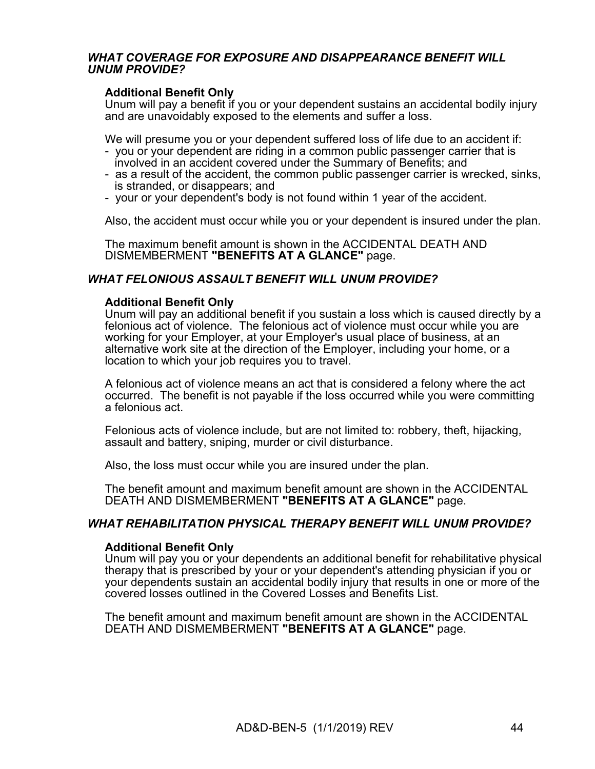### *WHAT COVERAGE FOR EXPOSURE AND DISAPPEARANCE BENEFIT WILL UNUM PROVIDE?*

**Additional Benefit Only**
Unum will pay a benefit if you or your dependent sustains an accidental bodily injury and are unavoidably exposed to the elements and suffer a loss.

We will presume you or your dependent suffered loss of life due to an accident if:

- you or your dependent are riding in a common public passenger carrier that is involved in an accident covered under the Summary of Benefits; and
- as a result of the accident, the common public passenger carrier is wrecked, sinks, is stranded, or disappears; and
- your or your dependent's body is not found within 1 year of the accident.

Also, the accident must occur while you or your dependent is insured under the plan.

The maximum benefit amount is shown in the ACCIDENTAL DEATH AND DISMEMBERMENT **"BENEFITS AT A GLANCE"** page.

### *WHAT FELONIOUS ASSAULT BENEFIT WILL UNUM PROVIDE?*

**Additional Benefit Only**
Unum will pay an additional benefit if you sustain a loss which is caused directly by a felonious act of violence. The felonious act of violence must occur while you are working for your Employer, at your Employer's usual place of business, at an alternative work site at the direction of the Employer, including your home, or a location to which your job requires you to travel.

A felonious act of violence means an act that is considered a felony where the act occurred. The benefit is not payable if the loss occurred while you were committing a felonious act.

Felonious acts of violence include, but are not limited to: robbery, theft, hijacking, assault and battery, sniping, murder or civil disturbance.

Also, the loss must occur while you are insured under the plan.

The benefit amount and maximum benefit amount are shown in the ACCIDENTAL DEATH AND DISMEMBERMENT **"BENEFITS AT A GLANCE"** page.

### *WHAT REHABILITATION PHYSICAL THERAPY BENEFIT WILL UNUM PROVIDE?*

**Additional Benefit Only**
Unum will pay you or your dependents an additional benefit for rehabilitative physical therapy that is prescribed by your or your dependent's attending physician if you or your dependents sustain an accidental bodily injury that results in one or more of the covered losses outlined in the Covered Losses and Benefits List.

The benefit amount and maximum benefit amount are shown in the ACCIDENTAL DEATH AND DISMEMBERMENT **"BENEFITS AT A GLANCE"** page.

AD&D-BEN-5 (1/1/2019) REV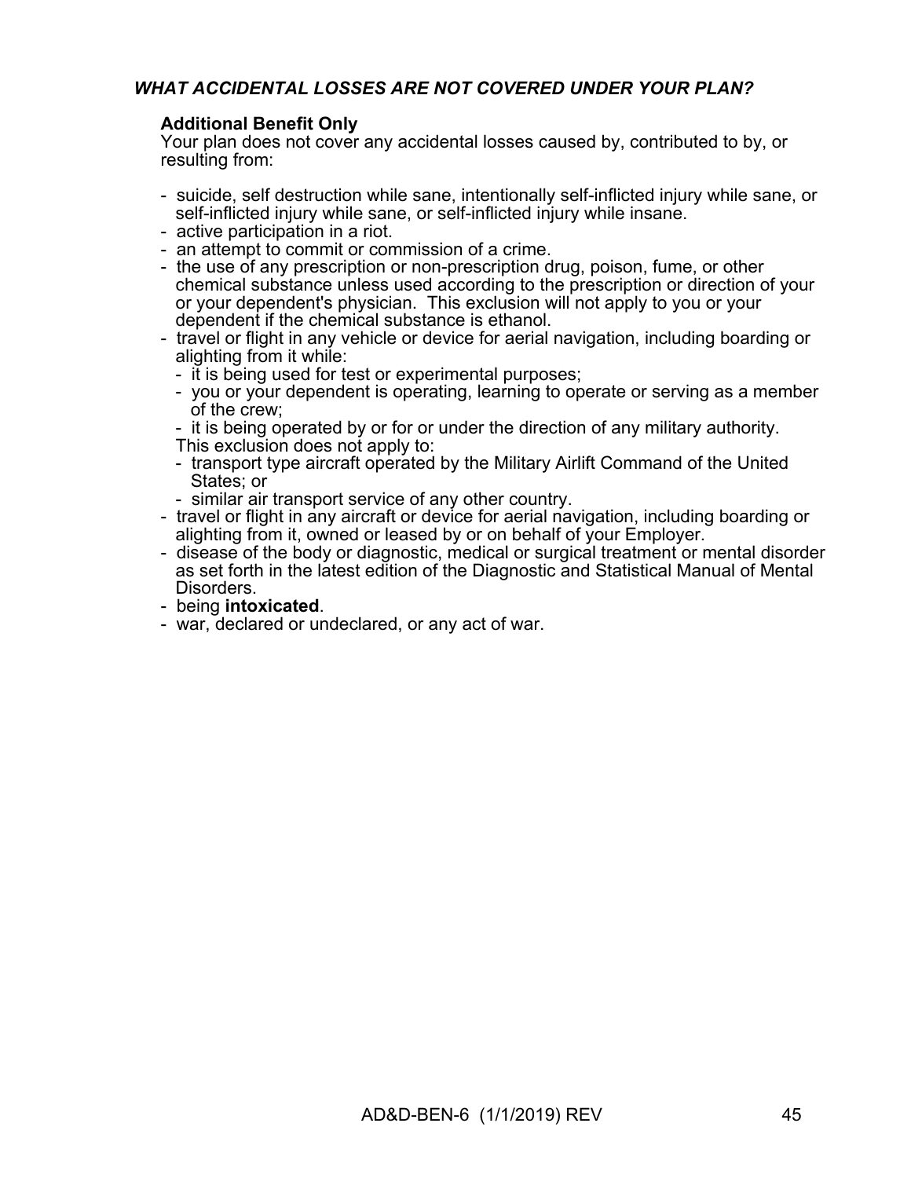### *WHAT ACCIDENTAL LOSSES ARE NOT COVERED UNDER YOUR PLAN?*

**Additional Benefit Only**

Your plan does not cover any accidental losses caused by, contributed to by, or resulting from:

- suicide, self destruction while sane, intentionally self-inflicted injury while sane, or self-inflicted injury while sane, or self-inflicted injury while insane.
- active participation in a riot.
- an attempt to commit or commission of a crime.
- the use of any prescription or non-prescription drug, poison, fume, or other chemical substance unless used according to the prescription or direction of your or your dependent's physician. This exclusion will not apply to you or your dependent if the chemical substance is ethanol.
- travel or flight in any vehicle or device for aerial navigation, including boarding or alighting from it while:
  - it is being used for test or experimental purposes;
  - you or your dependent is operating, learning to operate or serving as a member of the crew;
  - it is being operated by or for or under the direction of any military authority.

  This exclusion does not apply to:
  - transport type aircraft operated by the Military Airlift Command of the United States; or
  - similar air transport service of any other country.
- travel or flight in any aircraft or device for aerial navigation, including boarding or alighting from it, owned or leased by or on behalf of your Employer.
- disease of the body or diagnostic, medical or surgical treatment or mental disorder as set forth in the latest edition of the Diagnostic and Statistical Manual of Mental Disorders.
- being **intoxicated**.
- war, declared or undeclared, or any act of war.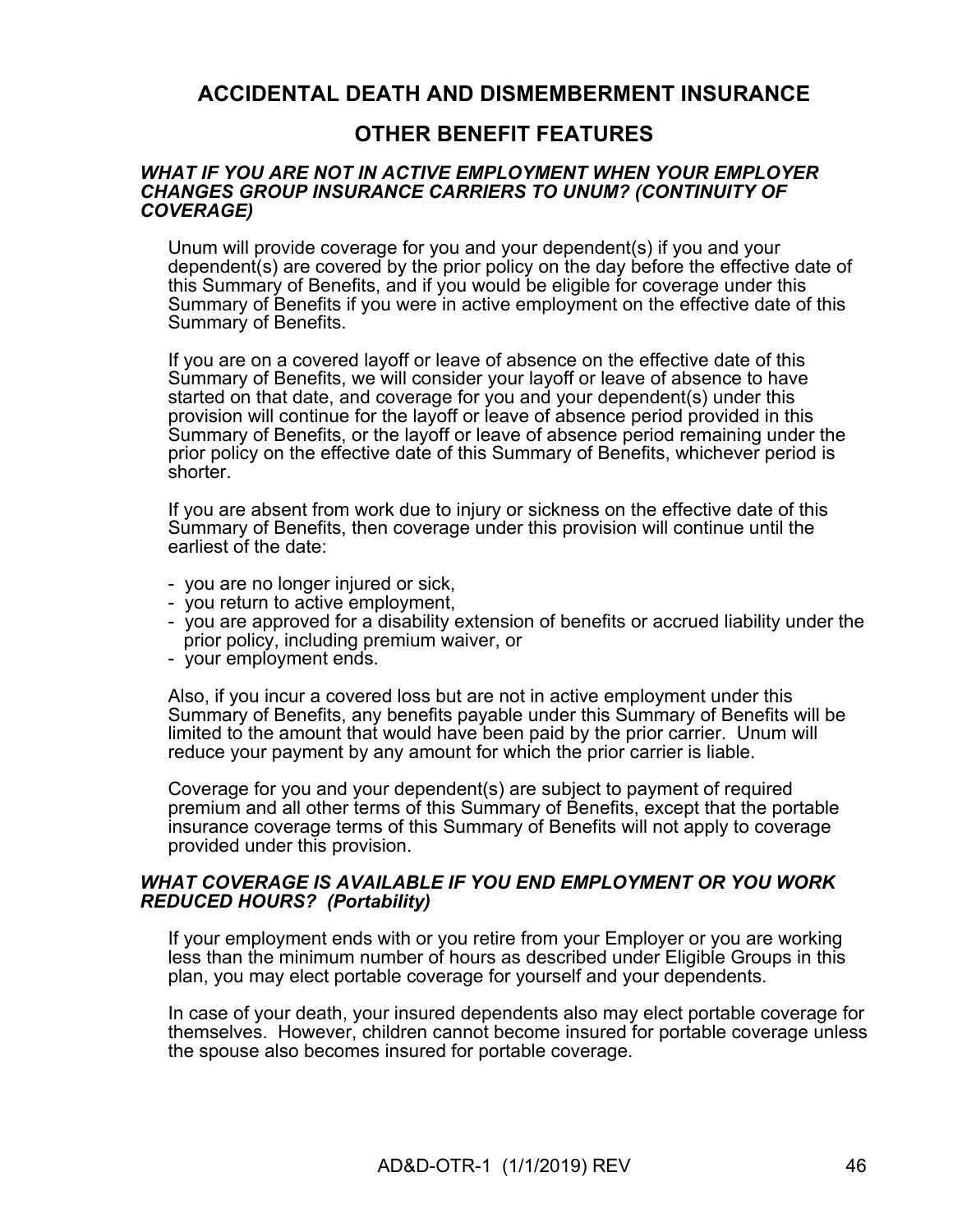## ACCIDENTAL DEATH AND DISMEMBERMENT INSURANCE

## OTHER BENEFIT FEATURES

### *WHAT IF YOU ARE NOT IN ACTIVE EMPLOYMENT WHEN YOUR EMPLOYER CHANGES GROUP INSURANCE CARRIERS TO UNUM? (CONTINUITY OF COVERAGE)*

Unum will provide coverage for you and your dependent(s) if you and your dependent(s) are covered by the prior policy on the day before the effective date of this Summary of Benefits, and if you would be eligible for coverage under this Summary of Benefits if you were in active employment on the effective date of this Summary of Benefits.

If you are on a covered layoff or leave of absence on the effective date of this Summary of Benefits, we will consider your layoff or leave of absence to have started on that date, and coverage for you and your dependent(s) under this provision will continue for the layoff or leave of absence period provided in this Summary of Benefits, or the layoff or leave of absence period remaining under the prior policy on the effective date of this Summary of Benefits, whichever period is shorter.

If you are absent from work due to injury or sickness on the effective date of this Summary of Benefits, then coverage under this provision will continue until the earliest of the date:

- you are no longer injured or sick,
- you return to active employment,
- you are approved for a disability extension of benefits or accrued liability under the prior policy, including premium waiver, or
- your employment ends.

Also, if you incur a covered loss but are not in active employment under this Summary of Benefits, any benefits payable under this Summary of Benefits will be limited to the amount that would have been paid by the prior carrier. Unum will reduce your payment by any amount for which the prior carrier is liable.

Coverage for you and your dependent(s) are subject to payment of required premium and all other terms of this Summary of Benefits, except that the portable insurance coverage terms of this Summary of Benefits will not apply to coverage provided under this provision.

### *WHAT COVERAGE IS AVAILABLE IF YOU END EMPLOYMENT OR YOU WORK REDUCED HOURS? (Portability)*

If your employment ends with or you retire from your Employer or you are working less than the minimum number of hours as described under Eligible Groups in this plan, you may elect portable coverage for yourself and your dependents.

In case of your death, your insured dependents also may elect portable coverage for themselves. However, children cannot become insured for portable coverage unless the spouse also becomes insured for portable coverage.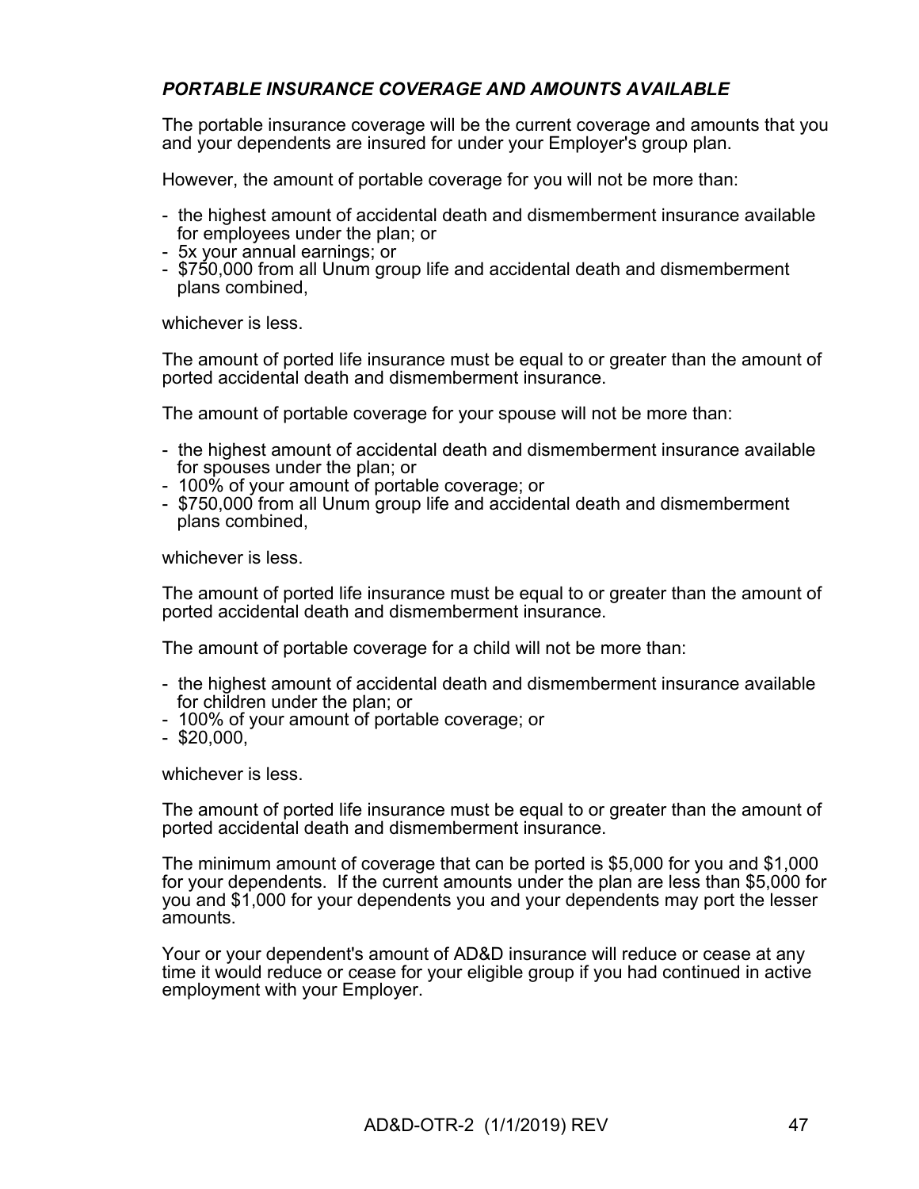### *PORTABLE INSURANCE COVERAGE AND AMOUNTS AVAILABLE*

The portable insurance coverage will be the current coverage and amounts that you and your dependents are insured for under your Employer's group plan.

However, the amount of portable coverage for you will not be more than:

- the highest amount of accidental death and dismemberment insurance available for employees under the plan; or
- 5x your annual earnings; or
- $750,000 from all Unum group life and accidental death and dismemberment plans combined,

whichever is less.

The amount of ported life insurance must be equal to or greater than the amount of ported accidental death and dismemberment insurance.

The amount of portable coverage for your spouse will not be more than:

- the highest amount of accidental death and dismemberment insurance available for spouses under the plan; or
- 100% of your amount of portable coverage; or
- $750,000 from all Unum group life and accidental death and dismemberment plans combined,

whichever is less.

The amount of ported life insurance must be equal to or greater than the amount of ported accidental death and dismemberment insurance.

The amount of portable coverage for a child will not be more than:

- the highest amount of accidental death and dismemberment insurance available for children under the plan; or
- 100% of your amount of portable coverage; or
- $20,000,

whichever is less.

The amount of ported life insurance must be equal to or greater than the amount of ported accidental death and dismemberment insurance.

The minimum amount of coverage that can be ported is $5,000 for you and $1,000 for your dependents. If the current amounts under the plan are less than $5,000 for you and $1,000 for your dependents you and your dependents may port the lesser amounts.

Your or your dependent's amount of AD&D insurance will reduce or cease at any time it would reduce or cease for your eligible group if you had continued in active employment with your Employer.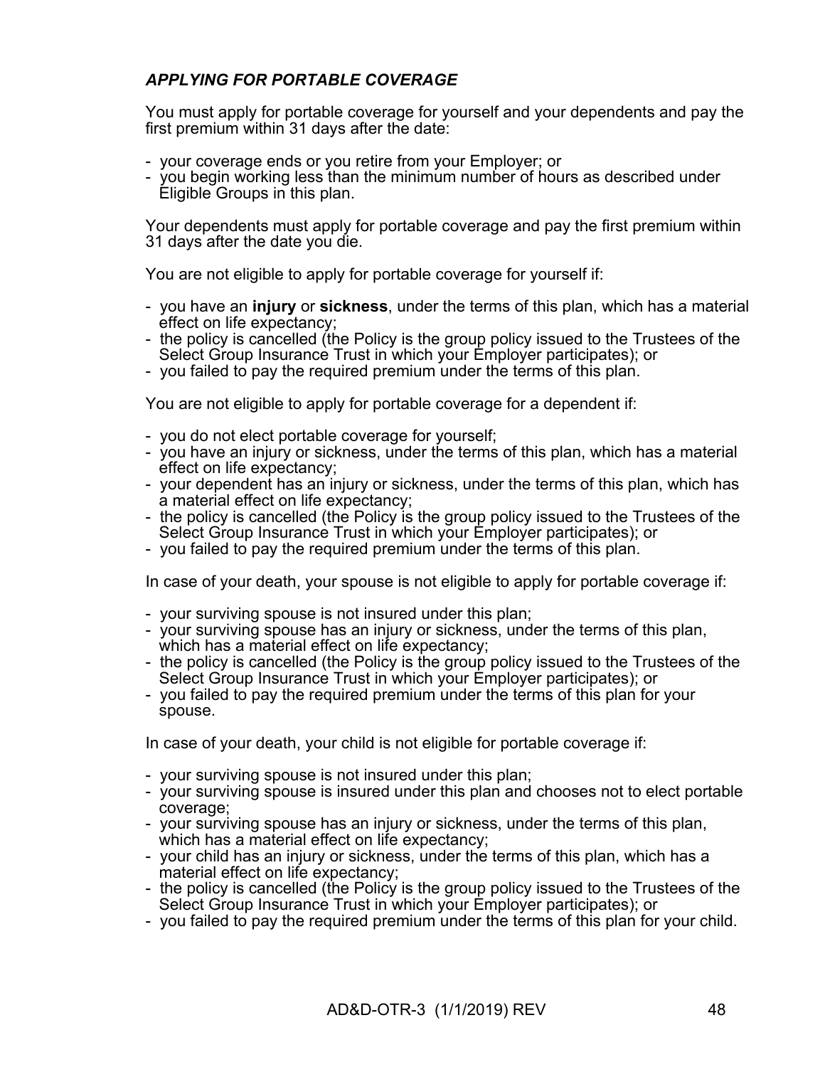### *APPLYING FOR PORTABLE COVERAGE*

You must apply for portable coverage for yourself and your dependents and pay the first premium within 31 days after the date:

- your coverage ends or you retire from your Employer; or
- you begin working less than the minimum number of hours as described under Eligible Groups in this plan.

Your dependents must apply for portable coverage and pay the first premium within 31 days after the date you die.

You are not eligible to apply for portable coverage for yourself if:

- you have an **injury** or **sickness**, under the terms of this plan, which has a material effect on life expectancy;
- the policy is cancelled (the Policy is the group policy issued to the Trustees of the Select Group Insurance Trust in which your Employer participates); or
- you failed to pay the required premium under the terms of this plan.

You are not eligible to apply for portable coverage for a dependent if:

- you do not elect portable coverage for yourself;
- you have an injury or sickness, under the terms of this plan, which has a material effect on life expectancy;
- your dependent has an injury or sickness, under the terms of this plan, which has a material effect on life expectancy;
- the policy is cancelled (the Policy is the group policy issued to the Trustees of the Select Group Insurance Trust in which your Employer participates); or
- you failed to pay the required premium under the terms of this plan.

In case of your death, your spouse is not eligible to apply for portable coverage if:

- your surviving spouse is not insured under this plan;
- your surviving spouse has an injury or sickness, under the terms of this plan, which has a material effect on life expectancy;
- the policy is cancelled (the Policy is the group policy issued to the Trustees of the Select Group Insurance Trust in which your Employer participates); or
- you failed to pay the required premium under the terms of this plan for your spouse.

In case of your death, your child is not eligible for portable coverage if:

- your surviving spouse is not insured under this plan;
- your surviving spouse is insured under this plan and chooses not to elect portable coverage;
- your surviving spouse has an injury or sickness, under the terms of this plan, which has a material effect on life expectancy;
- your child has an injury or sickness, under the terms of this plan, which has a material effect on life expectancy;
- the policy is cancelled (the Policy is the group policy issued to the Trustees of the Select Group Insurance Trust in which your Employer participates); or
- you failed to pay the required premium under the terms of this plan for your child.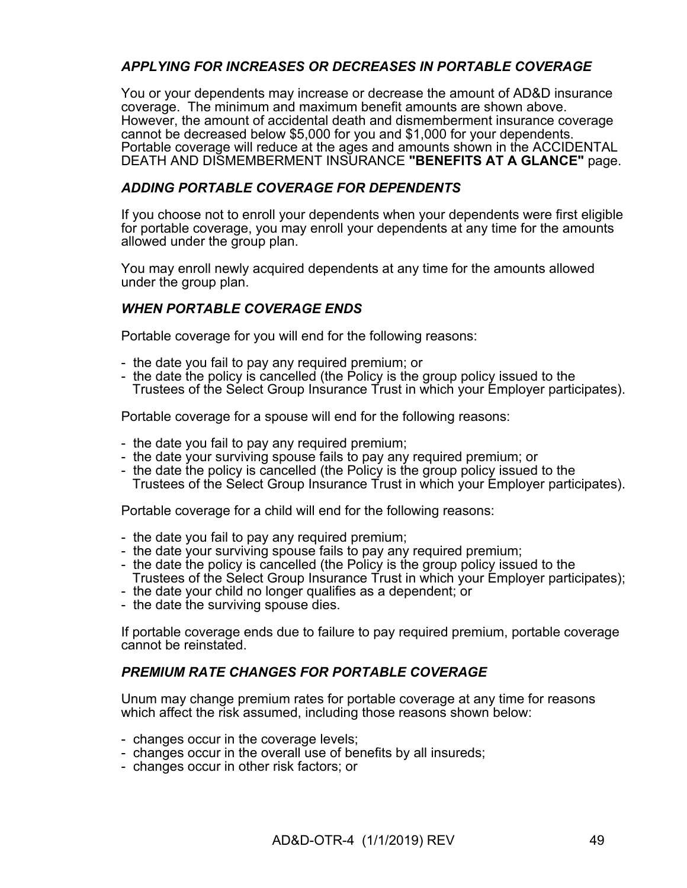### *APPLYING FOR INCREASES OR DECREASES IN PORTABLE COVERAGE*

You or your dependents may increase or decrease the amount of AD&D insurance coverage. The minimum and maximum benefit amounts are shown above. However, the amount of accidental death and dismemberment insurance coverage cannot be decreased below $5,000 for you and $1,000 for your dependents. Portable coverage will reduce at the ages and amounts shown in the ACCIDENTAL DEATH AND DISMEMBERMENT INSURANCE **"BENEFITS AT A GLANCE"** page.

### *ADDING PORTABLE COVERAGE FOR DEPENDENTS*

If you choose not to enroll your dependents when your dependents were first eligible for portable coverage, you may enroll your dependents at any time for the amounts allowed under the group plan.

You may enroll newly acquired dependents at any time for the amounts allowed under the group plan.

### *WHEN PORTABLE COVERAGE ENDS*

Portable coverage for you will end for the following reasons:

- the date you fail to pay any required premium; or
- the date the policy is cancelled (the Policy is the group policy issued to the Trustees of the Select Group Insurance Trust in which your Employer participates).

Portable coverage for a spouse will end for the following reasons:

- the date you fail to pay any required premium;
- the date your surviving spouse fails to pay any required premium; or
- the date the policy is cancelled (the Policy is the group policy issued to the Trustees of the Select Group Insurance Trust in which your Employer participates).

Portable coverage for a child will end for the following reasons:

- the date you fail to pay any required premium;
- the date your surviving spouse fails to pay any required premium;
- the date the policy is cancelled (the Policy is the group policy issued to the Trustees of the Select Group Insurance Trust in which your Employer participates);
- the date your child no longer qualifies as a dependent; or
- the date the surviving spouse dies.

If portable coverage ends due to failure to pay required premium, portable coverage cannot be reinstated.

### *PREMIUM RATE CHANGES FOR PORTABLE COVERAGE*

Unum may change premium rates for portable coverage at any time for reasons which affect the risk assumed, including those reasons shown below:

- changes occur in the coverage levels;
- changes occur in the overall use of benefits by all insureds;
- changes occur in other risk factors; or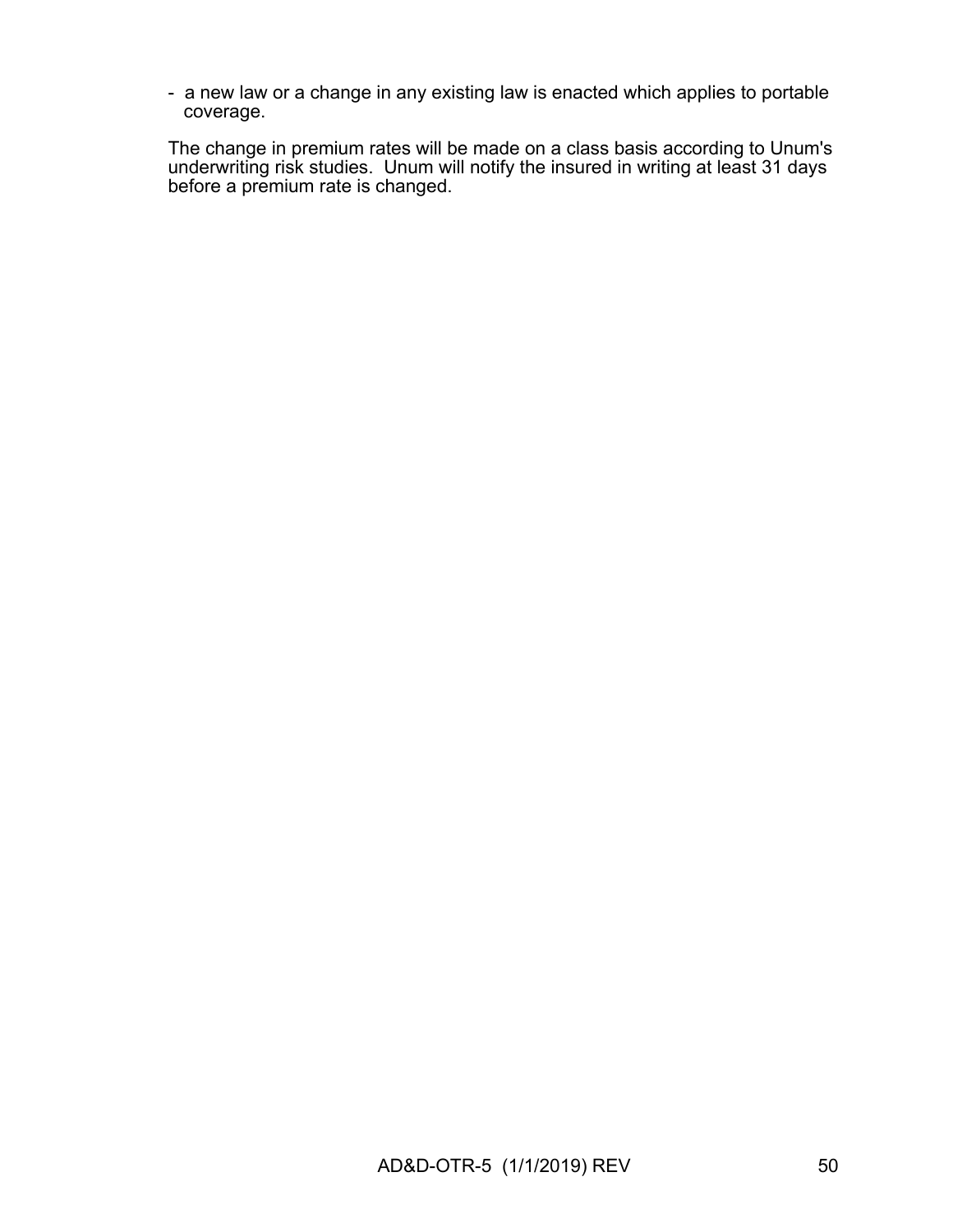- a new law or a change in any existing law is enacted which applies to portable coverage.

The change in premium rates will be made on a class basis according to Unum's underwriting risk studies. Unum will notify the insured in writing at least 31 days before a premium rate is changed.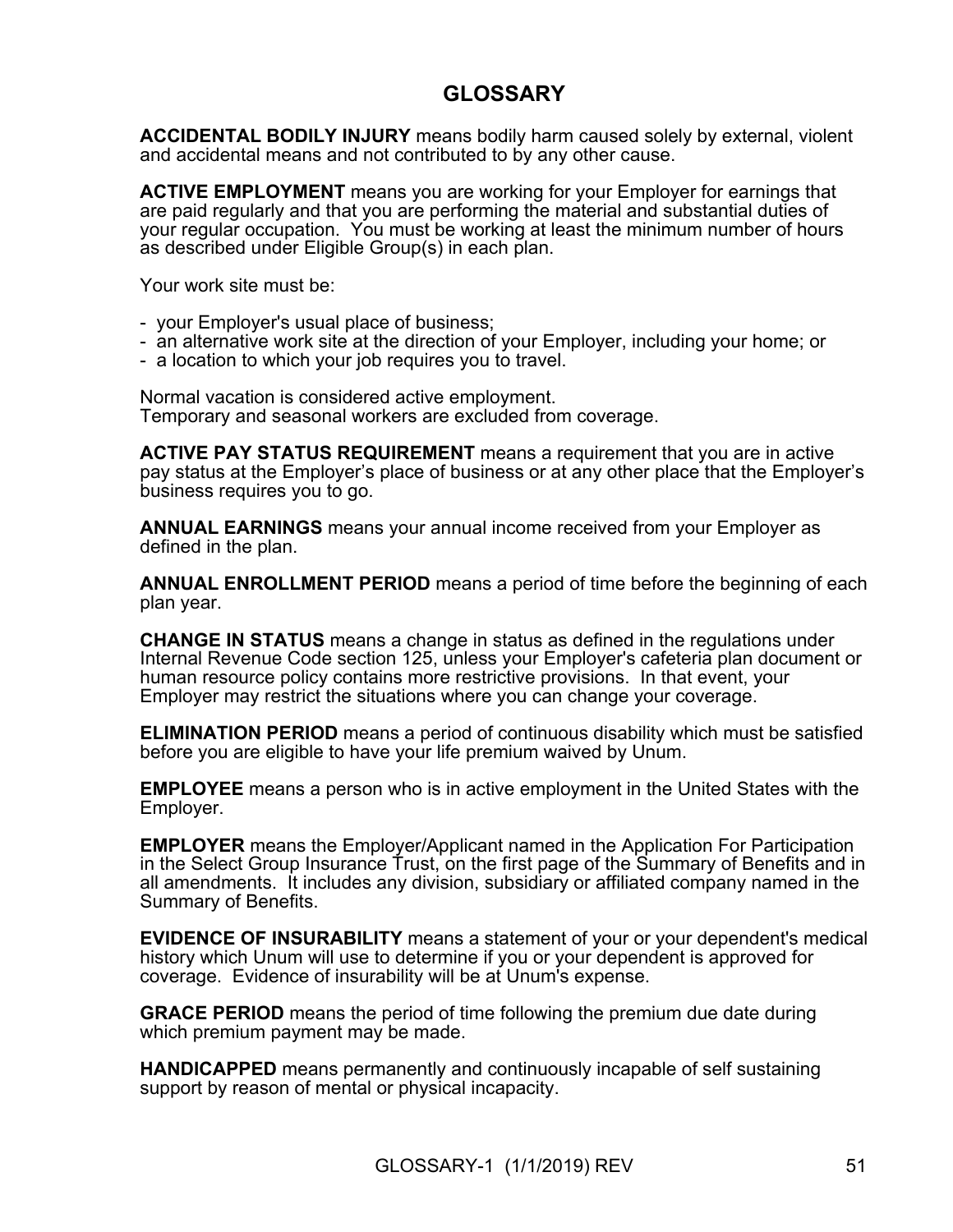# GLOSSARY

**ACCIDENTAL BODILY INJURY** means bodily harm caused solely by external, violent and accidental means and not contributed to by any other cause.

**ACTIVE EMPLOYMENT** means you are working for your Employer for earnings that are paid regularly and that you are performing the material and substantial duties of your regular occupation. You must be working at least the minimum number of hours as described under Eligible Group(s) in each plan.

Your work site must be:

- your Employer's usual place of business;
- an alternative work site at the direction of your Employer, including your home; or
- a location to which your job requires you to travel.

Normal vacation is considered active employment.
Temporary and seasonal workers are excluded from coverage.

**ACTIVE PAY STATUS REQUIREMENT** means a requirement that you are in active pay status at the Employer's place of business or at any other place that the Employer's business requires you to go.

**ANNUAL EARNINGS** means your annual income received from your Employer as defined in the plan.

**ANNUAL ENROLLMENT PERIOD** means a period of time before the beginning of each plan year.

**CHANGE IN STATUS** means a change in status as defined in the regulations under Internal Revenue Code section 125, unless your Employer's cafeteria plan document or human resource policy contains more restrictive provisions. In that event, your Employer may restrict the situations where you can change your coverage.

**ELIMINATION PERIOD** means a period of continuous disability which must be satisfied before you are eligible to have your life premium waived by Unum.

**EMPLOYEE** means a person who is in active employment in the United States with the Employer.

**EMPLOYER** means the Employer/Applicant named in the Application For Participation in the Select Group Insurance Trust, on the first page of the Summary of Benefits and in all amendments. It includes any division, subsidiary or affiliated company named in the Summary of Benefits.

**EVIDENCE OF INSURABILITY** means a statement of your or your dependent's medical history which Unum will use to determine if you or your dependent is approved for coverage. Evidence of insurability will be at Unum's expense.

**GRACE PERIOD** means the period of time following the premium due date during which premium payment may be made.

**HANDICAPPED** means permanently and continuously incapable of self sustaining support by reason of mental or physical incapacity.

GLOSSARY-1 (1/1/2019) REV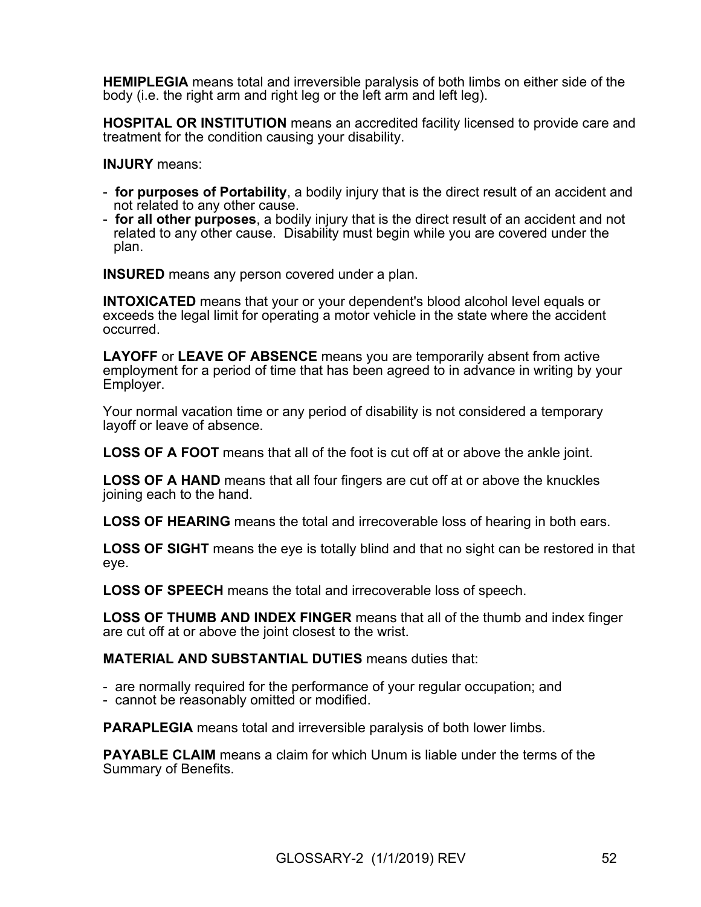**HEMIPLEGIA** means total and irreversible paralysis of both limbs on either side of the body (i.e. the right arm and right leg or the left arm and left leg).

**HOSPITAL OR INSTITUTION** means an accredited facility licensed to provide care and treatment for the condition causing your disability.

**INJURY** means:

- **for purposes of Portability**, a bodily injury that is the direct result of an accident and not related to any other cause.
- **for all other purposes**, a bodily injury that is the direct result of an accident and not related to any other cause. Disability must begin while you are covered under the plan.

**INSURED** means any person covered under a plan.

**INTOXICATED** means that your or your dependent's blood alcohol level equals or exceeds the legal limit for operating a motor vehicle in the state where the accident occurred.

**LAYOFF** or **LEAVE OF ABSENCE** means you are temporarily absent from active employment for a period of time that has been agreed to in advance in writing by your Employer.

Your normal vacation time or any period of disability is not considered a temporary layoff or leave of absence.

**LOSS OF A FOOT** means that all of the foot is cut off at or above the ankle joint.

**LOSS OF A HAND** means that all four fingers are cut off at or above the knuckles joining each to the hand.

**LOSS OF HEARING** means the total and irrecoverable loss of hearing in both ears.

**LOSS OF SIGHT** means the eye is totally blind and that no sight can be restored in that eye.

**LOSS OF SPEECH** means the total and irrecoverable loss of speech.

**LOSS OF THUMB AND INDEX FINGER** means that all of the thumb and index finger are cut off at or above the joint closest to the wrist.

**MATERIAL AND SUBSTANTIAL DUTIES** means duties that:

- are normally required for the performance of your regular occupation; and
- cannot be reasonably omitted or modified.

**PARAPLEGIA** means total and irreversible paralysis of both lower limbs.

**PAYABLE CLAIM** means a claim for which Unum is liable under the terms of the Summary of Benefits.

GLOSSARY-2 (1/1/2019) REV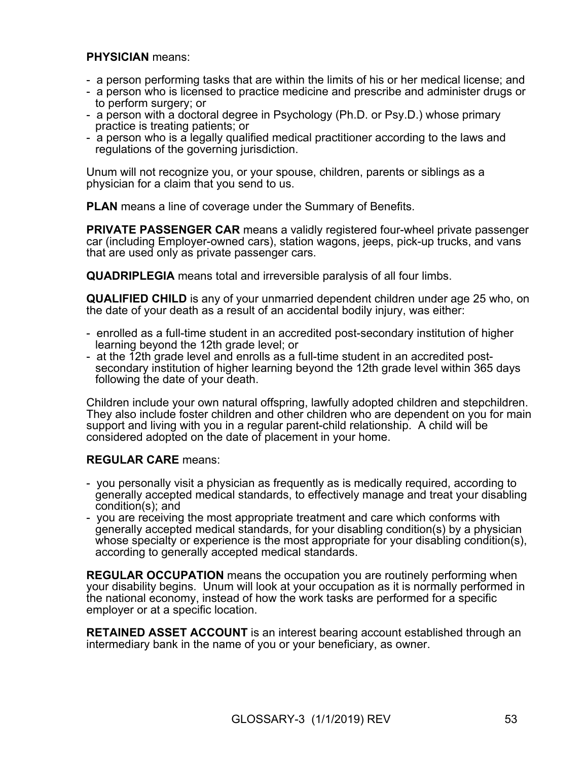**PHYSICIAN** means:

- a person performing tasks that are within the limits of his or her medical license; and
- a person who is licensed to practice medicine and prescribe and administer drugs or to perform surgery; or
- a person with a doctoral degree in Psychology (Ph.D. or Psy.D.) whose primary practice is treating patients; or
- a person who is a legally qualified medical practitioner according to the laws and regulations of the governing jurisdiction.

Unum will not recognize you, or your spouse, children, parents or siblings as a physician for a claim that you send to us.

**PLAN** means a line of coverage under the Summary of Benefits.

**PRIVATE PASSENGER CAR** means a validly registered four-wheel private passenger car (including Employer-owned cars), station wagons, jeeps, pick-up trucks, and vans that are used only as private passenger cars.

**QUADRIPLEGIA** means total and irreversible paralysis of all four limbs.

**QUALIFIED CHILD** is any of your unmarried dependent children under age 25 who, on the date of your death as a result of an accidental bodily injury, was either:

- enrolled as a full-time student in an accredited post-secondary institution of higher learning beyond the 12th grade level; or
- at the 12th grade level and enrolls as a full-time student in an accredited post-secondary institution of higher learning beyond the 12th grade level within 365 days following the date of your death.

Children include your own natural offspring, lawfully adopted children and stepchildren. They also include foster children and other children who are dependent on you for main support and living with you in a regular parent-child relationship. A child will be considered adopted on the date of placement in your home.

**REGULAR CARE** means:

- you personally visit a physician as frequently as is medically required, according to generally accepted medical standards, to effectively manage and treat your disabling condition(s); and
- you are receiving the most appropriate treatment and care which conforms with generally accepted medical standards, for your disabling condition(s) by a physician whose specialty or experience is the most appropriate for your disabling condition(s), according to generally accepted medical standards.

**REGULAR OCCUPATION** means the occupation you are routinely performing when your disability begins. Unum will look at your occupation as it is normally performed in the national economy, instead of how the work tasks are performed for a specific employer or at a specific location.

**RETAINED ASSET ACCOUNT** is an interest bearing account established through an intermediary bank in the name of you or your beneficiary, as owner.

GLOSSARY-3 (1/1/2019) REV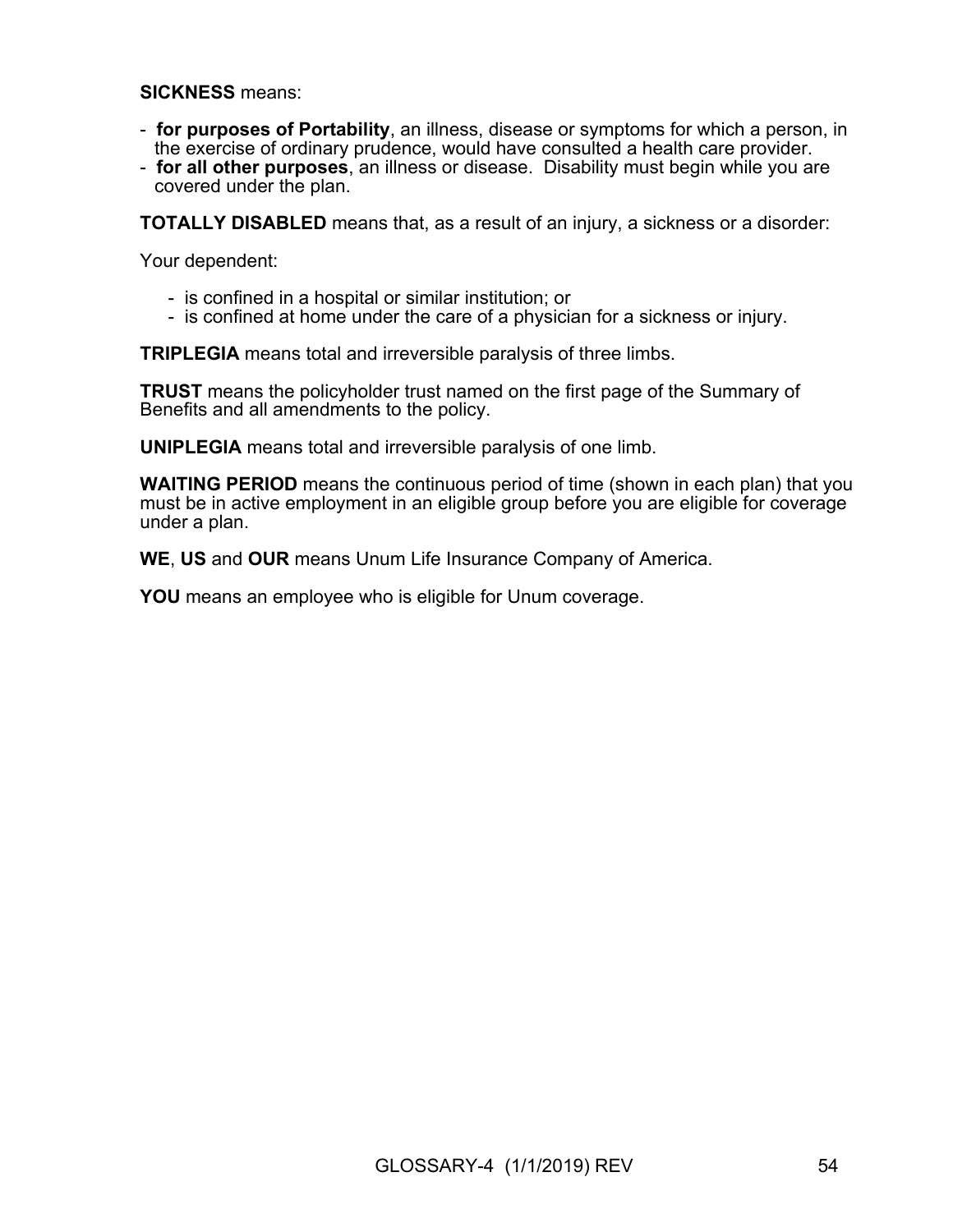**SICKNESS** means:

- **for purposes of Portability**, an illness, disease or symptoms for which a person, in the exercise of ordinary prudence, would have consulted a health care provider.
- **for all other purposes**, an illness or disease. Disability must begin while you are covered under the plan.

**TOTALLY DISABLED** means that, as a result of an injury, a sickness or a disorder:

Your dependent:

- is confined in a hospital or similar institution; or
- is confined at home under the care of a physician for a sickness or injury.

**TRIPLEGIA** means total and irreversible paralysis of three limbs.

**TRUST** means the policyholder trust named on the first page of the Summary of Benefits and all amendments to the policy.

**UNIPLEGIA** means total and irreversible paralysis of one limb.

**WAITING PERIOD** means the continuous period of time (shown in each plan) that you must be in active employment in an eligible group before you are eligible for coverage under a plan.

**WE**, **US** and **OUR** means Unum Life Insurance Company of America.

**YOU** means an employee who is eligible for Unum coverage.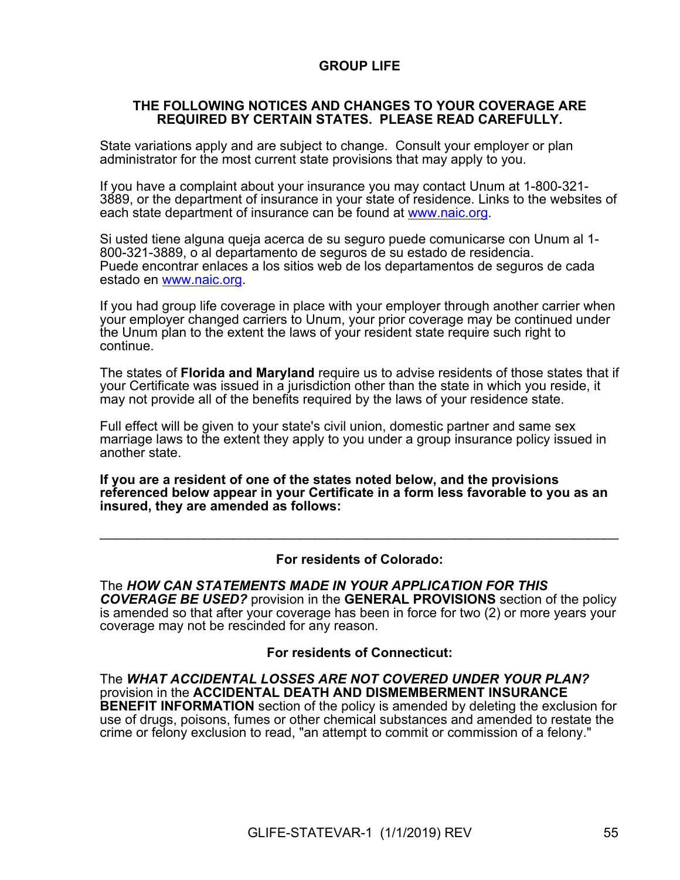## GROUP LIFE

### THE FOLLOWING NOTICES AND CHANGES TO YOUR COVERAGE ARE REQUIRED BY CERTAIN STATES. PLEASE READ CAREFULLY.

State variations apply and are subject to change. Consult your employer or plan administrator for the most current state provisions that may apply to you.

If you have a complaint about your insurance you may contact Unum at 1-800-321-3889, or the department of insurance in your state of residence. Links to the websites of each state department of insurance can be found at www.naic.org.

Si usted tiene alguna queja acerca de su seguro puede comunicarse con Unum al 1-800-321-3889, o al departamento de seguros de su estado de residencia. Puede encontrar enlaces a los sitios web de los departamentos de seguros de cada estado en www.naic.org.

If you had group life coverage in place with your employer through another carrier when your employer changed carriers to Unum, your prior coverage may be continued under the Unum plan to the extent the laws of your resident state require such right to continue.

The states of **Florida and Maryland** require us to advise residents of those states that if your Certificate was issued in a jurisdiction other than the state in which you reside, it may not provide all of the benefits required by the laws of your residence state.

Full effect will be given to your state's civil union, domestic partner and same sex marriage laws to the extent they apply to you under a group insurance policy issued in another state.

**If you are a resident of one of the states noted below, and the provisions referenced below appear in your Certificate in a form less favorable to you as an insured, they are amended as follows:**

---

**For residents of Colorado:**

The ***HOW CAN STATEMENTS MADE IN YOUR APPLICATION FOR THIS COVERAGE BE USED?*** provision in the **GENERAL PROVISIONS** section of the policy is amended so that after your coverage has been in force for two (2) or more years your coverage may not be rescinded for any reason.

**For residents of Connecticut:**

The ***WHAT ACCIDENTAL LOSSES ARE NOT COVERED UNDER YOUR PLAN?*** provision in the **ACCIDENTAL DEATH AND DISMEMBERMENT INSURANCE BENEFIT INFORMATION** section of the policy is amended by deleting the exclusion for use of drugs, poisons, fumes or other chemical substances and amended to restate the crime or felony exclusion to read, "an attempt to commit or commission of a felony."

GLIFE-STATEVAR-1 (1/1/2019) REV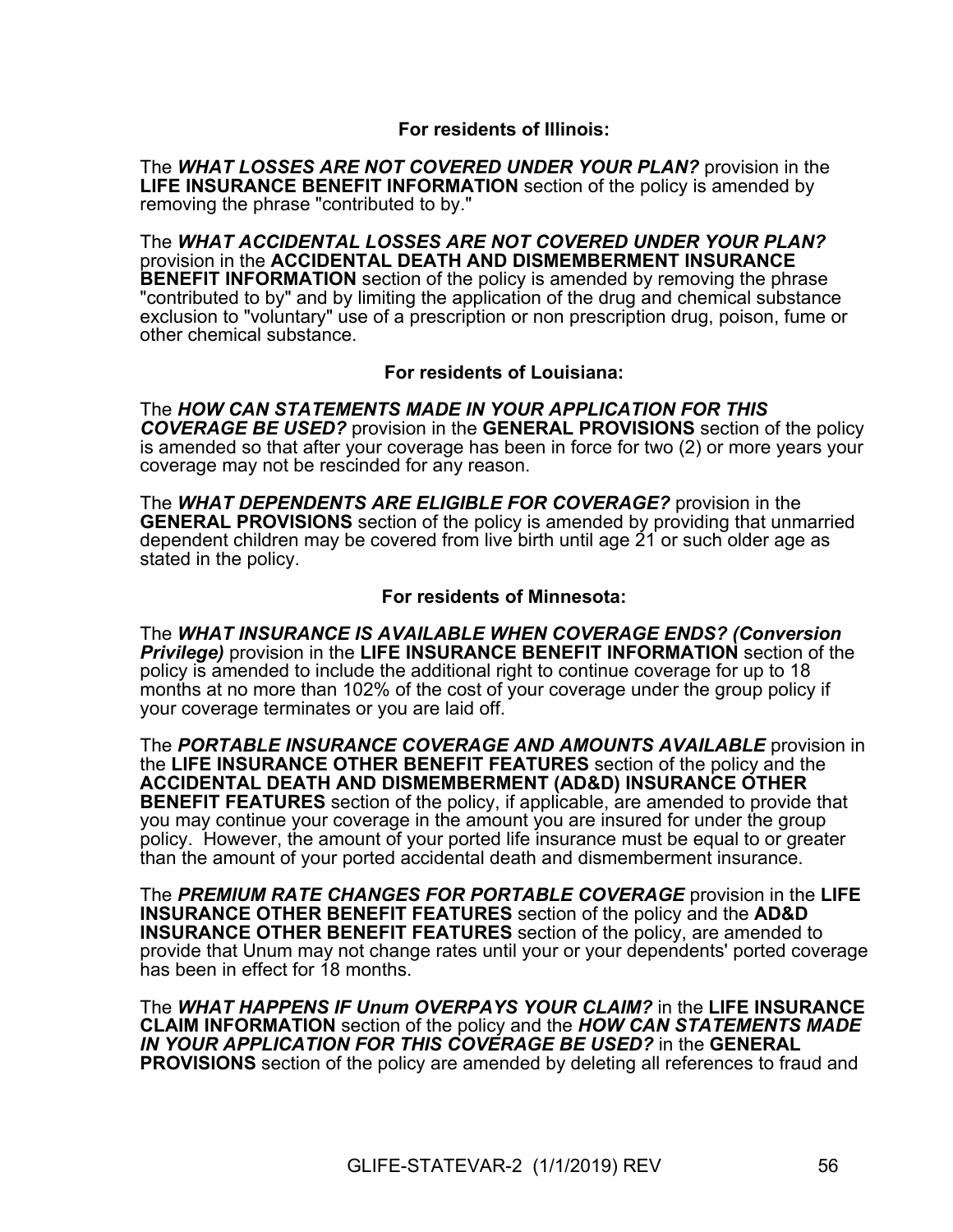**For residents of Illinois:**

The ***WHAT LOSSES ARE NOT COVERED UNDER YOUR PLAN?*** provision in the **LIFE INSURANCE BENEFIT INFORMATION** section of the policy is amended by removing the phrase "contributed to by."

The ***WHAT ACCIDENTAL LOSSES ARE NOT COVERED UNDER YOUR PLAN?*** provision in the **ACCIDENTAL DEATH AND DISMEMBERMENT INSURANCE BENEFIT INFORMATION** section of the policy is amended by removing the phrase "contributed to by" and by limiting the application of the drug and chemical substance exclusion to "voluntary" use of a prescription or non prescription drug, poison, fume or other chemical substance.

**For residents of Louisiana:**

The ***HOW CAN STATEMENTS MADE IN YOUR APPLICATION FOR THIS COVERAGE BE USED?*** provision in the **GENERAL PROVISIONS** section of the policy is amended so that after your coverage has been in force for two (2) or more years your coverage may not be rescinded for any reason.

The ***WHAT DEPENDENTS ARE ELIGIBLE FOR COVERAGE?*** provision in the **GENERAL PROVISIONS** section of the policy is amended by providing that unmarried dependent children may be covered from live birth until age 21 or such older age as stated in the policy.

**For residents of Minnesota:**

The ***WHAT INSURANCE IS AVAILABLE WHEN COVERAGE ENDS? (Conversion Privilege)*** provision in the **LIFE INSURANCE BENEFIT INFORMATION** section of the policy is amended to include the additional right to continue coverage for up to 18 months at no more than 102% of the cost of your coverage under the group policy if your coverage terminates or you are laid off.

The ***PORTABLE INSURANCE COVERAGE AND AMOUNTS AVAILABLE*** provision in the **LIFE INSURANCE OTHER BENEFIT FEATURES** section of the policy and the **ACCIDENTAL DEATH AND DISMEMBERMENT (AD&D) INSURANCE OTHER BENEFIT FEATURES** section of the policy, if applicable, are amended to provide that you may continue your coverage in the amount you are insured for under the group policy. However, the amount of your ported life insurance must be equal to or greater than the amount of your ported accidental death and dismemberment insurance.

The ***PREMIUM RATE CHANGES FOR PORTABLE COVERAGE*** provision in the **LIFE INSURANCE OTHER BENEFIT FEATURES** section of the policy and the **AD&D INSURANCE OTHER BENEFIT FEATURES** section of the policy, are amended to provide that Unum may not change rates until your or your dependents' ported coverage has been in effect for 18 months.

The ***WHAT HAPPENS IF Unum OVERPAYS YOUR CLAIM?*** in the **LIFE INSURANCE CLAIM INFORMATION** section of the policy and the ***HOW CAN STATEMENTS MADE IN YOUR APPLICATION FOR THIS COVERAGE BE USED?*** in the **GENERAL PROVISIONS** section of the policy are amended by deleting all references to fraud and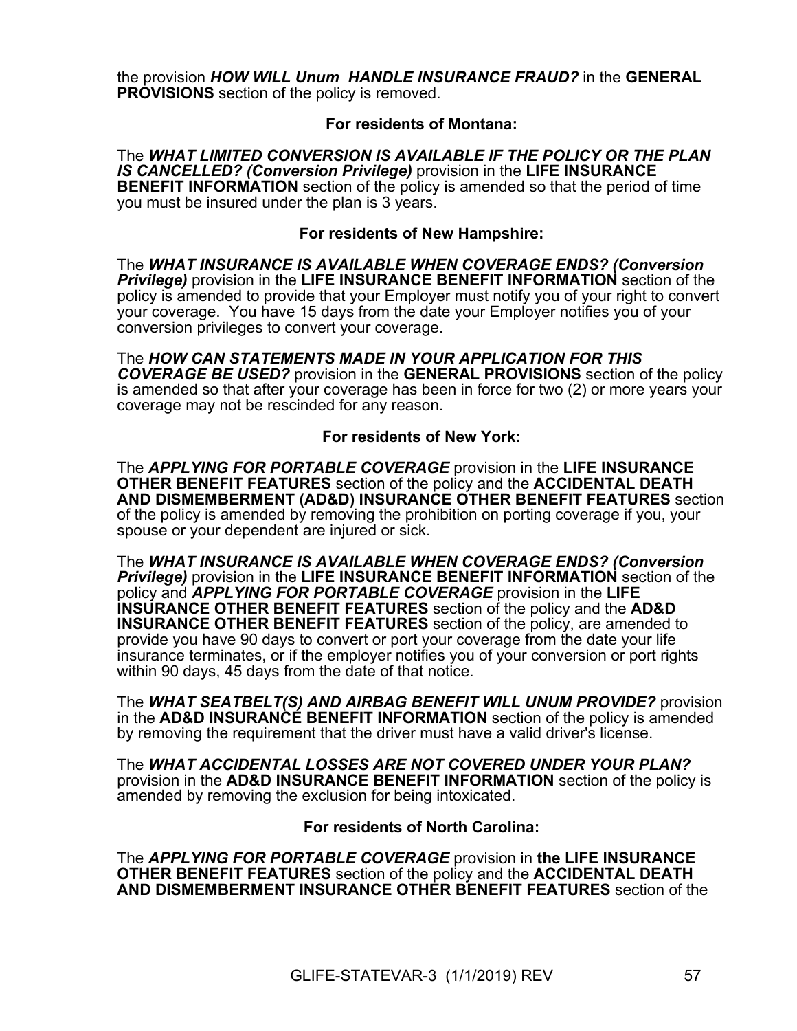the provision ***HOW WILL Unum HANDLE INSURANCE FRAUD?*** in the **GENERAL PROVISIONS** section of the policy is removed.

**For residents of Montana:**

The ***WHAT LIMITED CONVERSION IS AVAILABLE IF THE POLICY OR THE PLAN IS CANCELLED? (Conversion Privilege)*** provision in the **LIFE INSURANCE BENEFIT INFORMATION** section of the policy is amended so that the period of time you must be insured under the plan is 3 years.

**For residents of New Hampshire:**

The ***WHAT INSURANCE IS AVAILABLE WHEN COVERAGE ENDS? (Conversion Privilege)*** provision in the **LIFE INSURANCE BENEFIT INFORMATION** section of the policy is amended to provide that your Employer must notify you of your right to convert your coverage. You have 15 days from the date your Employer notifies you of your conversion privileges to convert your coverage.

The ***HOW CAN STATEMENTS MADE IN YOUR APPLICATION FOR THIS COVERAGE BE USED?*** provision in the **GENERAL PROVISIONS** section of the policy is amended so that after your coverage has been in force for two (2) or more years your coverage may not be rescinded for any reason.

**For residents of New York:**

The ***APPLYING FOR PORTABLE COVERAGE*** provision in the **LIFE INSURANCE OTHER BENEFIT FEATURES** section of the policy and the **ACCIDENTAL DEATH AND DISMEMBERMENT (AD&D) INSURANCE OTHER BENEFIT FEATURES** section of the policy is amended by removing the prohibition on porting coverage if you, your spouse or your dependent are injured or sick.

The ***WHAT INSURANCE IS AVAILABLE WHEN COVERAGE ENDS? (Conversion Privilege)*** provision in the **LIFE INSURANCE BENEFIT INFORMATION** section of the policy and ***APPLYING FOR PORTABLE COVERAGE*** provision in the **LIFE INSURANCE OTHER BENEFIT FEATURES** section of the policy and the **AD&D INSURANCE OTHER BENEFIT FEATURES** section of the policy, are amended to provide you have 90 days to convert or port your coverage from the date your life insurance terminates, or if the employer notifies you of your conversion or port rights within 90 days, 45 days from the date of that notice.

The ***WHAT SEATBELT(S) AND AIRBAG BENEFIT WILL UNUM PROVIDE?*** provision in the **AD&D INSURANCE BENEFIT INFORMATION** section of the policy is amended by removing the requirement that the driver must have a valid driver's license.

The ***WHAT ACCIDENTAL LOSSES ARE NOT COVERED UNDER YOUR PLAN?*** provision in the **AD&D INSURANCE BENEFIT INFORMATION** section of the policy is amended by removing the exclusion for being intoxicated.

**For residents of North Carolina:**

The ***APPLYING FOR PORTABLE COVERAGE*** provision in **the LIFE INSURANCE OTHER BENEFIT FEATURES** section of the policy and the **ACCIDENTAL DEATH AND DISMEMBERMENT INSURANCE OTHER BENEFIT FEATURES** section of the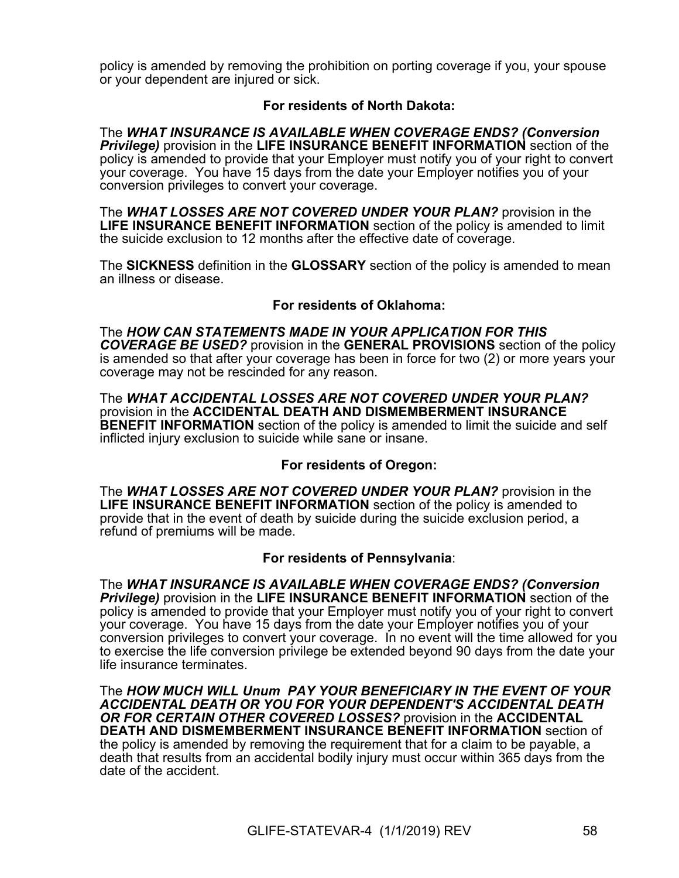policy is amended by removing the prohibition on porting coverage if you, your spouse or your dependent are injured or sick.

**For residents of North Dakota:**

The ***WHAT INSURANCE IS AVAILABLE WHEN COVERAGE ENDS? (Conversion Privilege)*** provision in the **LIFE INSURANCE BENEFIT INFORMATION** section of the policy is amended to provide that your Employer must notify you of your right to convert your coverage. You have 15 days from the date your Employer notifies you of your conversion privileges to convert your coverage.

The ***WHAT LOSSES ARE NOT COVERED UNDER YOUR PLAN?*** provision in the **LIFE INSURANCE BENEFIT INFORMATION** section of the policy is amended to limit the suicide exclusion to 12 months after the effective date of coverage.

The **SICKNESS** definition in the **GLOSSARY** section of the policy is amended to mean an illness or disease.

**For residents of Oklahoma:**

The ***HOW CAN STATEMENTS MADE IN YOUR APPLICATION FOR THIS COVERAGE BE USED?*** provision in the **GENERAL PROVISIONS** section of the policy is amended so that after your coverage has been in force for two (2) or more years your coverage may not be rescinded for any reason.

The ***WHAT ACCIDENTAL LOSSES ARE NOT COVERED UNDER YOUR PLAN?*** provision in the **ACCIDENTAL DEATH AND DISMEMBERMENT INSURANCE BENEFIT INFORMATION** section of the policy is amended to limit the suicide and self inflicted injury exclusion to suicide while sane or insane.

**For residents of Oregon:**

The ***WHAT LOSSES ARE NOT COVERED UNDER YOUR PLAN?*** provision in the **LIFE INSURANCE BENEFIT INFORMATION** section of the policy is amended to provide that in the event of death by suicide during the suicide exclusion period, a refund of premiums will be made.

**For residents of Pennsylvania**:

The ***WHAT INSURANCE IS AVAILABLE WHEN COVERAGE ENDS? (Conversion Privilege)*** provision in the **LIFE INSURANCE BENEFIT INFORMATION** section of the policy is amended to provide that your Employer must notify you of your right to convert your coverage. You have 15 days from the date your Employer notifies you of your conversion privileges to convert your coverage. In no event will the time allowed for you to exercise the life conversion privilege be extended beyond 90 days from the date your life insurance terminates.

The ***HOW MUCH WILL Unum PAY YOUR BENEFICIARY IN THE EVENT OF YOUR ACCIDENTAL DEATH OR YOU FOR YOUR DEPENDENT'S ACCIDENTAL DEATH OR FOR CERTAIN OTHER COVERED LOSSES?*** provision in the **ACCIDENTAL DEATH AND DISMEMBERMENT INSURANCE BENEFIT INFORMATION** section of the policy is amended by removing the requirement that for a claim to be payable, a death that results from an accidental bodily injury must occur within 365 days from the date of the accident.

GLIFE-STATEVAR-4 (1/1/2019) REV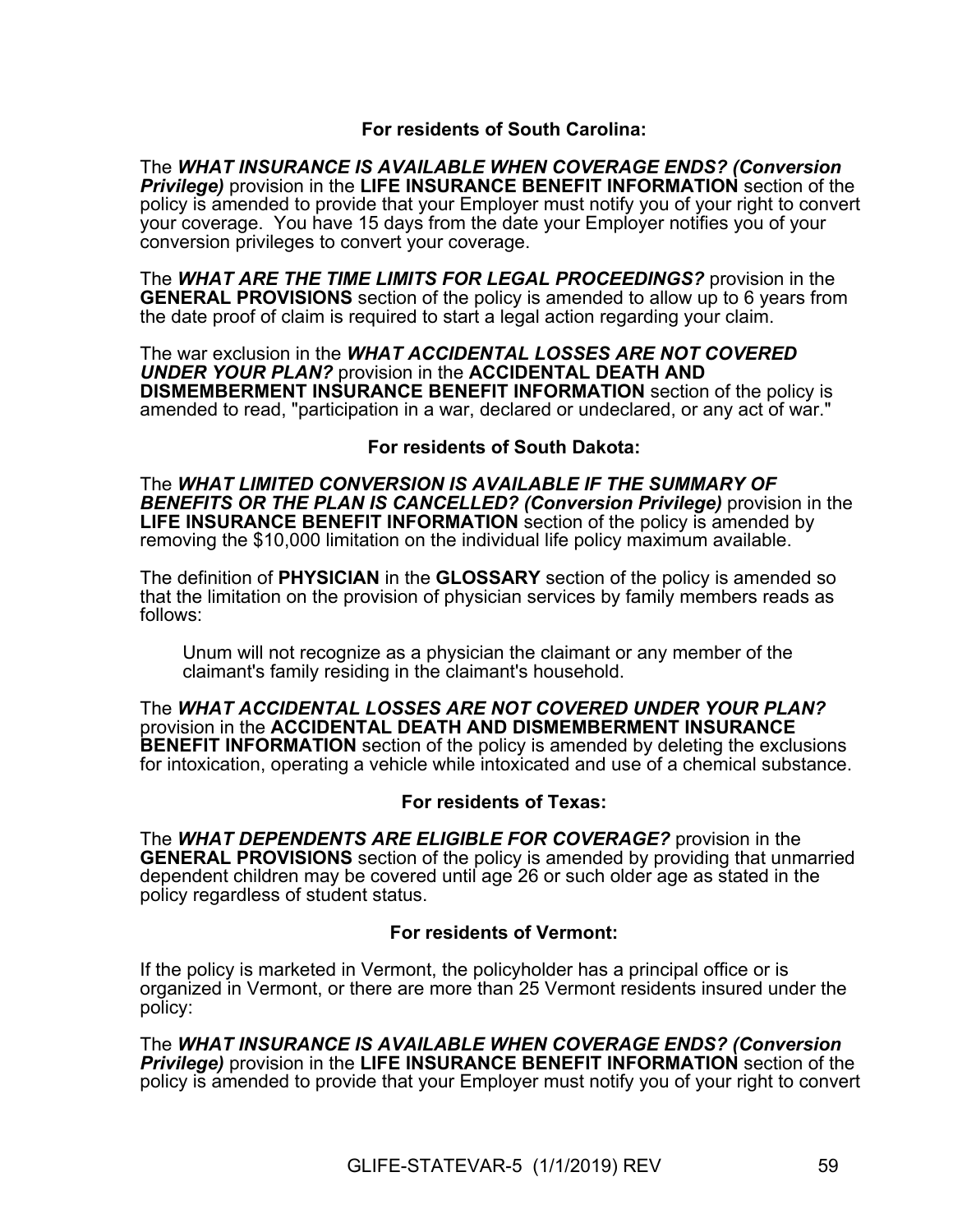**For residents of South Carolina:**

The ***WHAT INSURANCE IS AVAILABLE WHEN COVERAGE ENDS? (Conversion Privilege)*** provision in the **LIFE INSURANCE BENEFIT INFORMATION** section of the policy is amended to provide that your Employer must notify you of your right to convert your coverage. You have 15 days from the date your Employer notifies you of your conversion privileges to convert your coverage.

The ***WHAT ARE THE TIME LIMITS FOR LEGAL PROCEEDINGS?*** provision in the **GENERAL PROVISIONS** section of the policy is amended to allow up to 6 years from the date proof of claim is required to start a legal action regarding your claim.

The war exclusion in the ***WHAT ACCIDENTAL LOSSES ARE NOT COVERED UNDER YOUR PLAN?*** provision in the **ACCIDENTAL DEATH AND DISMEMBERMENT INSURANCE BENEFIT INFORMATION** section of the policy is amended to read, "participation in a war, declared or undeclared, or any act of war."

**For residents of South Dakota:**

The ***WHAT LIMITED CONVERSION IS AVAILABLE IF THE SUMMARY OF BENEFITS OR THE PLAN IS CANCELLED? (Conversion Privilege)*** provision in the **LIFE INSURANCE BENEFIT INFORMATION** section of the policy is amended by removing the $10,000 limitation on the individual life policy maximum available.

The definition of **PHYSICIAN** in the **GLOSSARY** section of the policy is amended so that the limitation on the provision of physician services by family members reads as follows:

> Unum will not recognize as a physician the claimant or any member of the claimant's family residing in the claimant's household.

The ***WHAT ACCIDENTAL LOSSES ARE NOT COVERED UNDER YOUR PLAN?*** provision in the **ACCIDENTAL DEATH AND DISMEMBERMENT INSURANCE BENEFIT INFORMATION** section of the policy is amended by deleting the exclusions for intoxication, operating a vehicle while intoxicated and use of a chemical substance.

**For residents of Texas:**

The ***WHAT DEPENDENTS ARE ELIGIBLE FOR COVERAGE?*** provision in the **GENERAL PROVISIONS** section of the policy is amended by providing that unmarried dependent children may be covered until age 26 or such older age as stated in the policy regardless of student status.

**For residents of Vermont:**

If the policy is marketed in Vermont, the policyholder has a principal office or is organized in Vermont, or there are more than 25 Vermont residents insured under the policy:

The ***WHAT INSURANCE IS AVAILABLE WHEN COVERAGE ENDS? (Conversion Privilege)*** provision in the **LIFE INSURANCE BENEFIT INFORMATION** section of the policy is amended to provide that your Employer must notify you of your right to convert

GLIFE-STATEVAR-5 (1/1/2019) REV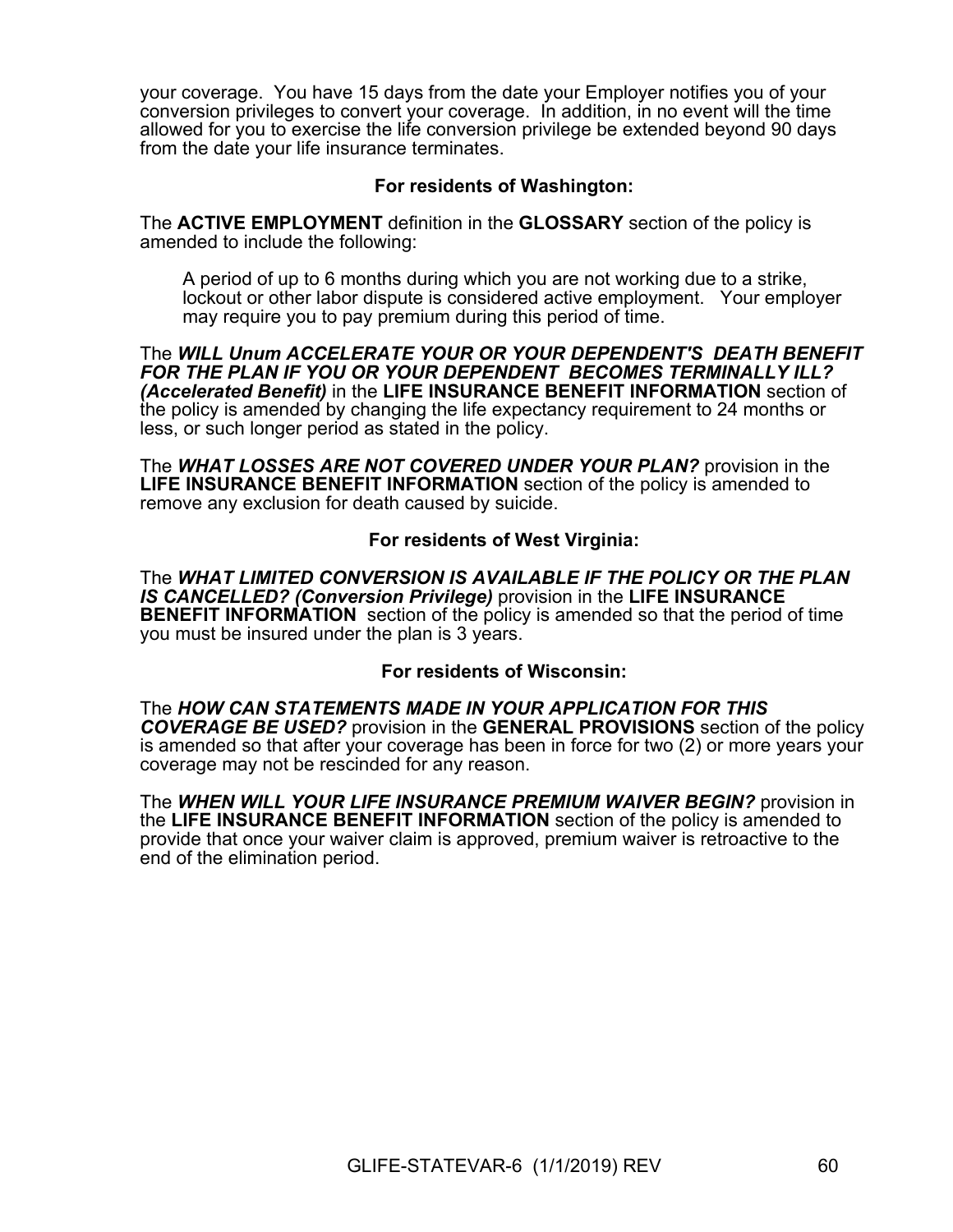your coverage. You have 15 days from the date your Employer notifies you of your conversion privileges to convert your coverage. In addition, in no event will the time allowed for you to exercise the life conversion privilege be extended beyond 90 days from the date your life insurance terminates.

**For residents of Washington:**

The **ACTIVE EMPLOYMENT** definition in the **GLOSSARY** section of the policy is amended to include the following:

> A period of up to 6 months during which you are not working due to a strike, lockout or other labor dispute is considered active employment. Your employer may require you to pay premium during this period of time.

The ***WILL Unum ACCELERATE YOUR OR YOUR DEPENDENT'S DEATH BENEFIT FOR THE PLAN IF YOU OR YOUR DEPENDENT BECOMES TERMINALLY ILL? (Accelerated Benefit)*** in the **LIFE INSURANCE BENEFIT INFORMATION** section of the policy is amended by changing the life expectancy requirement to 24 months or less, or such longer period as stated in the policy.

The ***WHAT LOSSES ARE NOT COVERED UNDER YOUR PLAN?*** provision in the **LIFE INSURANCE BENEFIT INFORMATION** section of the policy is amended to remove any exclusion for death caused by suicide.

**For residents of West Virginia:**

The ***WHAT LIMITED CONVERSION IS AVAILABLE IF THE POLICY OR THE PLAN IS CANCELLED? (Conversion Privilege)*** provision in the **LIFE INSURANCE BENEFIT INFORMATION** section of the policy is amended so that the period of time you must be insured under the plan is 3 years.

**For residents of Wisconsin:**

The ***HOW CAN STATEMENTS MADE IN YOUR APPLICATION FOR THIS COVERAGE BE USED?*** provision in the **GENERAL PROVISIONS** section of the policy is amended so that after your coverage has been in force for two (2) or more years your coverage may not be rescinded for any reason.

The ***WHEN WILL YOUR LIFE INSURANCE PREMIUM WAIVER BEGIN?*** provision in the **LIFE INSURANCE BENEFIT INFORMATION** section of the policy is amended to provide that once your waiver claim is approved, premium waiver is retroactive to the end of the elimination period.

GLIFE-STATEVAR-6 (1/1/2019) REV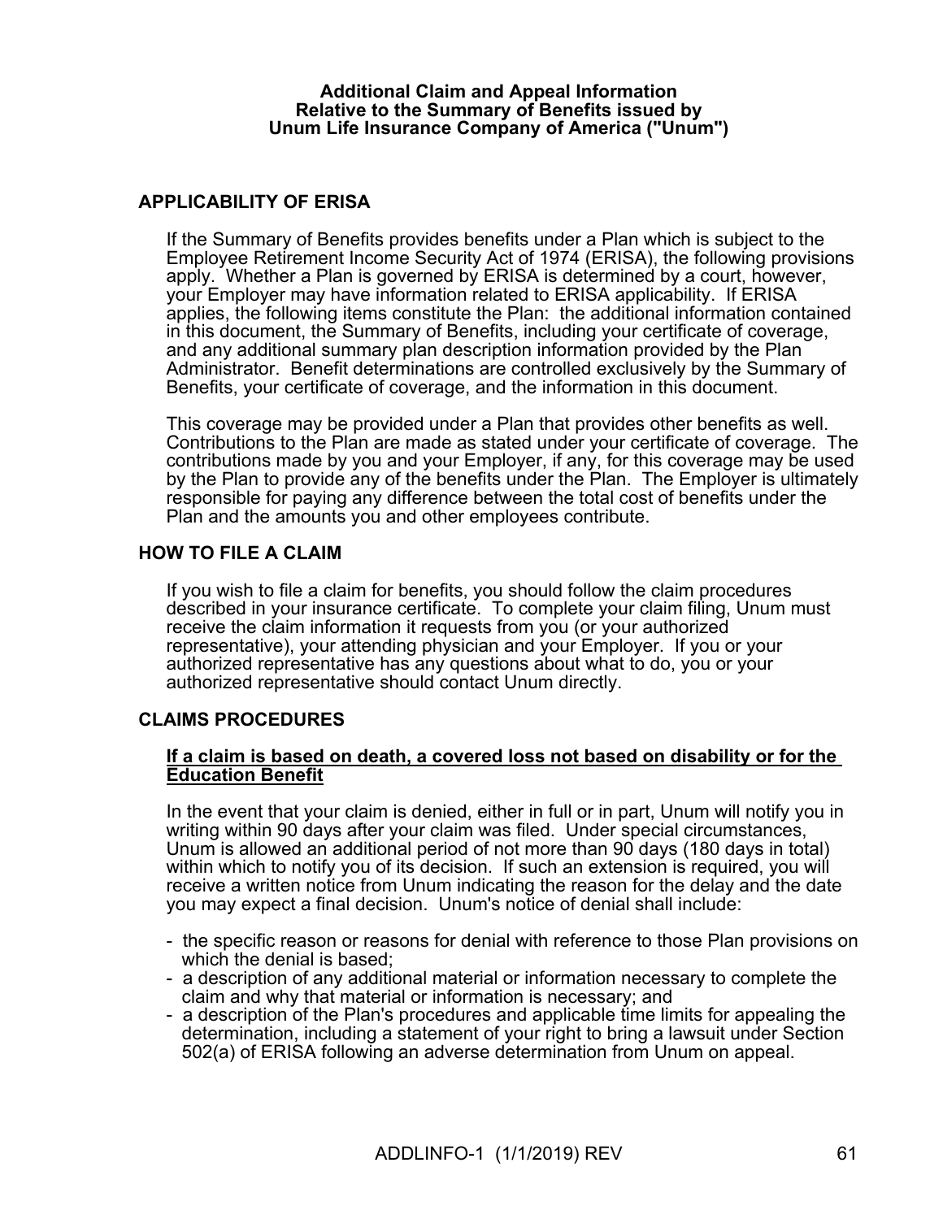**Additional Claim and Appeal Information**
**Relative to the Summary of Benefits issued by**
**Unum Life Insurance Company of America ("Unum")**

## APPLICABILITY OF ERISA

If the Summary of Benefits provides benefits under a Plan which is subject to the Employee Retirement Income Security Act of 1974 (ERISA), the following provisions apply. Whether a Plan is governed by ERISA is determined by a court, however, your Employer may have information related to ERISA applicability. If ERISA applies, the following items constitute the Plan: the additional information contained in this document, the Summary of Benefits, including your certificate of coverage, and any additional summary plan description information provided by the Plan Administrator. Benefit determinations are controlled exclusively by the Summary of Benefits, your certificate of coverage, and the information in this document.

This coverage may be provided under a Plan that provides other benefits as well. Contributions to the Plan are made as stated under your certificate of coverage. The contributions made by you and your Employer, if any, for this coverage may be used by the Plan to provide any of the benefits under the Plan. The Employer is ultimately responsible for paying any difference between the total cost of benefits under the Plan and the amounts you and other employees contribute.

## HOW TO FILE A CLAIM

If you wish to file a claim for benefits, you should follow the claim procedures described in your insurance certificate. To complete your claim filing, Unum must receive the claim information it requests from you (or your authorized representative), your attending physician and your Employer. If you or your authorized representative has any questions about what to do, you or your authorized representative should contact Unum directly.

## CLAIMS PROCEDURES

**<u>If a claim is based on death, a covered loss not based on disability or for the Education Benefit</u>**

In the event that your claim is denied, either in full or in part, Unum will notify you in writing within 90 days after your claim was filed. Under special circumstances, Unum is allowed an additional period of not more than 90 days (180 days in total) within which to notify you of its decision. If such an extension is required, you will receive a written notice from Unum indicating the reason for the delay and the date you may expect a final decision. Unum's notice of denial shall include:

- the specific reason or reasons for denial with reference to those Plan provisions on which the denial is based;
- a description of any additional material or information necessary to complete the claim and why that material or information is necessary; and
- a description of the Plan's procedures and applicable time limits for appealing the determination, including a statement of your right to bring a lawsuit under Section 502(a) of ERISA following an adverse determination from Unum on appeal.

ADDLINFO-1 (1/1/2019) REV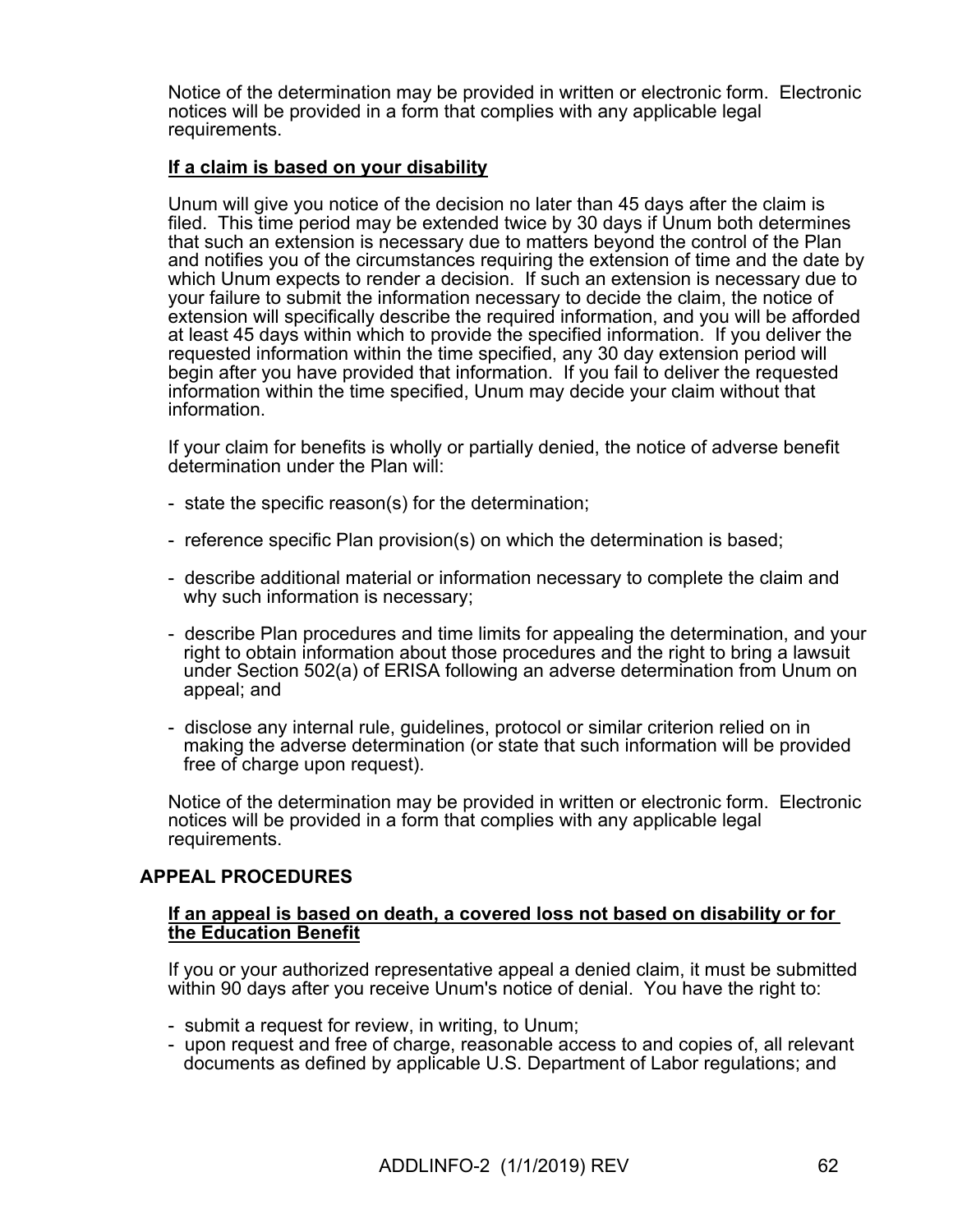Notice of the determination may be provided in written or electronic form. Electronic notices will be provided in a form that complies with any applicable legal requirements.

**If a claim is based on your disability**

Unum will give you notice of the decision no later than 45 days after the claim is filed. This time period may be extended twice by 30 days if Unum both determines that such an extension is necessary due to matters beyond the control of the Plan and notifies you of the circumstances requiring the extension of time and the date by which Unum expects to render a decision. If such an extension is necessary due to your failure to submit the information necessary to decide the claim, the notice of extension will specifically describe the required information, and you will be afforded at least 45 days within which to provide the specified information. If you deliver the requested information within the time specified, any 30 day extension period will begin after you have provided that information. If you fail to deliver the requested information within the time specified, Unum may decide your claim without that information.

If your claim for benefits is wholly or partially denied, the notice of adverse benefit determination under the Plan will:

- state the specific reason(s) for the determination;
- reference specific Plan provision(s) on which the determination is based;
- describe additional material or information necessary to complete the claim and why such information is necessary;
- describe Plan procedures and time limits for appealing the determination, and your right to obtain information about those procedures and the right to bring a lawsuit under Section 502(a) of ERISA following an adverse determination from Unum on appeal; and
- disclose any internal rule, guidelines, protocol or similar criterion relied on in making the adverse determination (or state that such information will be provided free of charge upon request).

Notice of the determination may be provided in written or electronic form. Electronic notices will be provided in a form that complies with any applicable legal requirements.

## APPEAL PROCEDURES

**If an appeal is based on death, a covered loss not based on disability or for the Education Benefit**

If you or your authorized representative appeal a denied claim, it must be submitted within 90 days after you receive Unum's notice of denial. You have the right to:

- submit a request for review, in writing, to Unum;
- upon request and free of charge, reasonable access to and copies of, all relevant documents as defined by applicable U.S. Department of Labor regulations; and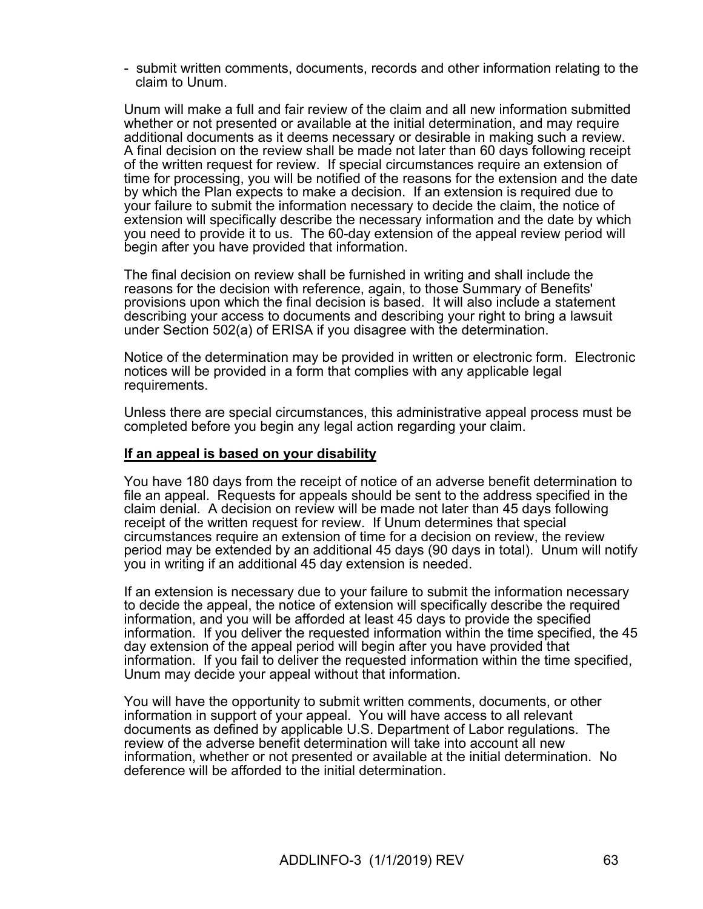- submit written comments, documents, records and other information relating to the claim to Unum.

Unum will make a full and fair review of the claim and all new information submitted whether or not presented or available at the initial determination, and may require additional documents as it deems necessary or desirable in making such a review. A final decision on the review shall be made not later than 60 days following receipt of the written request for review. If special circumstances require an extension of time for processing, you will be notified of the reasons for the extension and the date by which the Plan expects to make a decision. If an extension is required due to your failure to submit the information necessary to decide the claim, the notice of extension will specifically describe the necessary information and the date by which you need to provide it to us. The 60-day extension of the appeal review period will begin after you have provided that information.

The final decision on review shall be furnished in writing and shall include the reasons for the decision with reference, again, to those Summary of Benefits' provisions upon which the final decision is based. It will also include a statement describing your access to documents and describing your right to bring a lawsuit under Section 502(a) of ERISA if you disagree with the determination.

Notice of the determination may be provided in written or electronic form. Electronic notices will be provided in a form that complies with any applicable legal requirements.

Unless there are special circumstances, this administrative appeal process must be completed before you begin any legal action regarding your claim.

**If an appeal is based on your disability**

You have 180 days from the receipt of notice of an adverse benefit determination to file an appeal. Requests for appeals should be sent to the address specified in the claim denial. A decision on review will be made not later than 45 days following receipt of the written request for review. If Unum determines that special circumstances require an extension of time for a decision on review, the review period may be extended by an additional 45 days (90 days in total). Unum will notify you in writing if an additional 45 day extension is needed.

If an extension is necessary due to your failure to submit the information necessary to decide the appeal, the notice of extension will specifically describe the required information, and you will be afforded at least 45 days to provide the specified information. If you deliver the requested information within the time specified, the 45 day extension of the appeal period will begin after you have provided that information. If you fail to deliver the requested information within the time specified, Unum may decide your appeal without that information.

You will have the opportunity to submit written comments, documents, or other information in support of your appeal. You will have access to all relevant documents as defined by applicable U.S. Department of Labor regulations. The review of the adverse benefit determination will take into account all new information, whether or not presented or available at the initial determination. No deference will be afforded to the initial determination.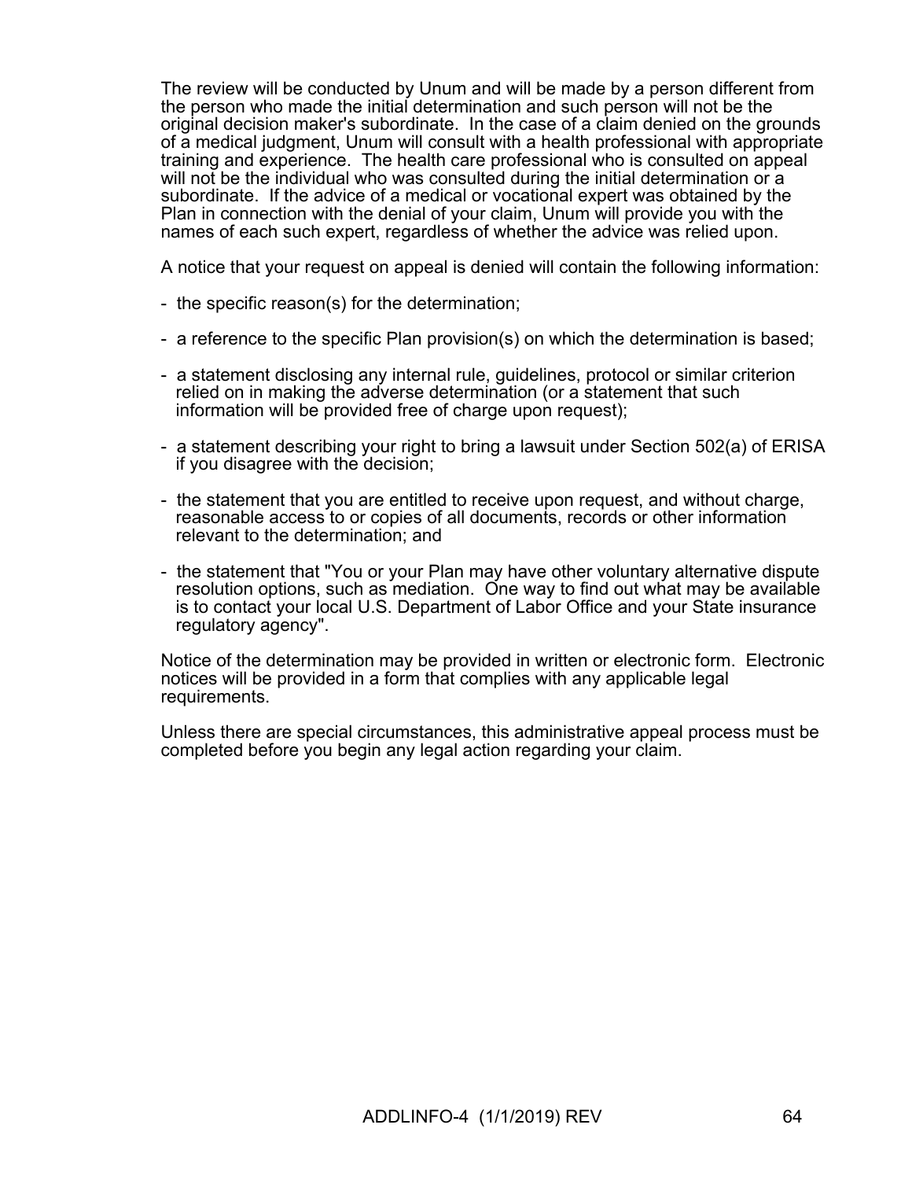The review will be conducted by Unum and will be made by a person different from the person who made the initial determination and such person will not be the original decision maker's subordinate. In the case of a claim denied on the grounds of a medical judgment, Unum will consult with a health professional with appropriate training and experience. The health care professional who is consulted on appeal will not be the individual who was consulted during the initial determination or a subordinate. If the advice of a medical or vocational expert was obtained by the Plan in connection with the denial of your claim, Unum will provide you with the names of each such expert, regardless of whether the advice was relied upon.

A notice that your request on appeal is denied will contain the following information:

- the specific reason(s) for the determination;

- a reference to the specific Plan provision(s) on which the determination is based;

- a statement disclosing any internal rule, guidelines, protocol or similar criterion relied on in making the adverse determination (or a statement that such information will be provided free of charge upon request);

- a statement describing your right to bring a lawsuit under Section 502(a) of ERISA if you disagree with the decision;

- the statement that you are entitled to receive upon request, and without charge, reasonable access to or copies of all documents, records or other information relevant to the determination; and

- the statement that "You or your Plan may have other voluntary alternative dispute resolution options, such as mediation. One way to find out what may be available is to contact your local U.S. Department of Labor Office and your State insurance regulatory agency".

Notice of the determination may be provided in written or electronic form. Electronic notices will be provided in a form that complies with any applicable legal requirements.

Unless there are special circumstances, this administrative appeal process must be completed before you begin any legal action regarding your claim.

ADDLINFO-4 (1/1/2019) REV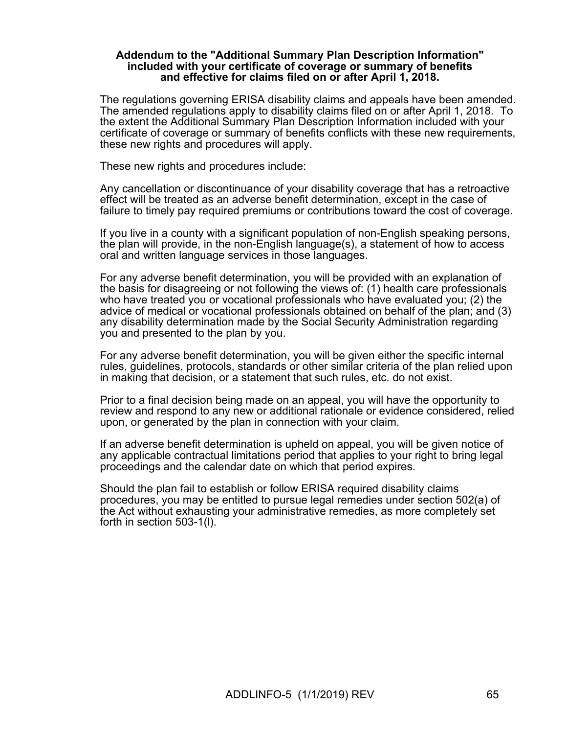**Addendum to the "Additional Summary Plan Description Information" included with your certificate of coverage or summary of benefits and effective for claims filed on or after April 1, 2018.**

The regulations governing ERISA disability claims and appeals have been amended. The amended regulations apply to disability claims filed on or after April 1, 2018. To the extent the Additional Summary Plan Description Information included with your certificate of coverage or summary of benefits conflicts with these new requirements, these new rights and procedures will apply.

These new rights and procedures include:

Any cancellation or discontinuance of your disability coverage that has a retroactive effect will be treated as an adverse benefit determination, except in the case of failure to timely pay required premiums or contributions toward the cost of coverage.

If you live in a county with a significant population of non-English speaking persons, the plan will provide, in the non-English language(s), a statement of how to access oral and written language services in those languages.

For any adverse benefit determination, you will be provided with an explanation of the basis for disagreeing or not following the views of: (1) health care professionals who have treated you or vocational professionals who have evaluated you; (2) the advice of medical or vocational professionals obtained on behalf of the plan; and (3) any disability determination made by the Social Security Administration regarding you and presented to the plan by you.

For any adverse benefit determination, you will be given either the specific internal rules, guidelines, protocols, standards or other similar criteria of the plan relied upon in making that decision, or a statement that such rules, etc. do not exist.

Prior to a final decision being made on an appeal, you will have the opportunity to review and respond to any new or additional rationale or evidence considered, relied upon, or generated by the plan in connection with your claim.

If an adverse benefit determination is upheld on appeal, you will be given notice of any applicable contractual limitations period that applies to your right to bring legal proceedings and the calendar date on which that period expires.

Should the plan fail to establish or follow ERISA required disability claims procedures, you may be entitled to pursue legal remedies under section 502(a) of the Act without exhausting your administrative remedies, as more completely set forth in section 503-1(l).

ADDLINFO-5 (1/1/2019) REV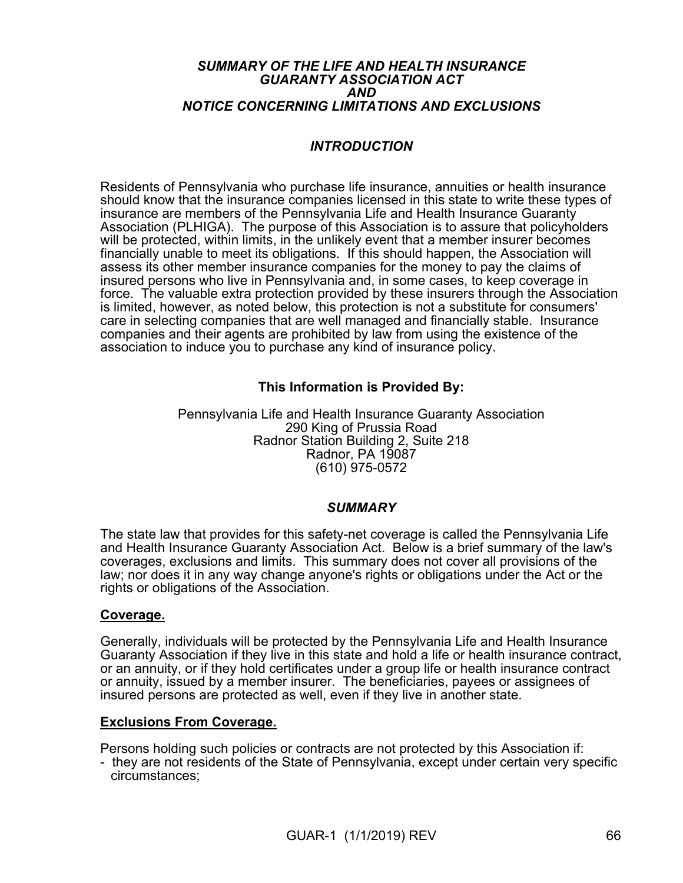***SUMMARY OF THE LIFE AND HEALTH INSURANCE GUARANTY ASSOCIATION ACT AND NOTICE CONCERNING LIMITATIONS AND EXCLUSIONS***

***INTRODUCTION***

Residents of Pennsylvania who purchase life insurance, annuities or health insurance should know that the insurance companies licensed in this state to write these types of insurance are members of the Pennsylvania Life and Health Insurance Guaranty Association (PLHIGA). The purpose of this Association is to assure that policyholders will be protected, within limits, in the unlikely event that a member insurer becomes financially unable to meet its obligations. If this should happen, the Association will assess its other member insurance companies for the money to pay the claims of insured persons who live in Pennsylvania and, in some cases, to keep coverage in force. The valuable extra protection provided by these insurers through the Association is limited, however, as noted below, this protection is not a substitute for consumers' care in selecting companies that are well managed and financially stable. Insurance companies and their agents are prohibited by law from using the existence of the association to induce you to purchase any kind of insurance policy.

**This Information is Provided By:**

Pennsylvania Life and Health Insurance Guaranty Association
290 King of Prussia Road
Radnor Station Building 2, Suite 218
Radnor, PA 19087
(610) 975-0572

***SUMMARY***

The state law that provides for this safety-net coverage is called the Pennsylvania Life and Health Insurance Guaranty Association Act. Below is a brief summary of the law's coverages, exclusions and limits. This summary does not cover all provisions of the law; nor does it in any way change anyone's rights or obligations under the Act or the rights or obligations of the Association.

**Coverage.**

Generally, individuals will be protected by the Pennsylvania Life and Health Insurance Guaranty Association if they live in this state and hold a life or health insurance contract, or an annuity, or if they hold certificates under a group life or health insurance contract or annuity, issued by a member insurer. The beneficiaries, payees or assignees of insured persons are protected as well, even if they live in another state.

**Exclusions From Coverage.**

Persons holding such policies or contracts are not protected by this Association if:

- they are not residents of the State of Pennsylvania, except under certain very specific circumstances;

GUAR-1 (1/1/2019) REV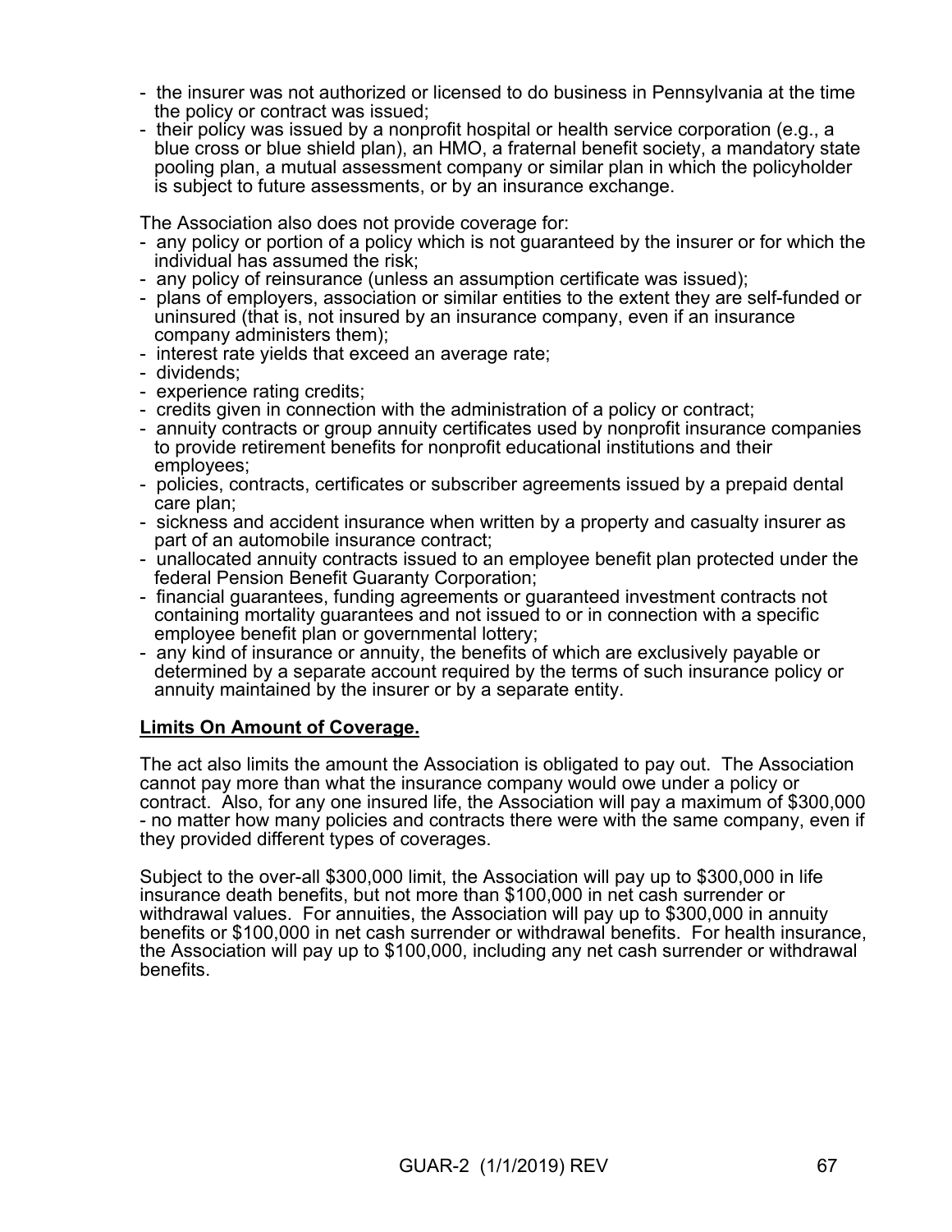- the insurer was not authorized or licensed to do business in Pennsylvania at the time the policy or contract was issued;
- their policy was issued by a nonprofit hospital or health service corporation (e.g., a blue cross or blue shield plan), an HMO, a fraternal benefit society, a mandatory state pooling plan, a mutual assessment company or similar plan in which the policyholder is subject to future assessments, or by an insurance exchange.

The Association also does not provide coverage for:

- any policy or portion of a policy which is not guaranteed by the insurer or for which the individual has assumed the risk;
- any policy of reinsurance (unless an assumption certificate was issued);
- plans of employers, association or similar entities to the extent they are self-funded or uninsured (that is, not insured by an insurance company, even if an insurance company administers them);
- interest rate yields that exceed an average rate;
- dividends;
- experience rating credits;
- credits given in connection with the administration of a policy or contract;
- annuity contracts or group annuity certificates used by nonprofit insurance companies to provide retirement benefits for nonprofit educational institutions and their employees;
- policies, contracts, certificates or subscriber agreements issued by a prepaid dental care plan;
- sickness and accident insurance when written by a property and casualty insurer as part of an automobile insurance contract;
- unallocated annuity contracts issued to an employee benefit plan protected under the federal Pension Benefit Guaranty Corporation;
- financial guarantees, funding agreements or guaranteed investment contracts not containing mortality guarantees and not issued to or in connection with a specific employee benefit plan or governmental lottery;
- any kind of insurance or annuity, the benefits of which are exclusively payable or determined by a separate account required by the terms of such insurance policy or annuity maintained by the insurer or by a separate entity.

**Limits On Amount of Coverage.**

The act also limits the amount the Association is obligated to pay out. The Association cannot pay more than what the insurance company would owe under a policy or contract. Also, for any one insured life, the Association will pay a maximum of $300,000 - no matter how many policies and contracts there were with the same company, even if they provided different types of coverages.

Subject to the over-all $300,000 limit, the Association will pay up to $300,000 in life insurance death benefits, but not more than $100,000 in net cash surrender or withdrawal values. For annuities, the Association will pay up to $300,000 in annuity benefits or $100,000 in net cash surrender or withdrawal benefits. For health insurance, the Association will pay up to $100,000, including any net cash surrender or withdrawal benefits.

GUAR-2 (1/1/2019) REV